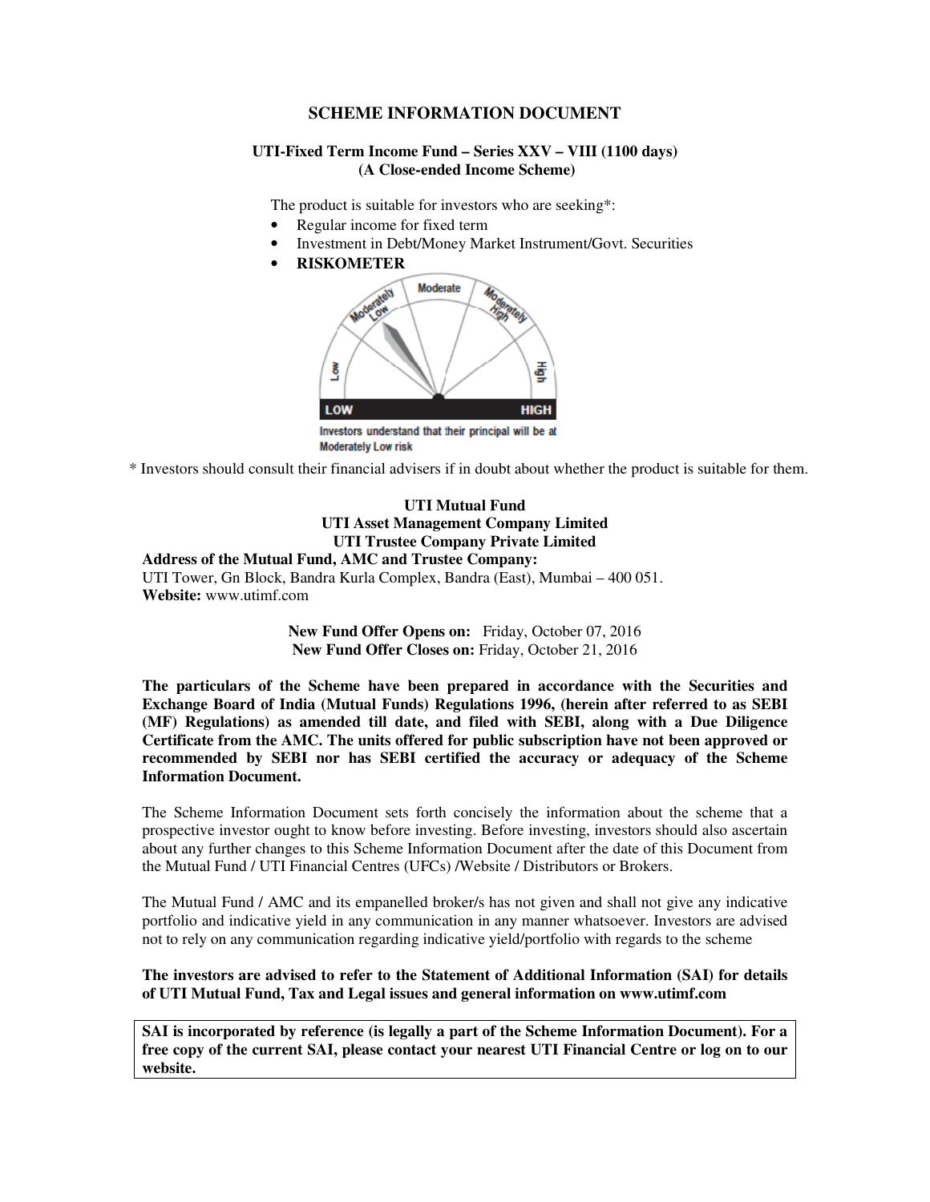# SCHEME INFORMATION DOCUMENT

**UTI-Fixed Term Income Fund – Series XXV – VIII (1100 days)**
**(A Close-ended Income Scheme)**

The product is suitable for investors who are seeking*:

- Regular income for fixed term
- Investment in Debt/Money Market Instrument/Govt. Securities
- **RISKOMETER**

Investors understand that their principal will be at Moderately Low risk

\* Investors should consult their financial advisers if in doubt about whether the product is suitable for them.

**UTI Mutual Fund**
**UTI Asset Management Company Limited**
**UTI Trustee Company Private Limited**

**Address of the Mutual Fund, AMC and Trustee Company:**
UTI Tower, Gn Block, Bandra Kurla Complex, Bandra (East), Mumbai – 400 051.
**Website:** www.utimf.com

**New Fund Offer Opens on:** Friday, October 07, 2016
**New Fund Offer Closes on:** Friday, October 21, 2016

**The particulars of the Scheme have been prepared in accordance with the Securities and Exchange Board of India (Mutual Funds) Regulations 1996, (herein after referred to as SEBI (MF) Regulations) as amended till date, and filed with SEBI, along with a Due Diligence Certificate from the AMC. The units offered for public subscription have not been approved or recommended by SEBI nor has SEBI certified the accuracy or adequacy of the Scheme Information Document.**

The Scheme Information Document sets forth concisely the information about the scheme that a prospective investor ought to know before investing. Before investing, investors should also ascertain about any further changes to this Scheme Information Document after the date of this Document from the Mutual Fund / UTI Financial Centres (UFCs) /Website / Distributors or Brokers.

The Mutual Fund / AMC and its empanelled broker/s has not given and shall not give any indicative portfolio and indicative yield in any communication in any manner whatsoever. Investors are advised not to rely on any communication regarding indicative yield/portfolio with regards to the scheme

**The investors are advised to refer to the Statement of Additional Information (SAI) for details of UTI Mutual Fund, Tax and Legal issues and general information on www.utimf.com**

**SAI is incorporated by reference (is legally a part of the Scheme Information Document). For a free copy of the current SAI, please contact your nearest UTI Financial Centre or log on to our website.**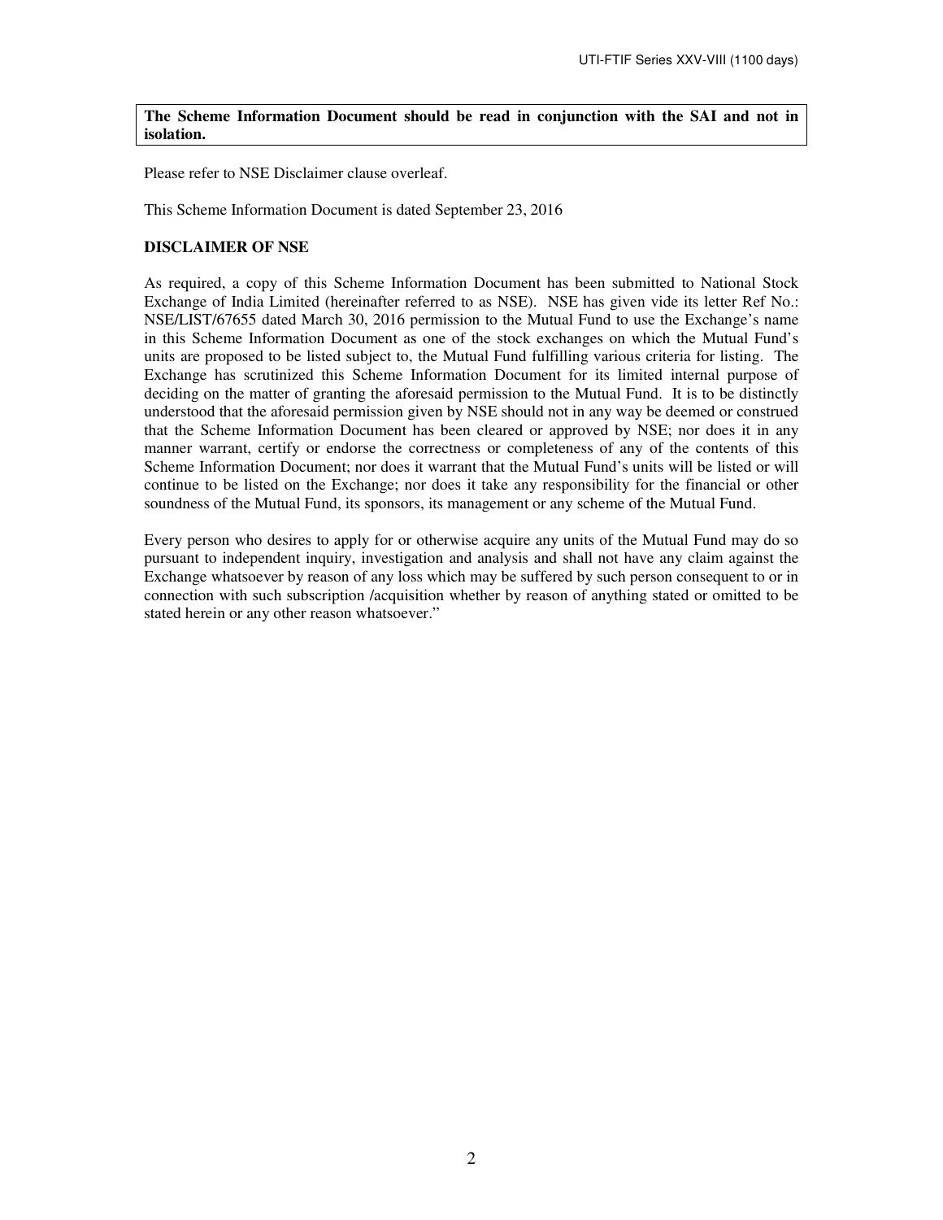**The Scheme Information Document should be read in conjunction with the SAI and not in isolation.**

Please refer to NSE Disclaimer clause overleaf.

This Scheme Information Document is dated September 23, 2016

**DISCLAIMER OF NSE**

As required, a copy of this Scheme Information Document has been submitted to National Stock Exchange of India Limited (hereinafter referred to as NSE). NSE has given vide its letter Ref No.: NSE/LIST/67655 dated March 30, 2016 permission to the Mutual Fund to use the Exchange's name in this Scheme Information Document as one of the stock exchanges on which the Mutual Fund's units are proposed to be listed subject to, the Mutual Fund fulfilling various criteria for listing. The Exchange has scrutinized this Scheme Information Document for its limited internal purpose of deciding on the matter of granting the aforesaid permission to the Mutual Fund. It is to be distinctly understood that the aforesaid permission given by NSE should not in any way be deemed or construed that the Scheme Information Document has been cleared or approved by NSE; nor does it in any manner warrant, certify or endorse the correctness or completeness of any of the contents of this Scheme Information Document; nor does it warrant that the Mutual Fund's units will be listed or will continue to be listed on the Exchange; nor does it take any responsibility for the financial or other soundness of the Mutual Fund, its sponsors, its management or any scheme of the Mutual Fund.

Every person who desires to apply for or otherwise acquire any units of the Mutual Fund may do so pursuant to independent inquiry, investigation and analysis and shall not have any claim against the Exchange whatsoever by reason of any loss which may be suffered by such person consequent to or in connection with such subscription /acquisition whether by reason of anything stated or omitted to be stated herein or any other reason whatsoever."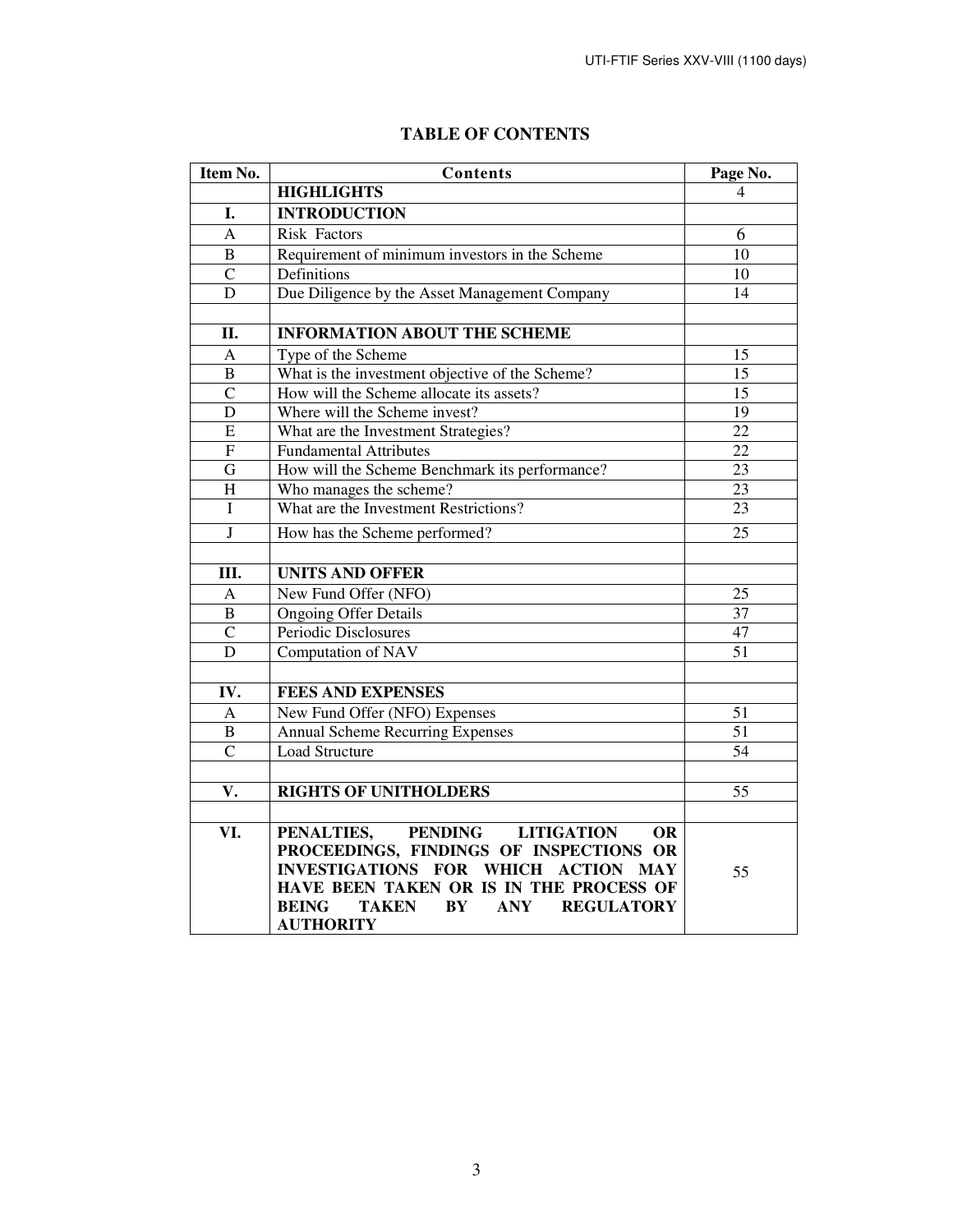# TABLE OF CONTENTS

| Item No. | Contents | Page No. |
|---|---|---|
| | **HIGHLIGHTS** | 4 |
| **I.** | **INTRODUCTION** | |
| A | Risk Factors | 6 |
| B | Requirement of minimum investors in the Scheme | 10 |
| C | Definitions | 10 |
| D | Due Diligence by the Asset Management Company | 14 |
| | | |
| **II.** | **INFORMATION ABOUT THE SCHEME** | |
| A | Type of the Scheme | 15 |
| B | What is the investment objective of the Scheme? | 15 |
| C | How will the Scheme allocate its assets? | 15 |
| D | Where will the Scheme invest? | 19 |
| E | What are the Investment Strategies? | 22 |
| F | Fundamental Attributes | 22 |
| G | How will the Scheme Benchmark its performance? | 23 |
| H | Who manages the scheme? | 23 |
| I | What are the Investment Restrictions? | 23 |
| J | How has the Scheme performed? | 25 |
| | | |
| **III.** | **UNITS AND OFFER** | |
| A | New Fund Offer (NFO) | 25 |
| B | Ongoing Offer Details | 37 |
| C | Periodic Disclosures | 47 |
| D | Computation of NAV | 51 |
| | | |
| **IV.** | **FEES AND EXPENSES** | |
| A | New Fund Offer (NFO) Expenses | 51 |
| B | Annual Scheme Recurring Expenses | 51 |
| C | Load Structure | 54 |
| | | |
| **V.** | **RIGHTS OF UNITHOLDERS** | 55 |
| | | |
| **VI.** | **PENALTIES, PENDING LITIGATION OR PROCEEDINGS, FINDINGS OF INSPECTIONS OR INVESTIGATIONS FOR WHICH ACTION MAY HAVE BEEN TAKEN OR IS IN THE PROCESS OF BEING TAKEN BY ANY REGULATORY AUTHORITY** | 55 |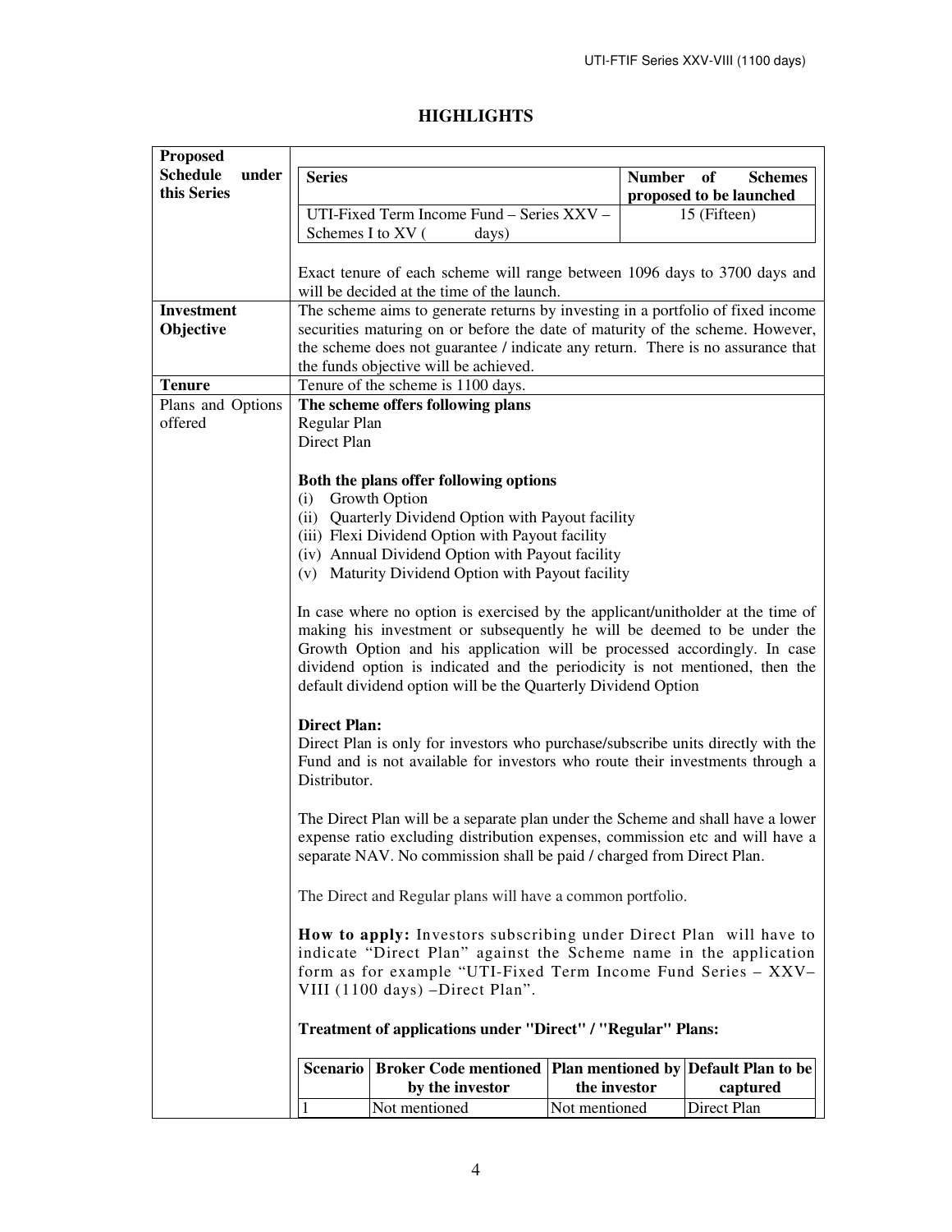# HIGHLIGHTS

| | |
|---|---|
| **Proposed Schedule under this Series** | <table><tr><th>Series</th><th>Number of Schemes proposed to be launched</th></tr><tr><td>UTI-Fixed Term Income Fund – Series XXV – Schemes I to XV (          days)</td><td>15 (Fifteen)</td></tr></table><br>Exact tenure of each scheme will range between 1096 days to 3700 days and will be decided at the time of the launch. |
| **Investment Objective** | The scheme aims to generate returns by investing in a portfolio of fixed income securities maturing on or before the date of maturity of the scheme. However, the scheme does not guarantee / indicate any return. There is no assurance that the funds objective will be achieved. |
| **Tenure** | Tenure of the scheme is 1100 days. |
| Plans and Options offered | **The scheme offers following plans**<br>Regular Plan<br>Direct Plan<br><br>**Both the plans offer following options**<br>(i) Growth Option<br>(ii) Quarterly Dividend Option with Payout facility<br>(iii) Flexi Dividend Option with Payout facility<br>(iv) Annual Dividend Option with Payout facility<br>(v) Maturity Dividend Option with Payout facility<br><br>In case where no option is exercised by the applicant/unitholder at the time of making his investment or subsequently he will be deemed to be under the Growth Option and his application will be processed accordingly. In case dividend option is indicated and the periodicity is not mentioned, then the default dividend option will be the Quarterly Dividend Option<br><br>**Direct Plan:**<br>Direct Plan is only for investors who purchase/subscribe units directly with the Fund and is not available for investors who route their investments through a Distributor.<br><br>The Direct Plan will be a separate plan under the Scheme and shall have a lower expense ratio excluding distribution expenses, commission etc and will have a separate NAV. No commission shall be paid / charged from Direct Plan.<br><br>The Direct and Regular plans will have a common portfolio.<br><br>**How to apply:** Investors subscribing under Direct Plan will have to indicate "Direct Plan" against the Scheme name in the application form as for example "UTI-Fixed Term Income Fund Series – XXV–VIII (1100 days) –Direct Plan".<br><br>**Treatment of applications under "Direct" / "Regular" Plans:**<br><br><table><tr><th>Scenario</th><th>Broker Code mentioned by the investor</th><th>Plan mentioned by the investor</th><th>Default Plan to be captured</th></tr><tr><td>1</td><td>Not mentioned</td><td>Not mentioned</td><td>Direct Plan</td></tr></table> |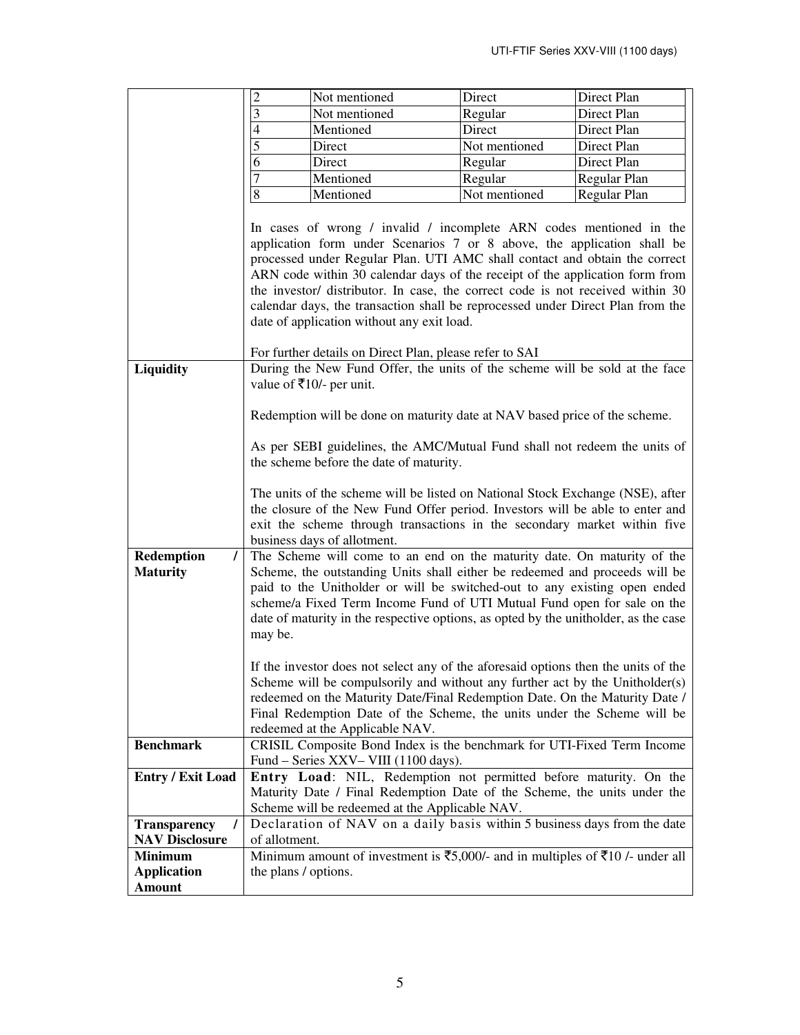| | |
|---|---|
| | <table><tr><td>2</td><td>Not mentioned</td><td>Direct</td><td>Direct Plan</td></tr><tr><td>3</td><td>Not mentioned</td><td>Regular</td><td>Direct Plan</td></tr><tr><td>4</td><td>Mentioned</td><td>Direct</td><td>Direct Plan</td></tr><tr><td>5</td><td>Direct</td><td>Not mentioned</td><td>Direct Plan</td></tr><tr><td>6</td><td>Direct</td><td>Regular</td><td>Direct Plan</td></tr><tr><td>7</td><td>Mentioned</td><td>Regular</td><td>Regular Plan</td></tr><tr><td>8</td><td>Mentioned</td><td>Not mentioned</td><td>Regular Plan</td></tr></table><br>In cases of wrong / invalid / incomplete ARN codes mentioned in the application form under Scenarios 7 or 8 above, the application shall be processed under Regular Plan. UTI AMC shall contact and obtain the correct ARN code within 30 calendar days of the receipt of the application form from the investor/ distributor. In case, the correct code is not received within 30 calendar days, the transaction shall be reprocessed under Direct Plan from the date of application without any exit load.<br><br>For further details on Direct Plan, please refer to SAI |
| **Liquidity** | During the New Fund Offer, the units of the scheme will be sold at the face value of ₹10/- per unit.<br><br>Redemption will be done on maturity date at NAV based price of the scheme.<br><br>As per SEBI guidelines, the AMC/Mutual Fund shall not redeem the units of the scheme before the date of maturity.<br><br>The units of the scheme will be listed on National Stock Exchange (NSE), after the closure of the New Fund Offer period. Investors will be able to enter and exit the scheme through transactions in the secondary market within five business days of allotment. |
| **Redemption / Maturity** | The Scheme will come to an end on the maturity date. On maturity of the Scheme, the outstanding Units shall either be redeemed and proceeds will be paid to the Unitholder or will be switched-out to any existing open ended scheme/a Fixed Term Income Fund of UTI Mutual Fund open for sale on the date of maturity in the respective options, as opted by the unitholder, as the case may be.<br><br>If the investor does not select any of the aforesaid options then the units of the Scheme will be compulsorily and without any further act by the Unitholder(s) redeemed on the Maturity Date/Final Redemption Date. On the Maturity Date / Final Redemption Date of the Scheme, the units under the Scheme will be redeemed at the Applicable NAV. |
| **Benchmark** | CRISIL Composite Bond Index is the benchmark for UTI-Fixed Term Income Fund – Series XXV– VIII (1100 days). |
| **Entry / Exit Load** | **Entry Load**: NIL, Redemption not permitted before maturity. On the Maturity Date / Final Redemption Date of the Scheme, the units under the Scheme will be redeemed at the Applicable NAV. |
| **Transparency / NAV Disclosure** | Declaration of NAV on a daily basis within 5 business days from the date of allotment. |
| **Minimum Application Amount** | Minimum amount of investment is ₹5,000/- and in multiples of ₹10 /- under all the plans / options. |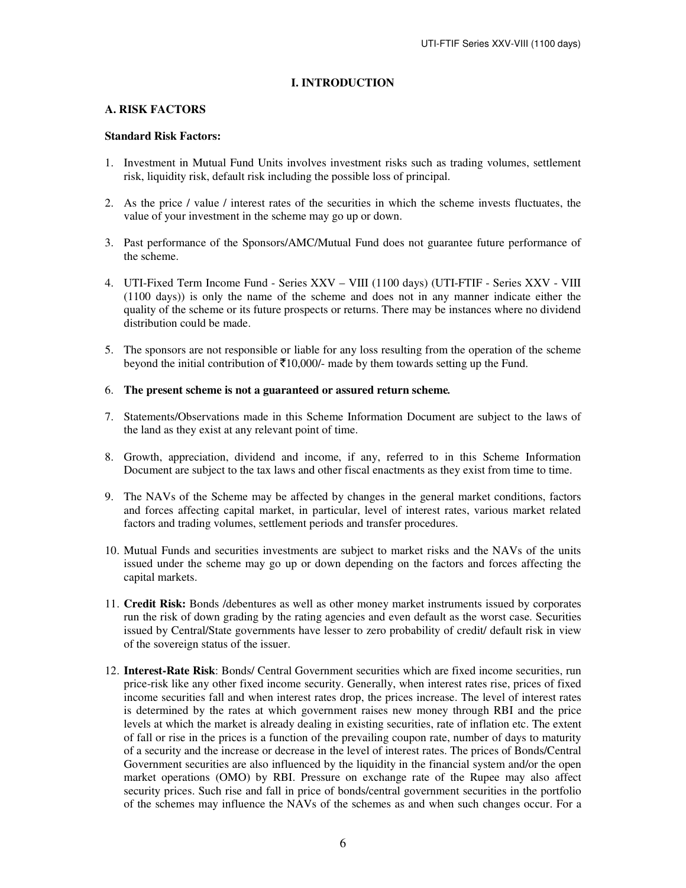# I. INTRODUCTION

## A. RISK FACTORS

**Standard Risk Factors:**

1. Investment in Mutual Fund Units involves investment risks such as trading volumes, settlement risk, liquidity risk, default risk including the possible loss of principal.

2. As the price / value / interest rates of the securities in which the scheme invests fluctuates, the value of your investment in the scheme may go up or down.

3. Past performance of the Sponsors/AMC/Mutual Fund does not guarantee future performance of the scheme.

4. UTI-Fixed Term Income Fund - Series XXV – VIII (1100 days) (UTI-FTIF - Series XXV - VIII (1100 days)) is only the name of the scheme and does not in any manner indicate either the quality of the scheme or its future prospects or returns. There may be instances where no dividend distribution could be made.

5. The sponsors are not responsible or liable for any loss resulting from the operation of the scheme beyond the initial contribution of ₹10,000/- made by them towards setting up the Fund.

6. **The present scheme is not a guaranteed or assured return scheme.**

7. Statements/Observations made in this Scheme Information Document are subject to the laws of the land as they exist at any relevant point of time.

8. Growth, appreciation, dividend and income, if any, referred to in this Scheme Information Document are subject to the tax laws and other fiscal enactments as they exist from time to time.

9. The NAVs of the Scheme may be affected by changes in the general market conditions, factors and forces affecting capital market, in particular, level of interest rates, various market related factors and trading volumes, settlement periods and transfer procedures.

10. Mutual Funds and securities investments are subject to market risks and the NAVs of the units issued under the scheme may go up or down depending on the factors and forces affecting the capital markets.

11. **Credit Risk:** Bonds /debentures as well as other money market instruments issued by corporates run the risk of down grading by the rating agencies and even default as the worst case. Securities issued by Central/State governments have lesser to zero probability of credit/ default risk in view of the sovereign status of the issuer.

12. **Interest-Rate Risk**: Bonds/ Central Government securities which are fixed income securities, run price-risk like any other fixed income security. Generally, when interest rates rise, prices of fixed income securities fall and when interest rates drop, the prices increase. The level of interest rates is determined by the rates at which government raises new money through RBI and the price levels at which the market is already dealing in existing securities, rate of inflation etc. The extent of fall or rise in the prices is a function of the prevailing coupon rate, number of days to maturity of a security and the increase or decrease in the level of interest rates. The prices of Bonds/Central Government securities are also influenced by the liquidity in the financial system and/or the open market operations (OMO) by RBI. Pressure on exchange rate of the Rupee may also affect security prices. Such rise and fall in price of bonds/central government securities in the portfolio of the schemes may influence the NAVs of the schemes as and when such changes occur. For a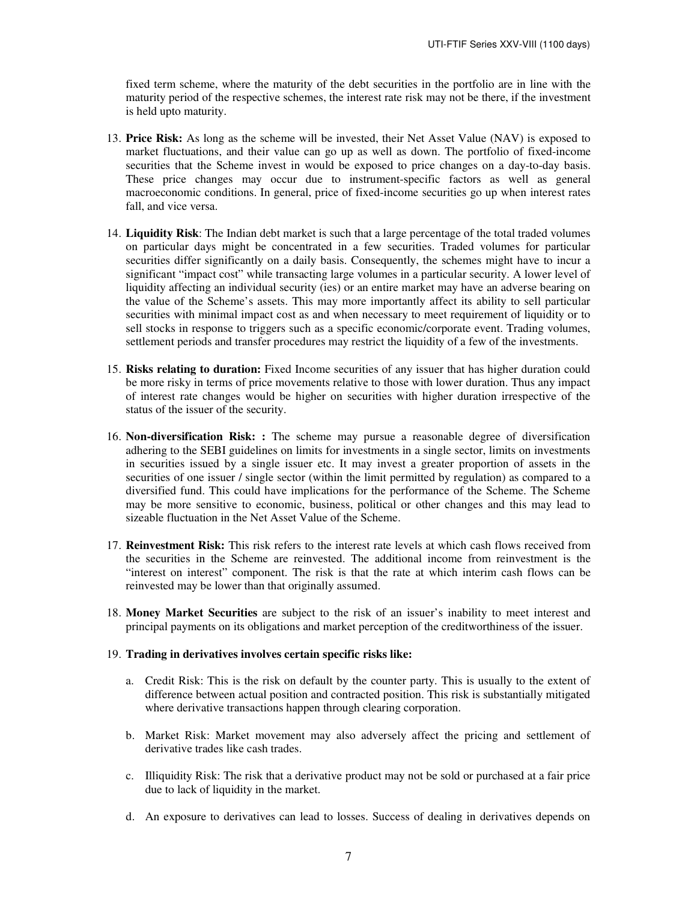fixed term scheme, where the maturity of the debt securities in the portfolio are in line with the maturity period of the respective schemes, the interest rate risk may not be there, if the investment is held upto maturity.

13. **Price Risk:** As long as the scheme will be invested, their Net Asset Value (NAV) is exposed to market fluctuations, and their value can go up as well as down. The portfolio of fixed-income securities that the Scheme invest in would be exposed to price changes on a day-to-day basis. These price changes may occur due to instrument-specific factors as well as general macroeconomic conditions. In general, price of fixed-income securities go up when interest rates fall, and vice versa.

14. **Liquidity Risk**: The Indian debt market is such that a large percentage of the total traded volumes on particular days might be concentrated in a few securities. Traded volumes for particular securities differ significantly on a daily basis. Consequently, the schemes might have to incur a significant "impact cost" while transacting large volumes in a particular security. A lower level of liquidity affecting an individual security (ies) or an entire market may have an adverse bearing on the value of the Scheme's assets. This may more importantly affect its ability to sell particular securities with minimal impact cost as and when necessary to meet requirement of liquidity or to sell stocks in response to triggers such as a specific economic/corporate event. Trading volumes, settlement periods and transfer procedures may restrict the liquidity of a few of the investments.

15. **Risks relating to duration:** Fixed Income securities of any issuer that has higher duration could be more risky in terms of price movements relative to those with lower duration. Thus any impact of interest rate changes would be higher on securities with higher duration irrespective of the status of the issuer of the security.

16. **Non-diversification Risk: :** The scheme may pursue a reasonable degree of diversification adhering to the SEBI guidelines on limits for investments in a single sector, limits on investments in securities issued by a single issuer etc. It may invest a greater proportion of assets in the securities of one issuer / single sector (within the limit permitted by regulation) as compared to a diversified fund. This could have implications for the performance of the Scheme. The Scheme may be more sensitive to economic, business, political or other changes and this may lead to sizeable fluctuation in the Net Asset Value of the Scheme.

17. **Reinvestment Risk:** This risk refers to the interest rate levels at which cash flows received from the securities in the Scheme are reinvested. The additional income from reinvestment is the "interest on interest" component. The risk is that the rate at which interim cash flows can be reinvested may be lower than that originally assumed.

18. **Money Market Securities** are subject to the risk of an issuer's inability to meet interest and principal payments on its obligations and market perception of the creditworthiness of the issuer.

19. **Trading in derivatives involves certain specific risks like:**

    a. Credit Risk: This is the risk on default by the counter party. This is usually to the extent of difference between actual position and contracted position. This risk is substantially mitigated where derivative transactions happen through clearing corporation.

    b. Market Risk: Market movement may also adversely affect the pricing and settlement of derivative trades like cash trades.

    c. Illiquidity Risk: The risk that a derivative product may not be sold or purchased at a fair price due to lack of liquidity in the market.

    d. An exposure to derivatives can lead to losses. Success of dealing in derivatives depends on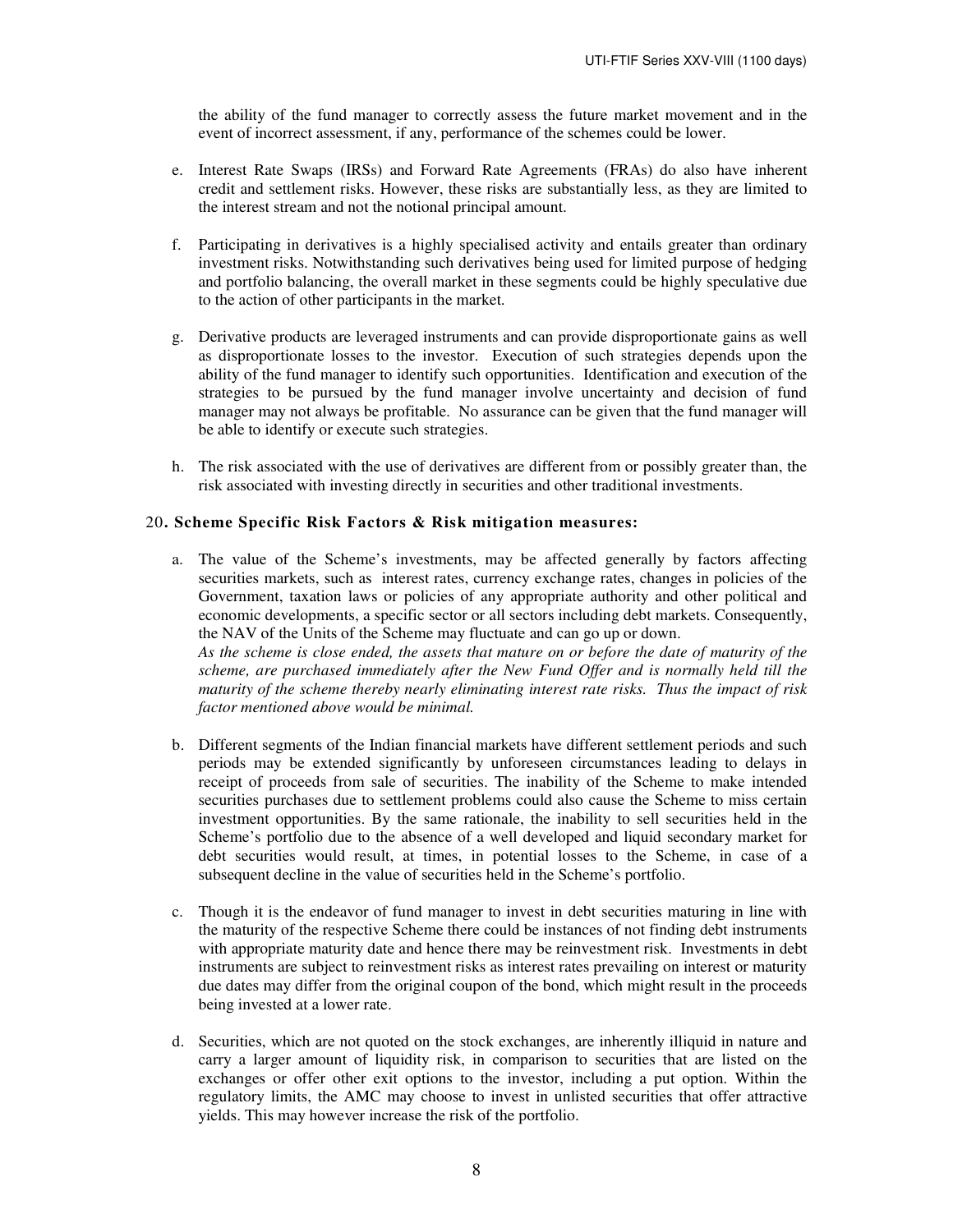the ability of the fund manager to correctly assess the future market movement and in the event of incorrect assessment, if any, performance of the schemes could be lower.

e. Interest Rate Swaps (IRSs) and Forward Rate Agreements (FRAs) do also have inherent credit and settlement risks. However, these risks are substantially less, as they are limited to the interest stream and not the notional principal amount.

f. Participating in derivatives is a highly specialised activity and entails greater than ordinary investment risks. Notwithstanding such derivatives being used for limited purpose of hedging and portfolio balancing, the overall market in these segments could be highly speculative due to the action of other participants in the market.

g. Derivative products are leveraged instruments and can provide disproportionate gains as well as disproportionate losses to the investor. Execution of such strategies depends upon the ability of the fund manager to identify such opportunities. Identification and execution of the strategies to be pursued by the fund manager involve uncertainty and decision of fund manager may not always be profitable. No assurance can be given that the fund manager will be able to identify or execute such strategies.

h. The risk associated with the use of derivatives are different from or possibly greater than, the risk associated with investing directly in securities and other traditional investments.

20**. Scheme Specific Risk Factors & Risk mitigation measures:**

a. The value of the Scheme's investments, may be affected generally by factors affecting securities markets, such as interest rates, currency exchange rates, changes in policies of the Government, taxation laws or policies of any appropriate authority and other political and economic developments, a specific sector or all sectors including debt markets. Consequently, the NAV of the Units of the Scheme may fluctuate and can go up or down.
*As the scheme is close ended, the assets that mature on or before the date of maturity of the scheme, are purchased immediately after the New Fund Offer and is normally held till the maturity of the scheme thereby nearly eliminating interest rate risks. Thus the impact of risk factor mentioned above would be minimal.*

b. Different segments of the Indian financial markets have different settlement periods and such periods may be extended significantly by unforeseen circumstances leading to delays in receipt of proceeds from sale of securities. The inability of the Scheme to make intended securities purchases due to settlement problems could also cause the Scheme to miss certain investment opportunities. By the same rationale, the inability to sell securities held in the Scheme's portfolio due to the absence of a well developed and liquid secondary market for debt securities would result, at times, in potential losses to the Scheme, in case of a subsequent decline in the value of securities held in the Scheme's portfolio.

c. Though it is the endeavor of fund manager to invest in debt securities maturing in line with the maturity of the respective Scheme there could be instances of not finding debt instruments with appropriate maturity date and hence there may be reinvestment risk. Investments in debt instruments are subject to reinvestment risks as interest rates prevailing on interest or maturity due dates may differ from the original coupon of the bond, which might result in the proceeds being invested at a lower rate.

d. Securities, which are not quoted on the stock exchanges, are inherently illiquid in nature and carry a larger amount of liquidity risk, in comparison to securities that are listed on the exchanges or offer other exit options to the investor, including a put option. Within the regulatory limits, the AMC may choose to invest in unlisted securities that offer attractive yields. This may however increase the risk of the portfolio.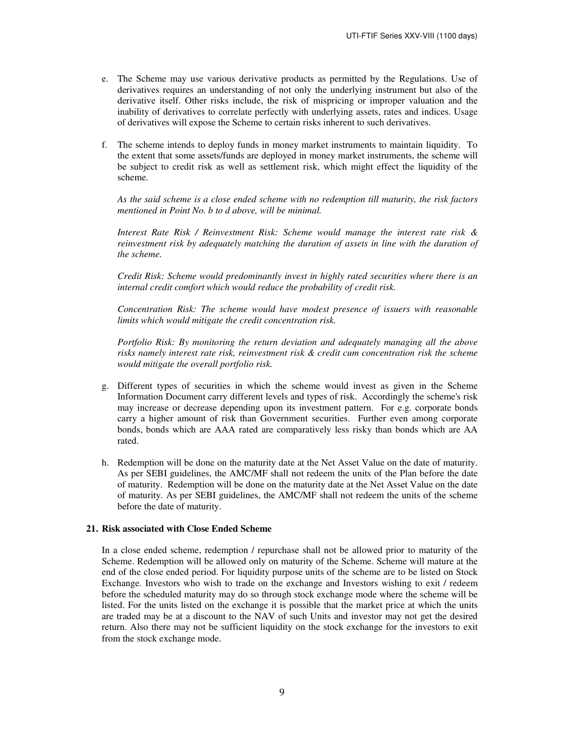e. The Scheme may use various derivative products as permitted by the Regulations. Use of derivatives requires an understanding of not only the underlying instrument but also of the derivative itself. Other risks include, the risk of mispricing or improper valuation and the inability of derivatives to correlate perfectly with underlying assets, rates and indices. Usage of derivatives will expose the Scheme to certain risks inherent to such derivatives.

f. The scheme intends to deploy funds in money market instruments to maintain liquidity. To the extent that some assets/funds are deployed in money market instruments, the scheme will be subject to credit risk as well as settlement risk, which might effect the liquidity of the scheme.

   *As the said scheme is a close ended scheme with no redemption till maturity, the risk factors mentioned in Point No. b to d above, will be minimal.*

   *Interest Rate Risk / Reinvestment Risk: Scheme would manage the interest rate risk & reinvestment risk by adequately matching the duration of assets in line with the duration of the scheme.*

   *Credit Risk: Scheme would predominantly invest in highly rated securities where there is an internal credit comfort which would reduce the probability of credit risk.*

   *Concentration Risk: The scheme would have modest presence of issuers with reasonable limits which would mitigate the credit concentration risk.*

   *Portfolio Risk: By monitoring the return deviation and adequately managing all the above risks namely interest rate risk, reinvestment risk & credit cum concentration risk the scheme would mitigate the overall portfolio risk.*

g. Different types of securities in which the scheme would invest as given in the Scheme Information Document carry different levels and types of risk. Accordingly the scheme's risk may increase or decrease depending upon its investment pattern. For e.g. corporate bonds carry a higher amount of risk than Government securities. Further even among corporate bonds, bonds which are AAA rated are comparatively less risky than bonds which are AA rated.

h. Redemption will be done on the maturity date at the Net Asset Value on the date of maturity. As per SEBI guidelines, the AMC/MF shall not redeem the units of the Plan before the date of maturity. Redemption will be done on the maturity date at the Net Asset Value on the date of maturity. As per SEBI guidelines, the AMC/MF shall not redeem the units of the scheme before the date of maturity.

**21. Risk associated with Close Ended Scheme**

In a close ended scheme, redemption / repurchase shall not be allowed prior to maturity of the Scheme. Redemption will be allowed only on maturity of the Scheme. Scheme will mature at the end of the close ended period. For liquidity purpose units of the scheme are to be listed on Stock Exchange. Investors who wish to trade on the exchange and Investors wishing to exit / redeem before the scheduled maturity may do so through stock exchange mode where the scheme will be listed. For the units listed on the exchange it is possible that the market price at which the units are traded may be at a discount to the NAV of such Units and investor may not get the desired return. Also there may not be sufficient liquidity on the stock exchange for the investors to exit from the stock exchange mode.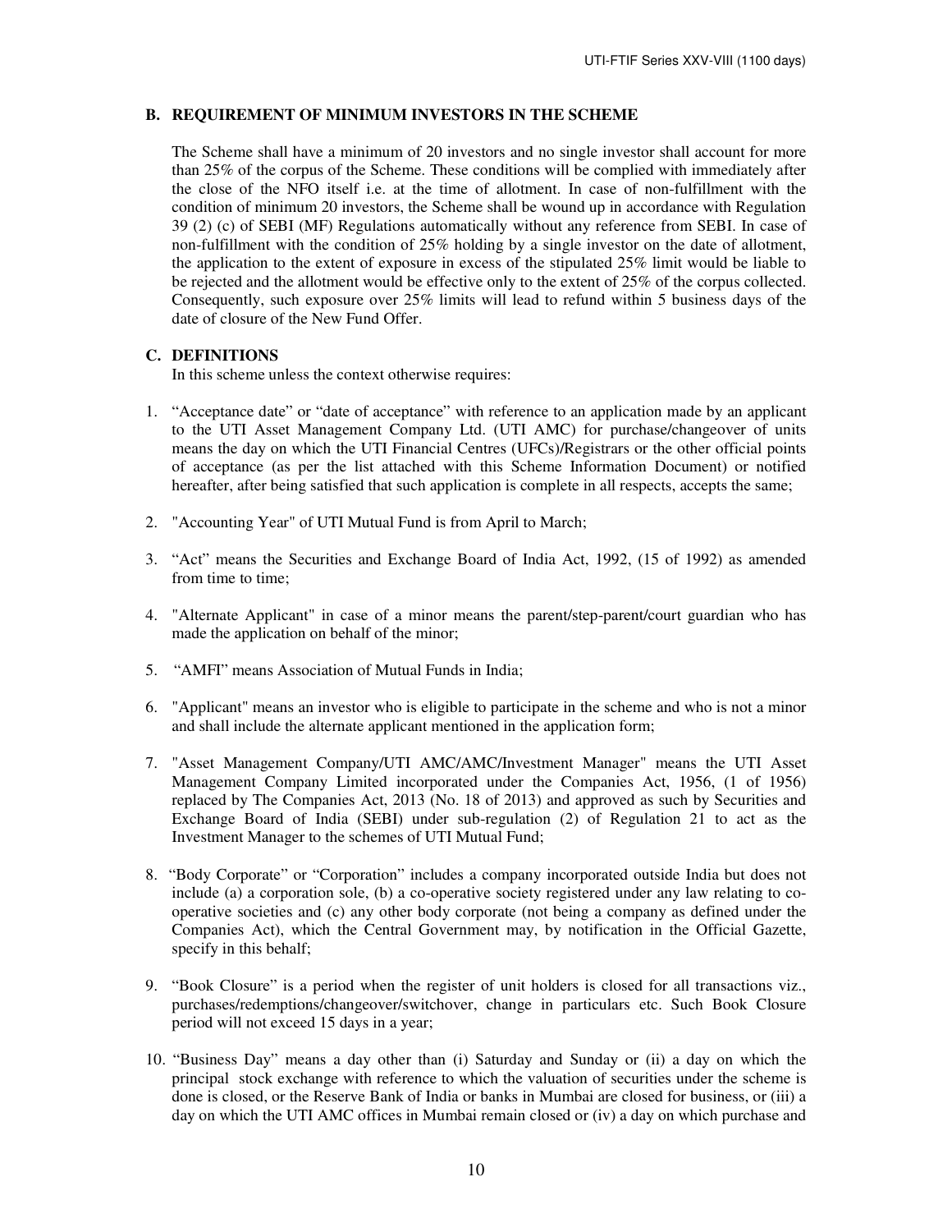### B. REQUIREMENT OF MINIMUM INVESTORS IN THE SCHEME

The Scheme shall have a minimum of 20 investors and no single investor shall account for more than 25% of the corpus of the Scheme. These conditions will be complied with immediately after the close of the NFO itself i.e. at the time of allotment. In case of non-fulfillment with the condition of minimum 20 investors, the Scheme shall be wound up in accordance with Regulation 39 (2) (c) of SEBI (MF) Regulations automatically without any reference from SEBI. In case of non-fulfillment with the condition of 25% holding by a single investor on the date of allotment, the application to the extent of exposure in excess of the stipulated 25% limit would be liable to be rejected and the allotment would be effective only to the extent of 25% of the corpus collected. Consequently, such exposure over 25% limits will lead to refund within 5 business days of the date of closure of the New Fund Offer.

### C. DEFINITIONS

In this scheme unless the context otherwise requires:

1. "Acceptance date" or "date of acceptance" with reference to an application made by an applicant to the UTI Asset Management Company Ltd. (UTI AMC) for purchase/changeover of units means the day on which the UTI Financial Centres (UFCs)/Registrars or the other official points of acceptance (as per the list attached with this Scheme Information Document) or notified hereafter, after being satisfied that such application is complete in all respects, accepts the same;

2. "Accounting Year" of UTI Mutual Fund is from April to March;

3. "Act" means the Securities and Exchange Board of India Act, 1992, (15 of 1992) as amended from time to time;

4. "Alternate Applicant" in case of a minor means the parent/step-parent/court guardian who has made the application on behalf of the minor;

5. "AMFI" means Association of Mutual Funds in India;

6. "Applicant" means an investor who is eligible to participate in the scheme and who is not a minor and shall include the alternate applicant mentioned in the application form;

7. "Asset Management Company/UTI AMC/AMC/Investment Manager" means the UTI Asset Management Company Limited incorporated under the Companies Act, 1956, (1 of 1956) replaced by The Companies Act, 2013 (No. 18 of 2013) and approved as such by Securities and Exchange Board of India (SEBI) under sub-regulation (2) of Regulation 21 to act as the Investment Manager to the schemes of UTI Mutual Fund;

8. "Body Corporate" or "Corporation" includes a company incorporated outside India but does not include (a) a corporation sole, (b) a co-operative society registered under any law relating to co-operative societies and (c) any other body corporate (not being a company as defined under the Companies Act), which the Central Government may, by notification in the Official Gazette, specify in this behalf;

9. "Book Closure" is a period when the register of unit holders is closed for all transactions viz., purchases/redemptions/changeover/switchover, change in particulars etc. Such Book Closure period will not exceed 15 days in a year;

10. "Business Day" means a day other than (i) Saturday and Sunday or (ii) a day on which the principal stock exchange with reference to which the valuation of securities under the scheme is done is closed, or the Reserve Bank of India or banks in Mumbai are closed for business, or (iii) a day on which the UTI AMC offices in Mumbai remain closed or (iv) a day on which purchase and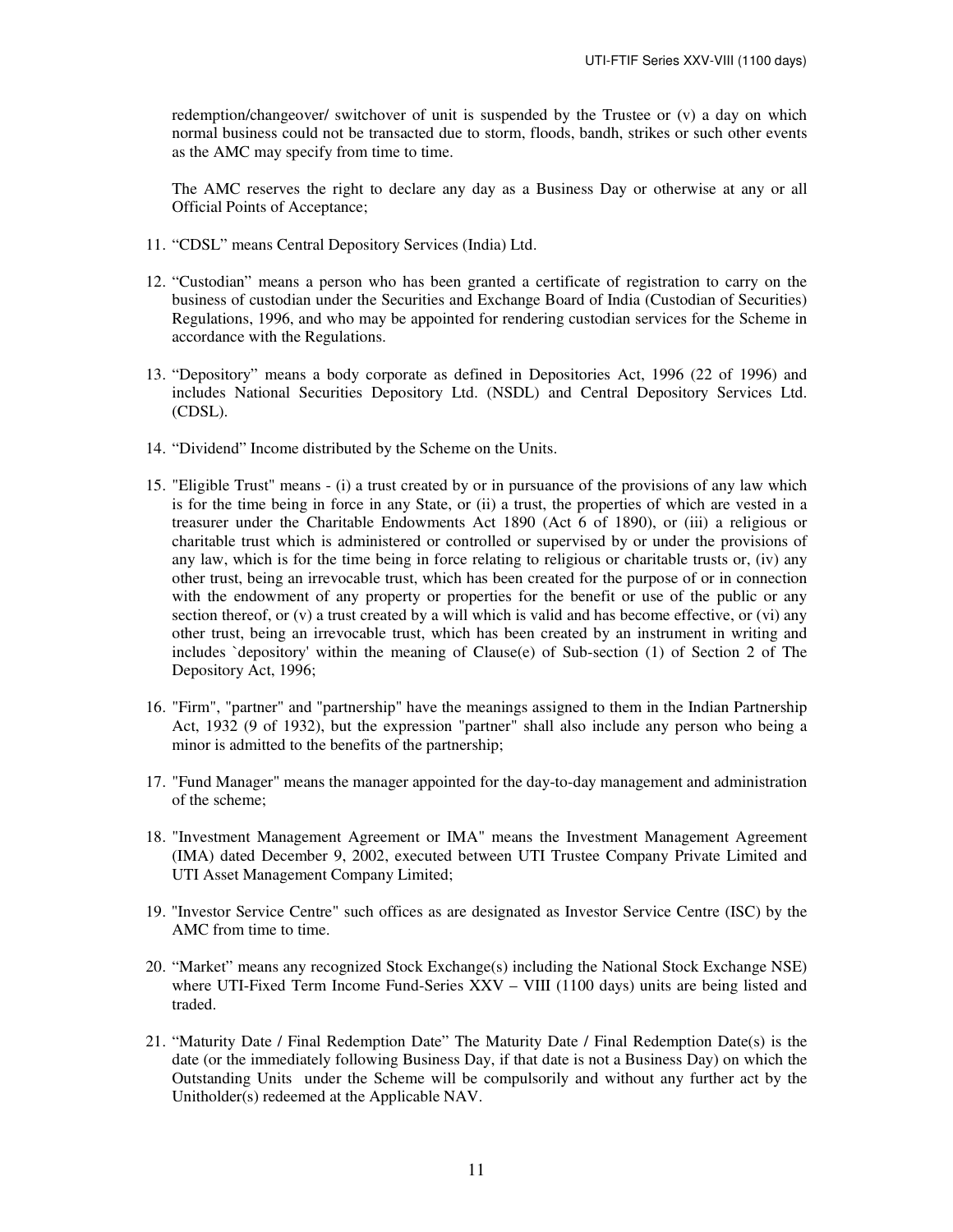redemption/changeover/ switchover of unit is suspended by the Trustee or (v) a day on which normal business could not be transacted due to storm, floods, bandh, strikes or such other events as the AMC may specify from time to time.

The AMC reserves the right to declare any day as a Business Day or otherwise at any or all Official Points of Acceptance;

11. "CDSL" means Central Depository Services (India) Ltd.

12. "Custodian" means a person who has been granted a certificate of registration to carry on the business of custodian under the Securities and Exchange Board of India (Custodian of Securities) Regulations, 1996, and who may be appointed for rendering custodian services for the Scheme in accordance with the Regulations.

13. "Depository" means a body corporate as defined in Depositories Act, 1996 (22 of 1996) and includes National Securities Depository Ltd. (NSDL) and Central Depository Services Ltd. (CDSL).

14. "Dividend" Income distributed by the Scheme on the Units.

15. "Eligible Trust" means - (i) a trust created by or in pursuance of the provisions of any law which is for the time being in force in any State, or (ii) a trust, the properties of which are vested in a treasurer under the Charitable Endowments Act 1890 (Act 6 of 1890), or (iii) a religious or charitable trust which is administered or controlled or supervised by or under the provisions of any law, which is for the time being in force relating to religious or charitable trusts or, (iv) any other trust, being an irrevocable trust, which has been created for the purpose of or in connection with the endowment of any property or properties for the benefit or use of the public or any section thereof, or (v) a trust created by a will which is valid and has become effective, or (vi) any other trust, being an irrevocable trust, which has been created by an instrument in writing and includes `depository' within the meaning of Clause(e) of Sub-section (1) of Section 2 of The Depository Act, 1996;

16. "Firm", "partner" and "partnership" have the meanings assigned to them in the Indian Partnership Act, 1932 (9 of 1932), but the expression "partner" shall also include any person who being a minor is admitted to the benefits of the partnership;

17. "Fund Manager" means the manager appointed for the day-to-day management and administration of the scheme;

18. "Investment Management Agreement or IMA" means the Investment Management Agreement (IMA) dated December 9, 2002, executed between UTI Trustee Company Private Limited and UTI Asset Management Company Limited;

19. "Investor Service Centre" such offices as are designated as Investor Service Centre (ISC) by the AMC from time to time.

20. "Market" means any recognized Stock Exchange(s) including the National Stock Exchange NSE) where UTI-Fixed Term Income Fund-Series XXV – VIII (1100 days) units are being listed and traded.

21. "Maturity Date / Final Redemption Date" The Maturity Date / Final Redemption Date(s) is the date (or the immediately following Business Day, if that date is not a Business Day) on which the Outstanding Units under the Scheme will be compulsorily and without any further act by the Unitholder(s) redeemed at the Applicable NAV.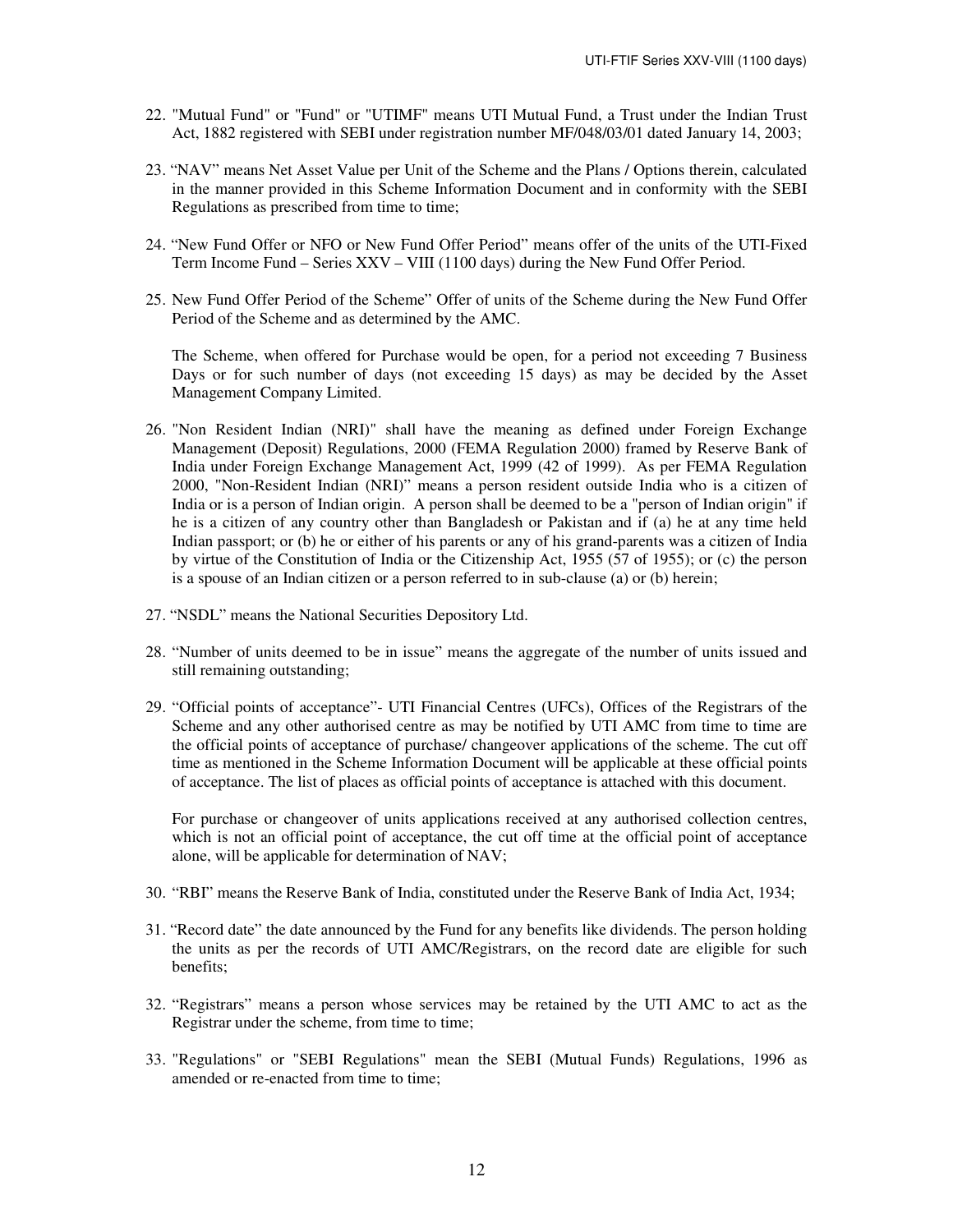22. "Mutual Fund" or "Fund" or "UTIMF" means UTI Mutual Fund, a Trust under the Indian Trust Act, 1882 registered with SEBI under registration number MF/048/03/01 dated January 14, 2003;

23. "NAV" means Net Asset Value per Unit of the Scheme and the Plans / Options therein, calculated in the manner provided in this Scheme Information Document and in conformity with the SEBI Regulations as prescribed from time to time;

24. "New Fund Offer or NFO or New Fund Offer Period" means offer of the units of the UTI-Fixed Term Income Fund – Series XXV – VIII (1100 days) during the New Fund Offer Period.

25. New Fund Offer Period of the Scheme" Offer of units of the Scheme during the New Fund Offer Period of the Scheme and as determined by the AMC.

    The Scheme, when offered for Purchase would be open, for a period not exceeding 7 Business Days or for such number of days (not exceeding 15 days) as may be decided by the Asset Management Company Limited.

26. "Non Resident Indian (NRI)" shall have the meaning as defined under Foreign Exchange Management (Deposit) Regulations, 2000 (FEMA Regulation 2000) framed by Reserve Bank of India under Foreign Exchange Management Act, 1999 (42 of 1999). As per FEMA Regulation 2000, "Non-Resident Indian (NRI)" means a person resident outside India who is a citizen of India or is a person of Indian origin. A person shall be deemed to be a "person of Indian origin" if he is a citizen of any country other than Bangladesh or Pakistan and if (a) he at any time held Indian passport; or (b) he or either of his parents or any of his grand-parents was a citizen of India by virtue of the Constitution of India or the Citizenship Act, 1955 (57 of 1955); or (c) the person is a spouse of an Indian citizen or a person referred to in sub-clause (a) or (b) herein;

27. "NSDL" means the National Securities Depository Ltd.

28. "Number of units deemed to be in issue" means the aggregate of the number of units issued and still remaining outstanding;

29. "Official points of acceptance"- UTI Financial Centres (UFCs), Offices of the Registrars of the Scheme and any other authorised centre as may be notified by UTI AMC from time to time are the official points of acceptance of purchase/ changeover applications of the scheme. The cut off time as mentioned in the Scheme Information Document will be applicable at these official points of acceptance. The list of places as official points of acceptance is attached with this document.

    For purchase or changeover of units applications received at any authorised collection centres, which is not an official point of acceptance, the cut off time at the official point of acceptance alone, will be applicable for determination of NAV;

30. "RBI" means the Reserve Bank of India, constituted under the Reserve Bank of India Act, 1934;

31. "Record date" the date announced by the Fund for any benefits like dividends. The person holding the units as per the records of UTI AMC/Registrars, on the record date are eligible for such benefits;

32. "Registrars" means a person whose services may be retained by the UTI AMC to act as the Registrar under the scheme, from time to time;

33. "Regulations" or "SEBI Regulations" mean the SEBI (Mutual Funds) Regulations, 1996 as amended or re-enacted from time to time;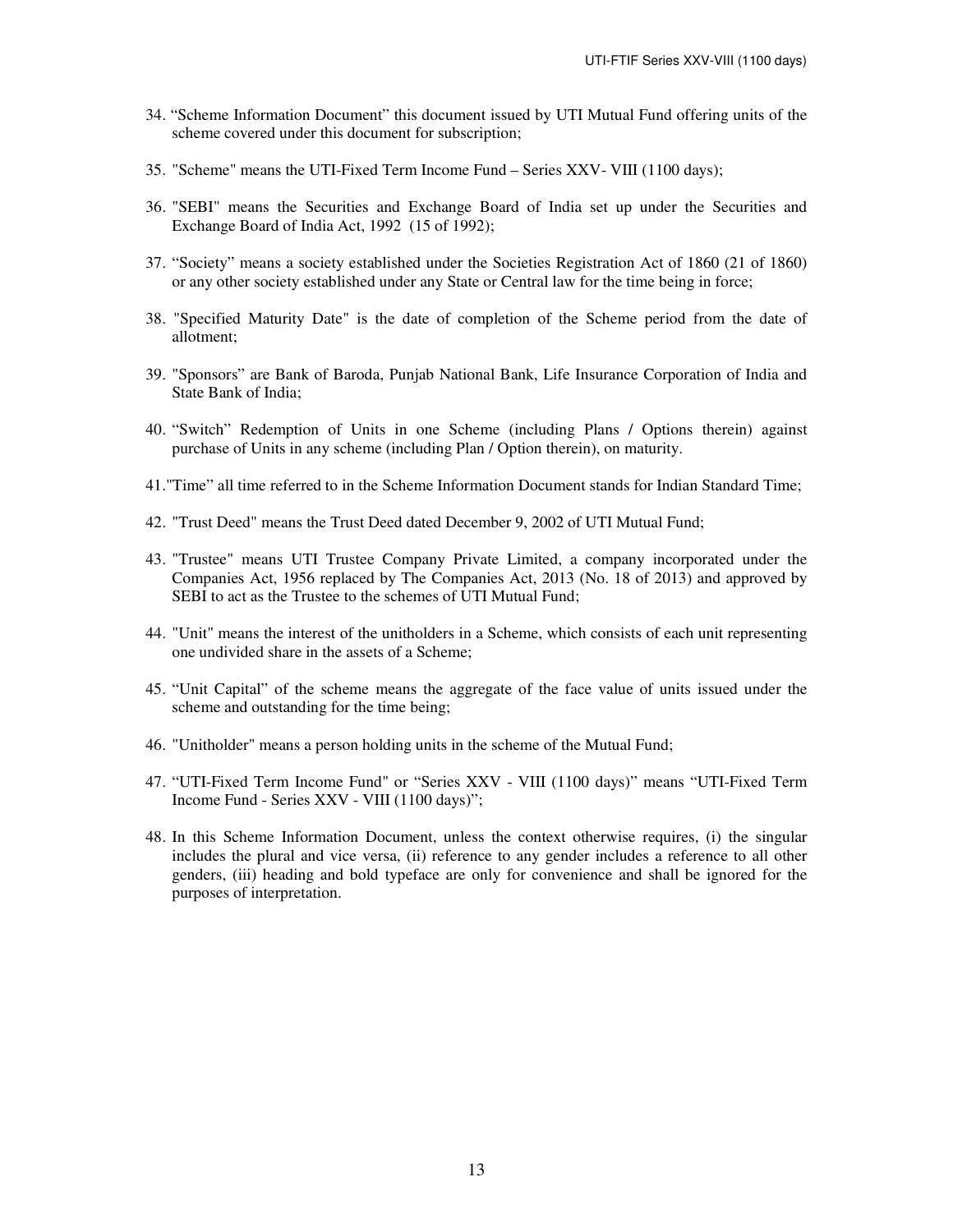34. “Scheme Information Document” this document issued by UTI Mutual Fund offering units of the scheme covered under this document for subscription;

35. "Scheme" means the UTI-Fixed Term Income Fund – Series XXV- VIII (1100 days);

36. "SEBI" means the Securities and Exchange Board of India set up under the Securities and Exchange Board of India Act, 1992 (15 of 1992);

37. “Society” means a society established under the Societies Registration Act of 1860 (21 of 1860) or any other society established under any State or Central law for the time being in force;

38. "Specified Maturity Date" is the date of completion of the Scheme period from the date of allotment;

39. "Sponsors” are Bank of Baroda, Punjab National Bank, Life Insurance Corporation of India and State Bank of India;

40. “Switch” Redemption of Units in one Scheme (including Plans / Options therein) against purchase of Units in any scheme (including Plan / Option therein), on maturity.

41. "Time” all time referred to in the Scheme Information Document stands for Indian Standard Time;

42. "Trust Deed" means the Trust Deed dated December 9, 2002 of UTI Mutual Fund;

43. "Trustee" means UTI Trustee Company Private Limited, a company incorporated under the Companies Act, 1956 replaced by The Companies Act, 2013 (No. 18 of 2013) and approved by SEBI to act as the Trustee to the schemes of UTI Mutual Fund;

44. "Unit" means the interest of the unitholders in a Scheme, which consists of each unit representing one undivided share in the assets of a Scheme;

45. “Unit Capital” of the scheme means the aggregate of the face value of units issued under the scheme and outstanding for the time being;

46. "Unitholder" means a person holding units in the scheme of the Mutual Fund;

47. “UTI-Fixed Term Income Fund" or “Series XXV - VIII (1100 days)” means “UTI-Fixed Term Income Fund - Series XXV - VIII (1100 days)”;

48. In this Scheme Information Document, unless the context otherwise requires, (i) the singular includes the plural and vice versa, (ii) reference to any gender includes a reference to all other genders, (iii) heading and bold typeface are only for convenience and shall be ignored for the purposes of interpretation.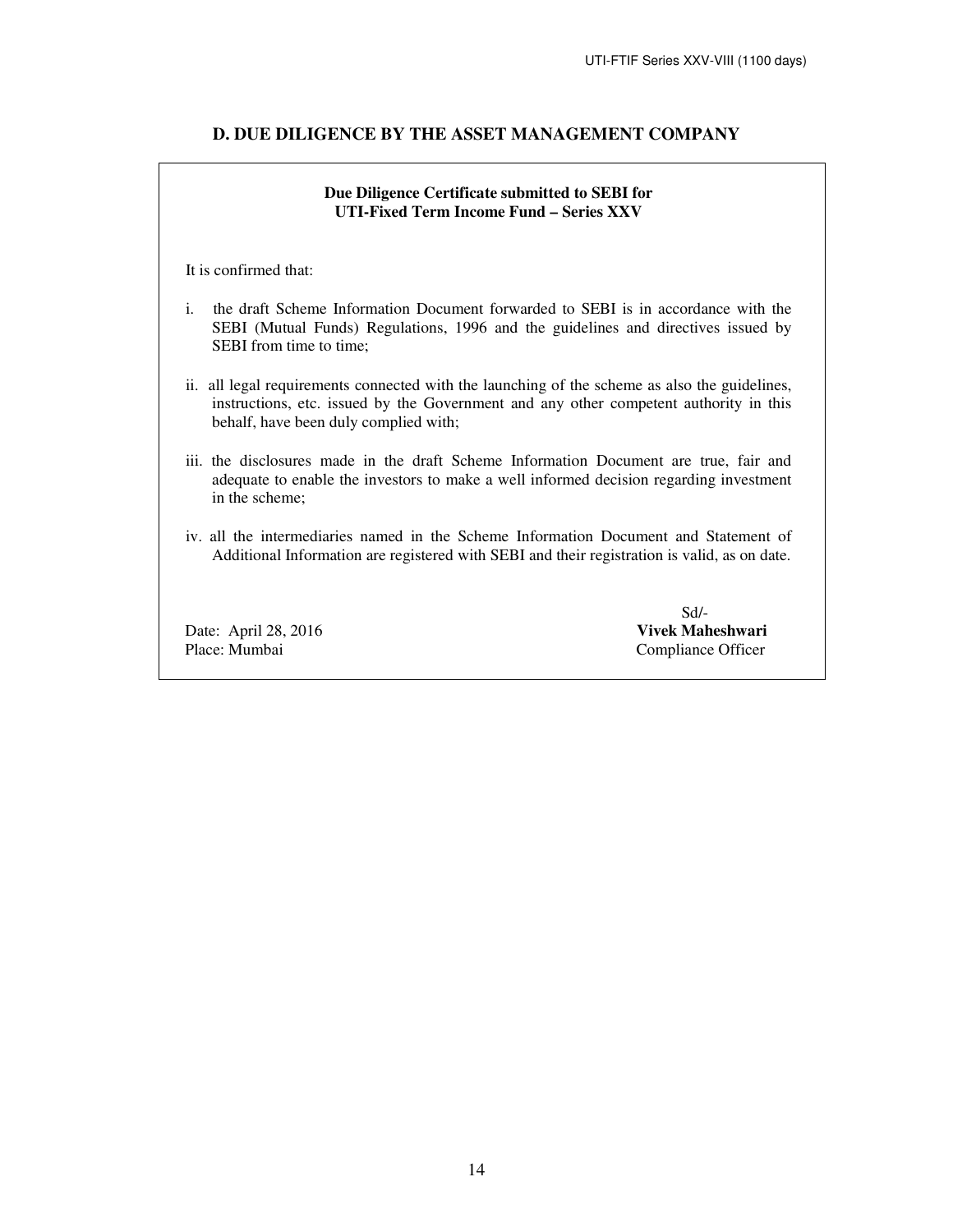## D. DUE DILIGENCE BY THE ASSET MANAGEMENT COMPANY

**Due Diligence Certificate submitted to SEBI for**
**UTI-Fixed Term Income Fund – Series XXV**

It is confirmed that:

i. the draft Scheme Information Document forwarded to SEBI is in accordance with the SEBI (Mutual Funds) Regulations, 1996 and the guidelines and directives issued by SEBI from time to time;

ii. all legal requirements connected with the launching of the scheme as also the guidelines, instructions, etc. issued by the Government and any other competent authority in this behalf, have been duly complied with;

iii. the disclosures made in the draft Scheme Information Document are true, fair and adequate to enable the investors to make a well informed decision regarding investment in the scheme;

iv. all the intermediaries named in the Scheme Information Document and Statement of Additional Information are registered with SEBI and their registration is valid, as on date.

Date: April 28, 2016
Place: Mumbai

Sd/-
**Vivek Maheshwari**
Compliance Officer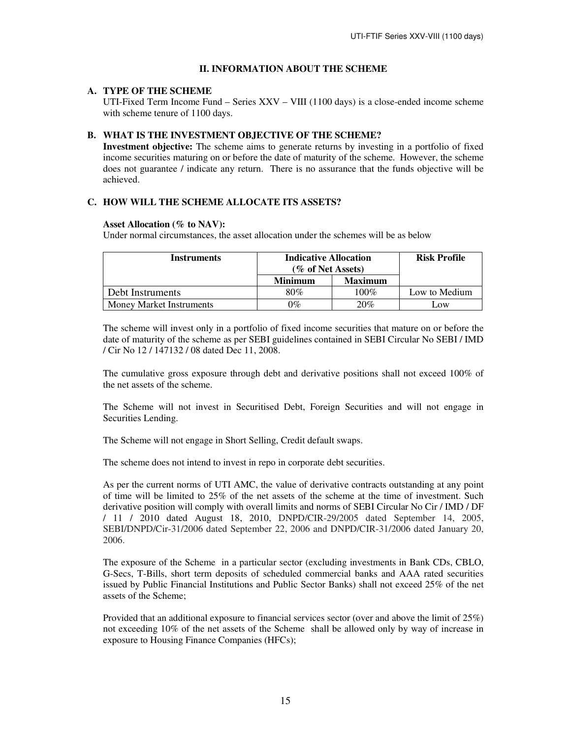## II. INFORMATION ABOUT THE SCHEME

### A. TYPE OF THE SCHEME

UTI-Fixed Term Income Fund – Series XXV – VIII (1100 days) is a close-ended income scheme with scheme tenure of 1100 days.

### B. WHAT IS THE INVESTMENT OBJECTIVE OF THE SCHEME?

**Investment objective:** The scheme aims to generate returns by investing in a portfolio of fixed income securities maturing on or before the date of maturity of the scheme. However, the scheme does not guarantee / indicate any return. There is no assurance that the funds objective will be achieved.

### C. HOW WILL THE SCHEME ALLOCATE ITS ASSETS?

**Asset Allocation (% to NAV):**

Under normal circumstances, the asset allocation under the schemes will be as below

| Instruments | Indicative Allocation (% of Net Assets) | | Risk Profile |
|---|---|---|---|
| | Minimum | Maximum | |
| Debt Instruments | 80% | 100% | Low to Medium |
| Money Market Instruments | 0% | 20% | Low |

The scheme will invest only in a portfolio of fixed income securities that mature on or before the date of maturity of the scheme as per SEBI guidelines contained in SEBI Circular No SEBI / IMD / Cir No 12 / 147132 / 08 dated Dec 11, 2008.

The cumulative gross exposure through debt and derivative positions shall not exceed 100% of the net assets of the scheme.

The Scheme will not invest in Securitised Debt, Foreign Securities and will not engage in Securities Lending.

The Scheme will not engage in Short Selling, Credit default swaps.

The scheme does not intend to invest in repo in corporate debt securities.

As per the current norms of UTI AMC, the value of derivative contracts outstanding at any point of time will be limited to 25% of the net assets of the scheme at the time of investment. Such derivative position will comply with overall limits and norms of SEBI Circular No Cir / IMD / DF / 11 / 2010 dated August 18, 2010, DNPD/CIR-29/2005 dated September 14, 2005, SEBI/DNPD/Cir-31/2006 dated September 22, 2006 and DNPD/CIR-31/2006 dated January 20, 2006.

The exposure of the Scheme in a particular sector (excluding investments in Bank CDs, CBLO, G-Secs, T-Bills, short term deposits of scheduled commercial banks and AAA rated securities issued by Public Financial Institutions and Public Sector Banks) shall not exceed 25% of the net assets of the Scheme;

Provided that an additional exposure to financial services sector (over and above the limit of 25%) not exceeding 10% of the net assets of the Scheme shall be allowed only by way of increase in exposure to Housing Finance Companies (HFCs);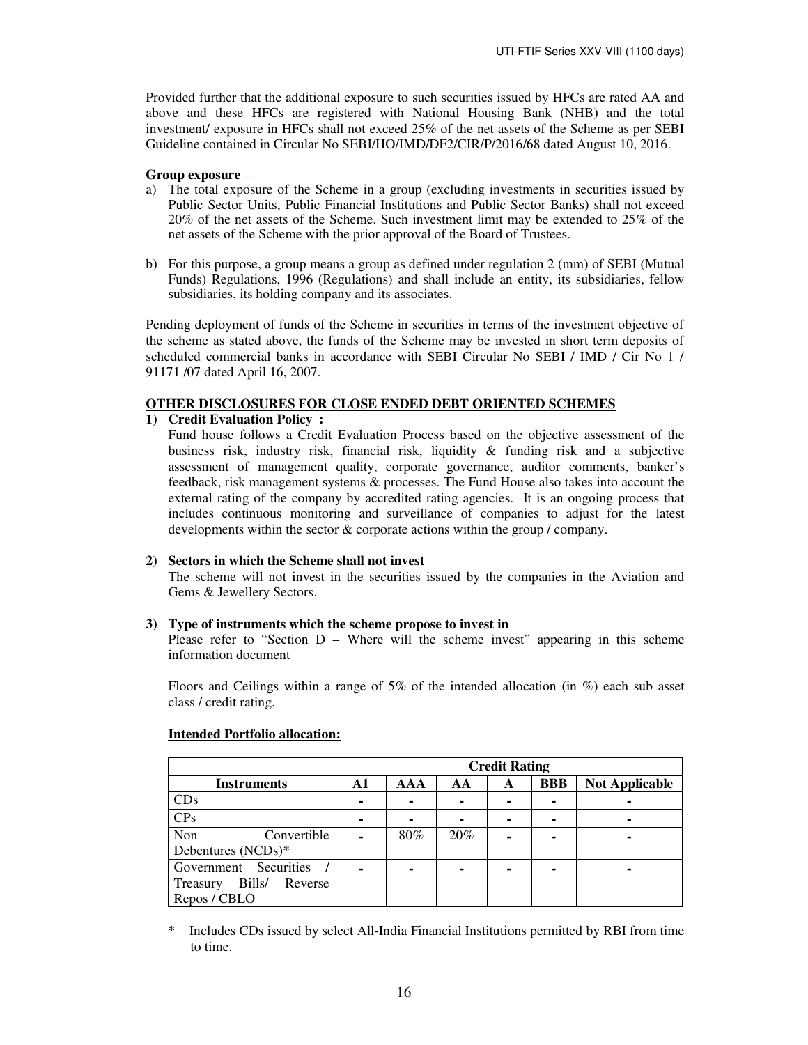Provided further that the additional exposure to such securities issued by HFCs are rated AA and above and these HFCs are registered with National Housing Bank (NHB) and the total investment/ exposure in HFCs shall not exceed 25% of the net assets of the Scheme as per SEBI Guideline contained in Circular No SEBI/HO/IMD/DF2/CIR/P/2016/68 dated August 10, 2016.

**Group exposure** –

a) The total exposure of the Scheme in a group (excluding investments in securities issued by Public Sector Units, Public Financial Institutions and Public Sector Banks) shall not exceed 20% of the net assets of the Scheme. Such investment limit may be extended to 25% of the net assets of the Scheme with the prior approval of the Board of Trustees.

b) For this purpose, a group means a group as defined under regulation 2 (mm) of SEBI (Mutual Funds) Regulations, 1996 (Regulations) and shall include an entity, its subsidiaries, fellow subsidiaries, its holding company and its associates.

Pending deployment of funds of the Scheme in securities in terms of the investment objective of the scheme as stated above, the funds of the Scheme may be invested in short term deposits of scheduled commercial banks in accordance with SEBI Circular No SEBI / IMD / Cir No 1 / 91171 /07 dated April 16, 2007.

## OTHER DISCLOSURES FOR CLOSE ENDED DEBT ORIENTED SCHEMES

**1) Credit Evaluation Policy :**

Fund house follows a Credit Evaluation Process based on the objective assessment of the business risk, industry risk, financial risk, liquidity & funding risk and a subjective assessment of management quality, corporate governance, auditor comments, banker's feedback, risk management systems & processes. The Fund House also takes into account the external rating of the company by accredited rating agencies. It is an ongoing process that includes continuous monitoring and surveillance of companies to adjust for the latest developments within the sector & corporate actions within the group / company.

**2) Sectors in which the Scheme shall not invest**

The scheme will not invest in the securities issued by the companies in the Aviation and Gems & Jewellery Sectors.

**3) Type of instruments which the scheme propose to invest in**

Please refer to "Section D – Where will the scheme invest" appearing in this scheme information document

Floors and Ceilings within a range of 5% of the intended allocation (in %) each sub asset class / credit rating.

**Intended Portfolio allocation:**

| | Credit Rating | | | | | |
|---|---|---|---|---|---|---|
| **Instruments** | **A1** | **AAA** | **AA** | **A** | **BBB** | **Not Applicable** |
| CDs | - | - | - | - | - | - |
| CPs | - | - | - | - | - | - |
| Non Convertible Debentures (NCDs)* | - | 80% | 20% | - | - | - |
| Government Securities / Treasury Bills/ Reverse Repos / CBLO | - | - | - | - | - | - |

\* Includes CDs issued by select All-India Financial Institutions permitted by RBI from time to time.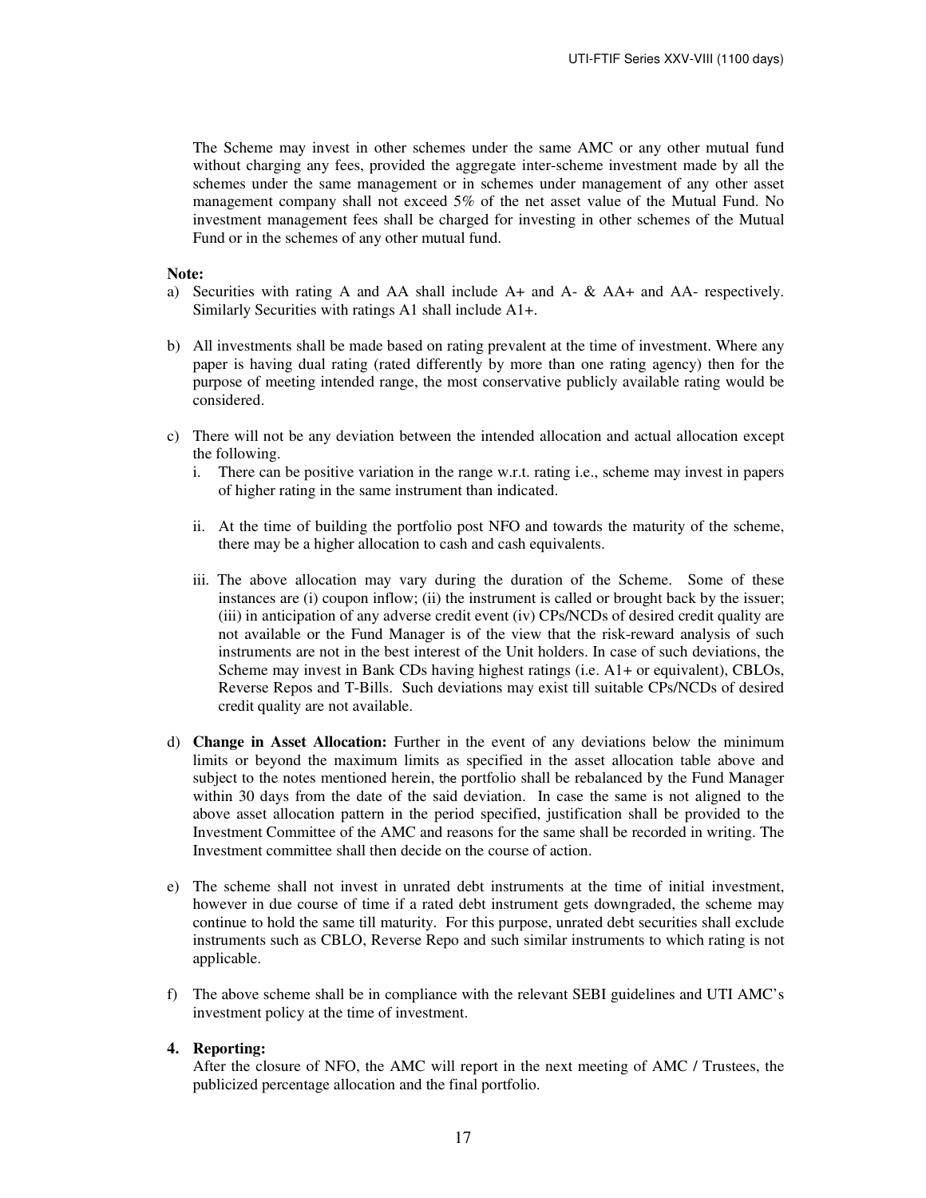The Scheme may invest in other schemes under the same AMC or any other mutual fund without charging any fees, provided the aggregate inter-scheme investment made by all the schemes under the same management or in schemes under management of any other asset management company shall not exceed 5% of the net asset value of the Mutual Fund. No investment management fees shall be charged for investing in other schemes of the Mutual Fund or in the schemes of any other mutual fund.

**Note:**

a) Securities with rating A and AA shall include A+ and A- & AA+ and AA- respectively. Similarly Securities with ratings A1 shall include A1+.

b) All investments shall be made based on rating prevalent at the time of investment. Where any paper is having dual rating (rated differently by more than one rating agency) then for the purpose of meeting intended range, the most conservative publicly available rating would be considered.

c) There will not be any deviation between the intended allocation and actual allocation except the following.
   i. There can be positive variation in the range w.r.t. rating i.e., scheme may invest in papers of higher rating in the same instrument than indicated.

   ii. At the time of building the portfolio post NFO and towards the maturity of the scheme, there may be a higher allocation to cash and cash equivalents.

   iii. The above allocation may vary during the duration of the Scheme. Some of these instances are (i) coupon inflow; (ii) the instrument is called or brought back by the issuer; (iii) in anticipation of any adverse credit event (iv) CPs/NCDs of desired credit quality are not available or the Fund Manager is of the view that the risk-reward analysis of such instruments are not in the best interest of the Unit holders. In case of such deviations, the Scheme may invest in Bank CDs having highest ratings (i.e. A1+ or equivalent), CBLOs, Reverse Repos and T-Bills. Such deviations may exist till suitable CPs/NCDs of desired credit quality are not available.

d) **Change in Asset Allocation:** Further in the event of any deviations below the minimum limits or beyond the maximum limits as specified in the asset allocation table above and subject to the notes mentioned herein, the portfolio shall be rebalanced by the Fund Manager within 30 days from the date of the said deviation. In case the same is not aligned to the above asset allocation pattern in the period specified, justification shall be provided to the Investment Committee of the AMC and reasons for the same shall be recorded in writing. The Investment committee shall then decide on the course of action.

e) The scheme shall not invest in unrated debt instruments at the time of initial investment, however in due course of time if a rated debt instrument gets downgraded, the scheme may continue to hold the same till maturity. For this purpose, unrated debt securities shall exclude instruments such as CBLO, Reverse Repo and such similar instruments to which rating is not applicable.

f) The above scheme shall be in compliance with the relevant SEBI guidelines and UTI AMC's investment policy at the time of investment.

**4. Reporting:**

After the closure of NFO, the AMC will report in the next meeting of AMC / Trustees, the publicized percentage allocation and the final portfolio.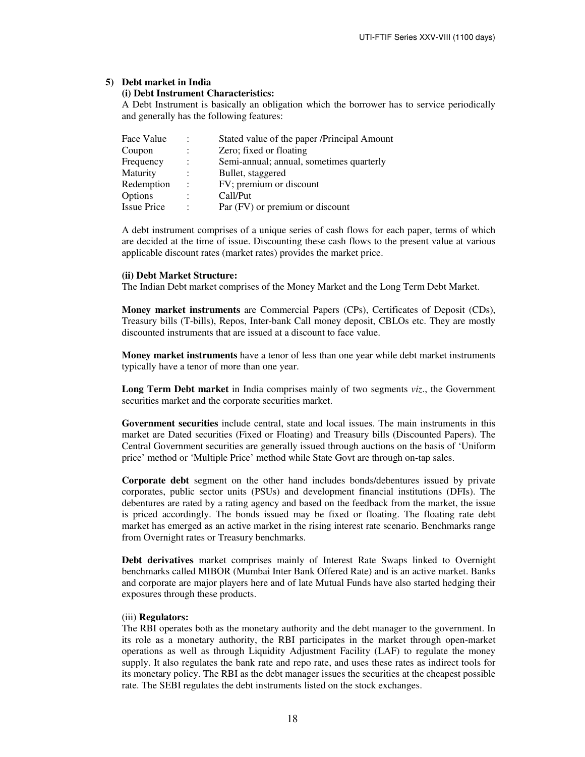## 5) Debt market in India

### (i) Debt Instrument Characteristics:

A Debt Instrument is basically an obligation which the borrower has to service periodically and generally has the following features:

| | | |
|---|---|---|
| Face Value | : | Stated value of the paper /Principal Amount |
| Coupon | : | Zero; fixed or floating |
| Frequency | : | Semi-annual; annual, sometimes quarterly |
| Maturity | : | Bullet, staggered |
| Redemption | : | FV; premium or discount |
| Options | : | Call/Put |
| Issue Price | : | Par (FV) or premium or discount |

A debt instrument comprises of a unique series of cash flows for each paper, terms of which are decided at the time of issue. Discounting these cash flows to the present value at various applicable discount rates (market rates) provides the market price.

### (ii) Debt Market Structure:

The Indian Debt market comprises of the Money Market and the Long Term Debt Market.

**Money market instruments** are Commercial Papers (CPs), Certificates of Deposit (CDs), Treasury bills (T-bills), Repos, Inter-bank Call money deposit, CBLOs etc. They are mostly discounted instruments that are issued at a discount to face value.

**Money market instruments** have a tenor of less than one year while debt market instruments typically have a tenor of more than one year.

**Long Term Debt market** in India comprises mainly of two segments *viz*., the Government securities market and the corporate securities market.

**Government securities** include central, state and local issues. The main instruments in this market are Dated securities (Fixed or Floating) and Treasury bills (Discounted Papers). The Central Government securities are generally issued through auctions on the basis of 'Uniform price' method or 'Multiple Price' method while State Govt are through on-tap sales.

**Corporate debt** segment on the other hand includes bonds/debentures issued by private corporates, public sector units (PSUs) and development financial institutions (DFIs). The debentures are rated by a rating agency and based on the feedback from the market, the issue is priced accordingly. The bonds issued may be fixed or floating. The floating rate debt market has emerged as an active market in the rising interest rate scenario. Benchmarks range from Overnight rates or Treasury benchmarks.

**Debt derivatives** market comprises mainly of Interest Rate Swaps linked to Overnight benchmarks called MIBOR (Mumbai Inter Bank Offered Rate) and is an active market. Banks and corporate are major players here and of late Mutual Funds have also started hedging their exposures through these products.

### (iii) Regulators:

The RBI operates both as the monetary authority and the debt manager to the government. In its role as a monetary authority, the RBI participates in the market through open-market operations as well as through Liquidity Adjustment Facility (LAF) to regulate the money supply. It also regulates the bank rate and repo rate, and uses these rates as indirect tools for its monetary policy. The RBI as the debt manager issues the securities at the cheapest possible rate. The SEBI regulates the debt instruments listed on the stock exchanges.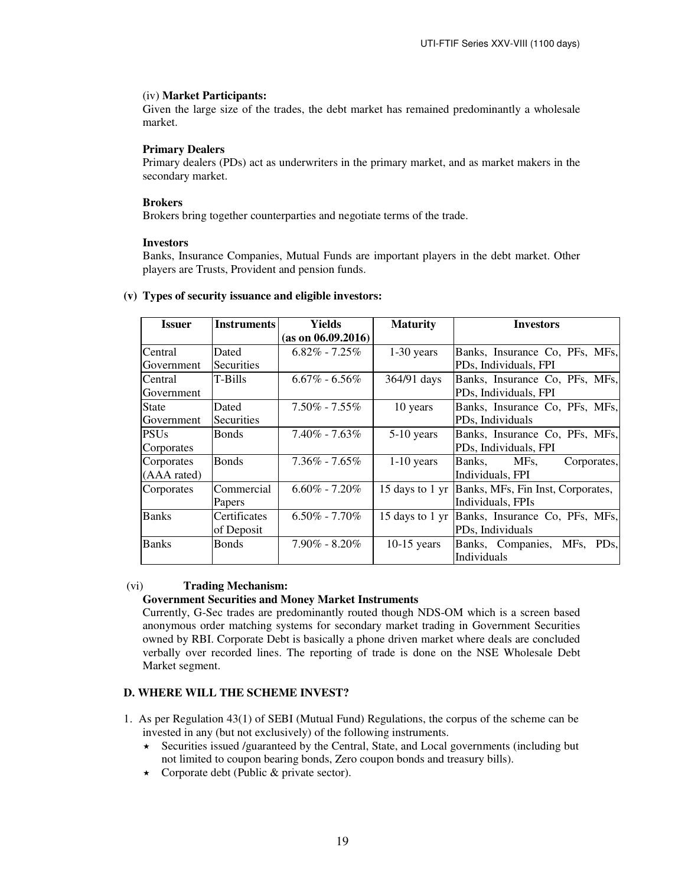(iv) **Market Participants:**

Given the large size of the trades, the debt market has remained predominantly a wholesale market.

**Primary Dealers**

Primary dealers (PDs) act as underwriters in the primary market, and as market makers in the secondary market.

**Brokers**

Brokers bring together counterparties and negotiate terms of the trade.

**Investors**

Banks, Insurance Companies, Mutual Funds are important players in the debt market. Other players are Trusts, Provident and pension funds.

**(v) Types of security issuance and eligible investors:**

| Issuer | Instruments | Yields (as on 06.09.2016) | Maturity | Investors |
|---|---|---|---|---|
| Central Government | Dated Securities | 6.82% - 7.25% | 1-30 years | Banks, Insurance Co, PFs, MFs, PDs, Individuals, FPI |
| Central Government | T-Bills | 6.67% - 6.56% | 364/91 days | Banks, Insurance Co, PFs, MFs, PDs, Individuals, FPI |
| State Government | Dated Securities | 7.50% - 7.55% | 10 years | Banks, Insurance Co, PFs, MFs, PDs, Individuals |
| PSUs Corporates | Bonds | 7.40% - 7.63% | 5-10 years | Banks, Insurance Co, PFs, MFs, PDs, Individuals, FPI |
| Corporates (AAA rated) | Bonds | 7.36% - 7.65% | 1-10 years | Banks, MFs, Corporates, Individuals, FPI |
| Corporates | Commercial Papers | 6.60% - 7.20% | 15 days to 1 yr | Banks, MFs, Fin Inst, Corporates, Individuals, FPIs |
| Banks | Certificates of Deposit | 6.50% - 7.70% | 15 days to 1 yr | Banks, Insurance Co, PFs, MFs, PDs, Individuals |
| Banks | Bonds | 7.90% - 8.20% | 10-15 years | Banks, Companies, MFs, PDs, Individuals |

(vi) **Trading Mechanism:**

**Government Securities and Money Market Instruments**

Currently, G-Sec trades are predominantly routed though NDS-OM which is a screen based anonymous order matching systems for secondary market trading in Government Securities owned by RBI. Corporate Debt is basically a phone driven market where deals are concluded verbally over recorded lines. The reporting of trade is done on the NSE Wholesale Debt Market segment.

### D. WHERE WILL THE SCHEME INVEST?

1. As per Regulation 43(1) of SEBI (Mutual Fund) Regulations, the corpus of the scheme can be invested in any (but not exclusively) of the following instruments.
   - Securities issued /guaranteed by the Central, State, and Local governments (including but not limited to coupon bearing bonds, Zero coupon bonds and treasury bills).
   - Corporate debt (Public & private sector).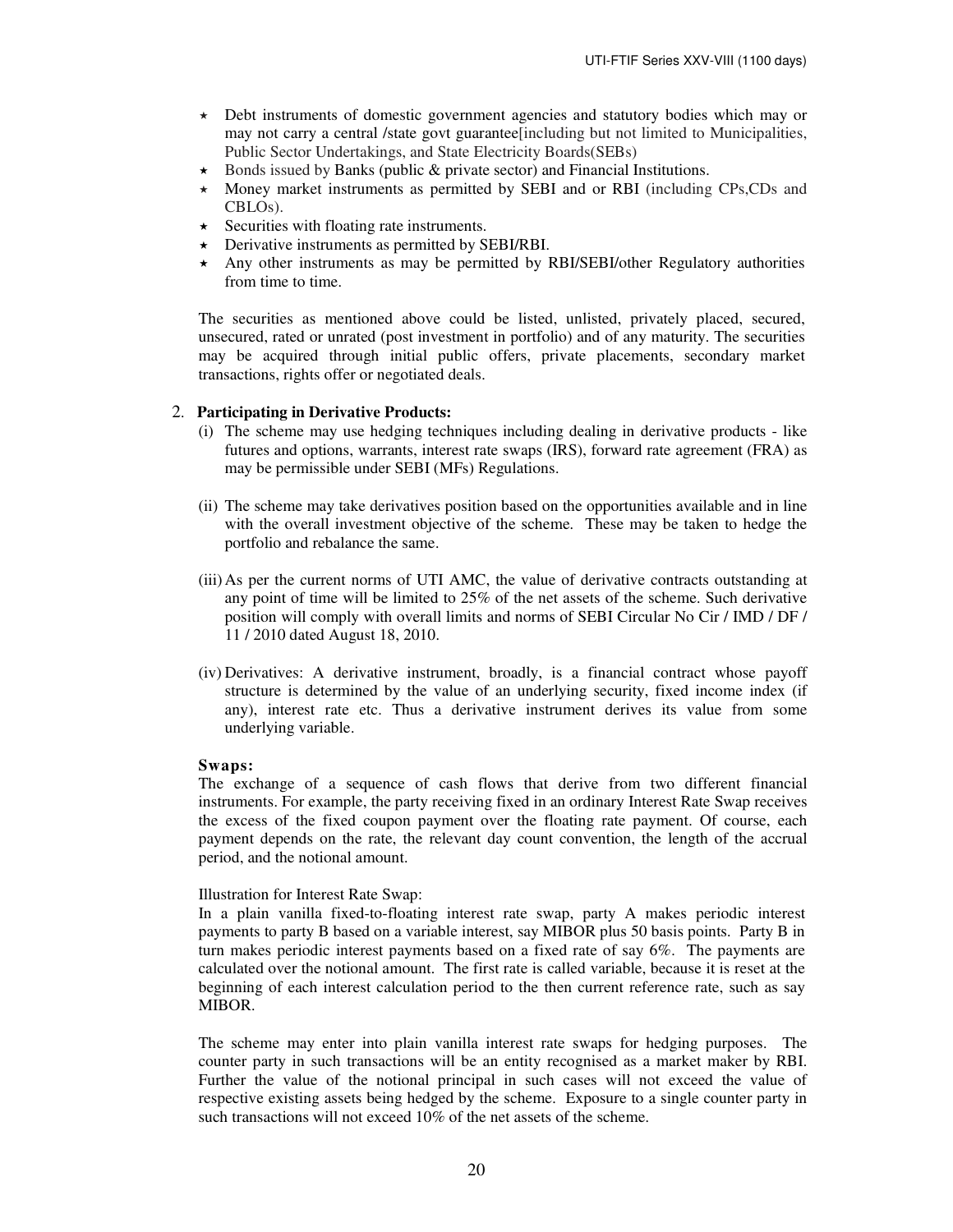- Debt instruments of domestic government agencies and statutory bodies which may or may not carry a central /state govt guarantee[including but not limited to Municipalities, Public Sector Undertakings, and State Electricity Boards(SEBs)
- Bonds issued by Banks (public & private sector) and Financial Institutions.
- Money market instruments as permitted by SEBI and or RBI (including CPs,CDs and CBLOs).
- Securities with floating rate instruments.
- Derivative instruments as permitted by SEBI/RBI.
- Any other instruments as may be permitted by RBI/SEBI/other Regulatory authorities from time to time.

The securities as mentioned above could be listed, unlisted, privately placed, secured, unsecured, rated or unrated (post investment in portfolio) and of any maturity. The securities may be acquired through initial public offers, private placements, secondary market transactions, rights offer or negotiated deals.

2. **Participating in Derivative Products:**

(i) The scheme may use hedging techniques including dealing in derivative products - like futures and options, warrants, interest rate swaps (IRS), forward rate agreement (FRA) as may be permissible under SEBI (MFs) Regulations.

(ii) The scheme may take derivatives position based on the opportunities available and in line with the overall investment objective of the scheme. These may be taken to hedge the portfolio and rebalance the same.

(iii) As per the current norms of UTI AMC, the value of derivative contracts outstanding at any point of time will be limited to 25% of the net assets of the scheme. Such derivative position will comply with overall limits and norms of SEBI Circular No Cir / IMD / DF / 11 / 2010 dated August 18, 2010.

(iv) Derivatives: A derivative instrument, broadly, is a financial contract whose payoff structure is determined by the value of an underlying security, fixed income index (if any), interest rate etc. Thus a derivative instrument derives its value from some underlying variable.

**Swaps:**

The exchange of a sequence of cash flows that derive from two different financial instruments. For example, the party receiving fixed in an ordinary Interest Rate Swap receives the excess of the fixed coupon payment over the floating rate payment. Of course, each payment depends on the rate, the relevant day count convention, the length of the accrual period, and the notional amount.

Illustration for Interest Rate Swap:

In a plain vanilla fixed-to-floating interest rate swap, party A makes periodic interest payments to party B based on a variable interest, say MIBOR plus 50 basis points. Party B in turn makes periodic interest payments based on a fixed rate of say 6%. The payments are calculated over the notional amount. The first rate is called variable, because it is reset at the beginning of each interest calculation period to the then current reference rate, such as say MIBOR.

The scheme may enter into plain vanilla interest rate swaps for hedging purposes. The counter party in such transactions will be an entity recognised as a market maker by RBI. Further the value of the notional principal in such cases will not exceed the value of respective existing assets being hedged by the scheme. Exposure to a single counter party in such transactions will not exceed 10% of the net assets of the scheme.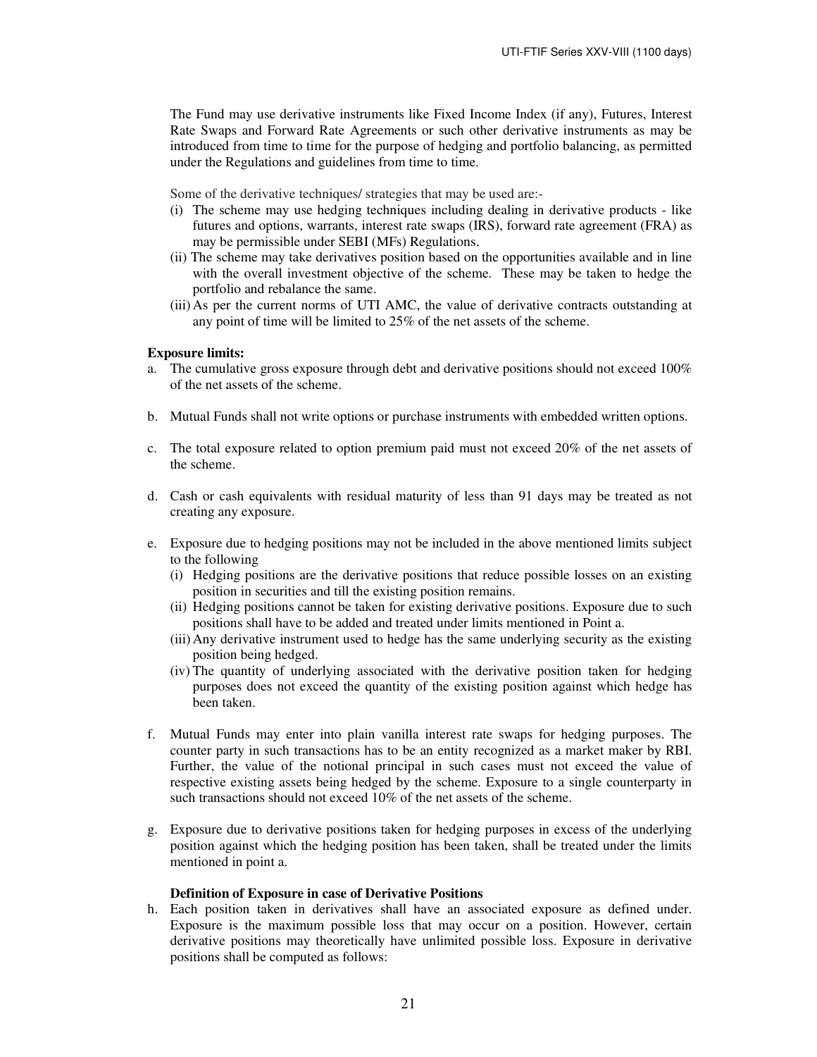The Fund may use derivative instruments like Fixed Income Index (if any), Futures, Interest Rate Swaps and Forward Rate Agreements or such other derivative instruments as may be introduced from time to time for the purpose of hedging and portfolio balancing, as permitted under the Regulations and guidelines from time to time.

Some of the derivative techniques/ strategies that may be used are:-

(i) The scheme may use hedging techniques including dealing in derivative products - like futures and options, warrants, interest rate swaps (IRS), forward rate agreement (FRA) as may be permissible under SEBI (MFs) Regulations.

(ii) The scheme may take derivatives position based on the opportunities available and in line with the overall investment objective of the scheme. These may be taken to hedge the portfolio and rebalance the same.

(iii) As per the current norms of UTI AMC, the value of derivative contracts outstanding at any point of time will be limited to 25% of the net assets of the scheme.

**Exposure limits:**

a. The cumulative gross exposure through debt and derivative positions should not exceed 100% of the net assets of the scheme.

b. Mutual Funds shall not write options or purchase instruments with embedded written options.

c. The total exposure related to option premium paid must not exceed 20% of the net assets of the scheme.

d. Cash or cash equivalents with residual maturity of less than 91 days may be treated as not creating any exposure.

e. Exposure due to hedging positions may not be included in the above mentioned limits subject to the following

   (i) Hedging positions are the derivative positions that reduce possible losses on an existing position in securities and till the existing position remains.

   (ii) Hedging positions cannot be taken for existing derivative positions. Exposure due to such positions shall have to be added and treated under limits mentioned in Point a.

   (iii) Any derivative instrument used to hedge has the same underlying security as the existing position being hedged.

   (iv) The quantity of underlying associated with the derivative position taken for hedging purposes does not exceed the quantity of the existing position against which hedge has been taken.

f. Mutual Funds may enter into plain vanilla interest rate swaps for hedging purposes. The counter party in such transactions has to be an entity recognized as a market maker by RBI. Further, the value of the notional principal in such cases must not exceed the value of respective existing assets being hedged by the scheme. Exposure to a single counterparty in such transactions should not exceed 10% of the net assets of the scheme.

g. Exposure due to derivative positions taken for hedging purposes in excess of the underlying position against which the hedging position has been taken, shall be treated under the limits mentioned in point a.

**Definition of Exposure in case of Derivative Positions**

h. Each position taken in derivatives shall have an associated exposure as defined under. Exposure is the maximum possible loss that may occur on a position. However, certain derivative positions may theoretically have unlimited possible loss. Exposure in derivative positions shall be computed as follows: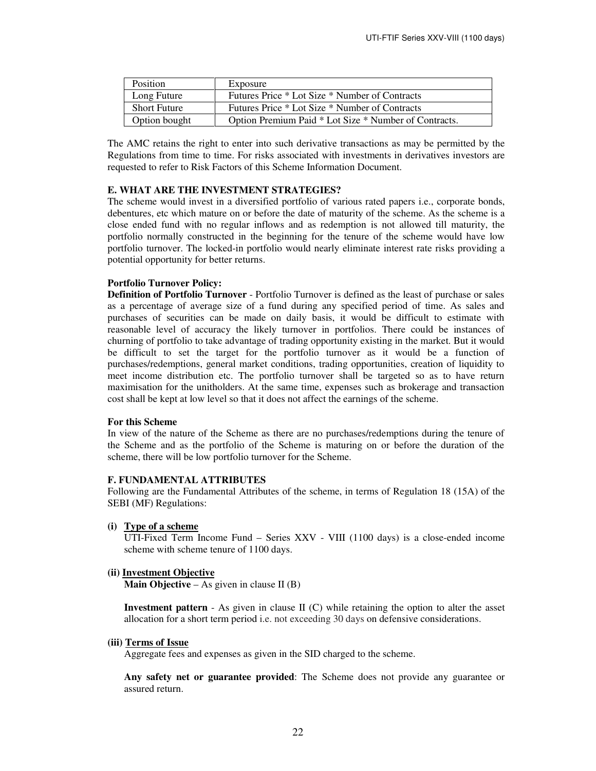| Position | Exposure |
|---|---|
| Long Future | Futures Price * Lot Size * Number of Contracts |
| Short Future | Futures Price * Lot Size * Number of Contracts |
| Option bought | Option Premium Paid * Lot Size * Number of Contracts. |

The AMC retains the right to enter into such derivative transactions as may be permitted by the Regulations from time to time. For risks associated with investments in derivatives investors are requested to refer to Risk Factors of this Scheme Information Document.

### E. WHAT ARE THE INVESTMENT STRATEGIES?

The scheme would invest in a diversified portfolio of various rated papers i.e., corporate bonds, debentures, etc which mature on or before the date of maturity of the scheme. As the scheme is a close ended fund with no regular inflows and as redemption is not allowed till maturity, the portfolio normally constructed in the beginning for the tenure of the scheme would have low portfolio turnover. The locked-in portfolio would nearly eliminate interest rate risks providing a potential opportunity for better returns.

**Portfolio Turnover Policy:**

**Definition of Portfolio Turnover** - Portfolio Turnover is defined as the least of purchase or sales as a percentage of average size of a fund during any specified period of time. As sales and purchases of securities can be made on daily basis, it would be difficult to estimate with reasonable level of accuracy the likely turnover in portfolios. There could be instances of churning of portfolio to take advantage of trading opportunity existing in the market. But it would be difficult to set the target for the portfolio turnover as it would be a function of purchases/redemptions, general market conditions, trading opportunities, creation of liquidity to meet income distribution etc. The portfolio turnover shall be targeted so as to have return maximisation for the unitholders. At the same time, expenses such as brokerage and transaction cost shall be kept at low level so that it does not affect the earnings of the scheme.

**For this Scheme**

In view of the nature of the Scheme as there are no purchases/redemptions during the tenure of the Scheme and as the portfolio of the Scheme is maturing on or before the duration of the scheme, there will be low portfolio turnover for the Scheme.

### F. FUNDAMENTAL ATTRIBUTES

Following are the Fundamental Attributes of the scheme, in terms of Regulation 18 (15A) of the SEBI (MF) Regulations:

**(i) <u>Type of a scheme</u>**

UTI-Fixed Term Income Fund – Series XXV - VIII (1100 days) is a close-ended income scheme with scheme tenure of 1100 days.

**(ii) <u>Investment Objective</u>**

**Main Objective** – As given in clause II (B)

**Investment pattern** - As given in clause II (C) while retaining the option to alter the asset allocation for a short term period i.e. not exceeding 30 days on defensive considerations.

**(iii) <u>Terms of Issue</u>**

Aggregate fees and expenses as given in the SID charged to the scheme.

**Any safety net or guarantee provided**: The Scheme does not provide any guarantee or assured return.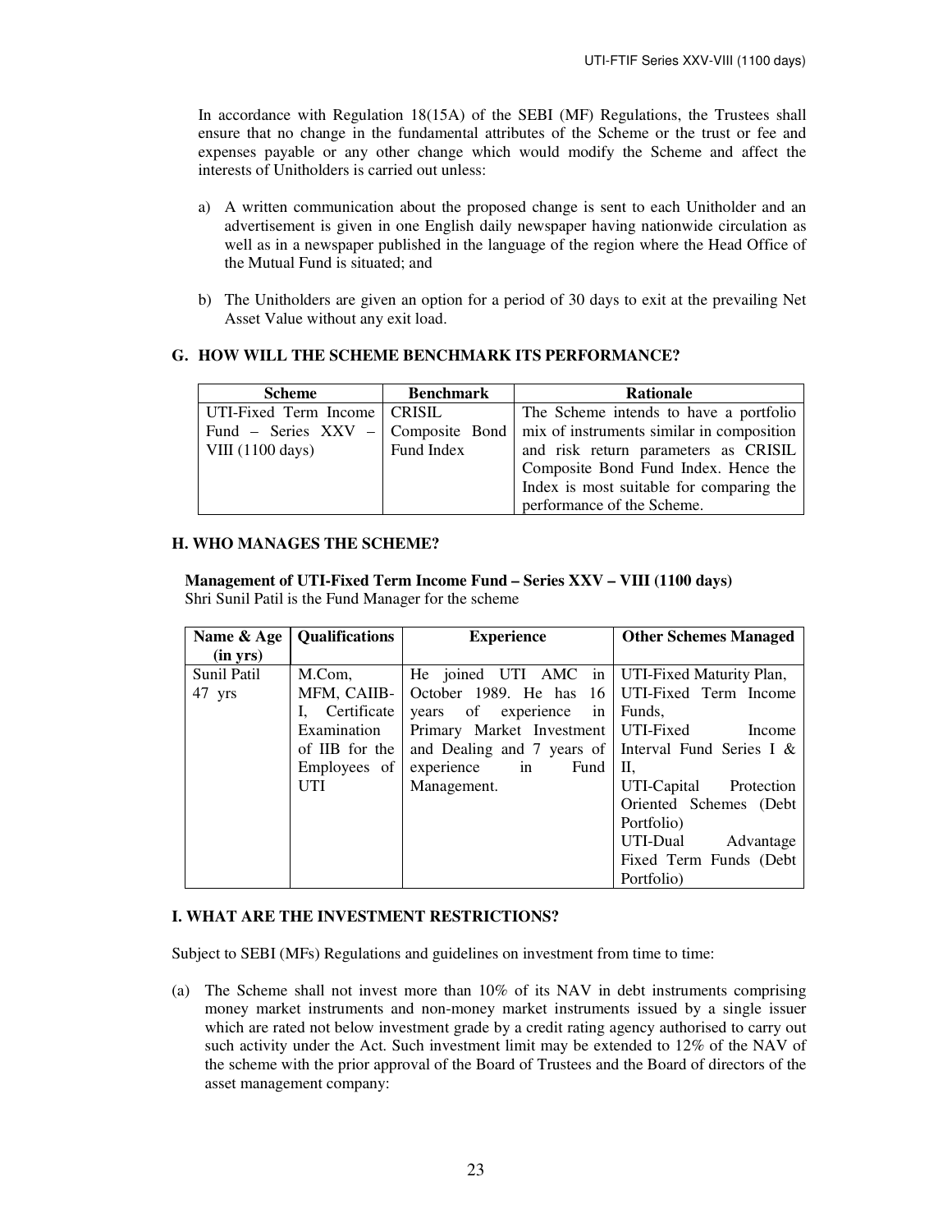In accordance with Regulation 18(15A) of the SEBI (MF) Regulations, the Trustees shall ensure that no change in the fundamental attributes of the Scheme or the trust or fee and expenses payable or any other change which would modify the Scheme and affect the interests of Unitholders is carried out unless:

a) A written communication about the proposed change is sent to each Unitholder and an advertisement is given in one English daily newspaper having nationwide circulation as well as in a newspaper published in the language of the region where the Head Office of the Mutual Fund is situated; and

b) The Unitholders are given an option for a period of 30 days to exit at the prevailing Net Asset Value without any exit load.

## G. HOW WILL THE SCHEME BENCHMARK ITS PERFORMANCE?

| Scheme | Benchmark | Rationale |
|---|---|---|
| UTI-Fixed Term Income Fund – Series XXV – VIII (1100 days) | CRISIL Composite Bond Fund Index | The Scheme intends to have a portfolio mix of instruments similar in composition and risk return parameters as CRISIL Composite Bond Fund Index. Hence the Index is most suitable for comparing the performance of the Scheme. |

## H. WHO MANAGES THE SCHEME?

**Management of UTI-Fixed Term Income Fund – Series XXV – VIII (1100 days)**
Shri Sunil Patil is the Fund Manager for the scheme

| Name & Age (in yrs) | Qualifications | Experience | Other Schemes Managed |
|---|---|---|---|
| Sunil Patil 47 yrs | M.Com, MFM, CAIIB-I, Certificate Examination of IIB for the Employees of UTI | He joined UTI AMC in October 1989. He has 16 years of experience in Primary Market Investment and Dealing and 7 years of experience in Fund Management. | UTI-Fixed Maturity Plan, UTI-Fixed Term Income Funds, UTI-Fixed Income Interval Fund Series I & II, UTI-Capital Protection Oriented Schemes (Debt Portfolio) UTI-Dual Advantage Fixed Term Funds (Debt Portfolio) |

## I. WHAT ARE THE INVESTMENT RESTRICTIONS?

Subject to SEBI (MFs) Regulations and guidelines on investment from time to time:

(a) The Scheme shall not invest more than 10% of its NAV in debt instruments comprising money market instruments and non-money market instruments issued by a single issuer which are rated not below investment grade by a credit rating agency authorised to carry out such activity under the Act. Such investment limit may be extended to 12% of the NAV of the scheme with the prior approval of the Board of Trustees and the Board of directors of the asset management company: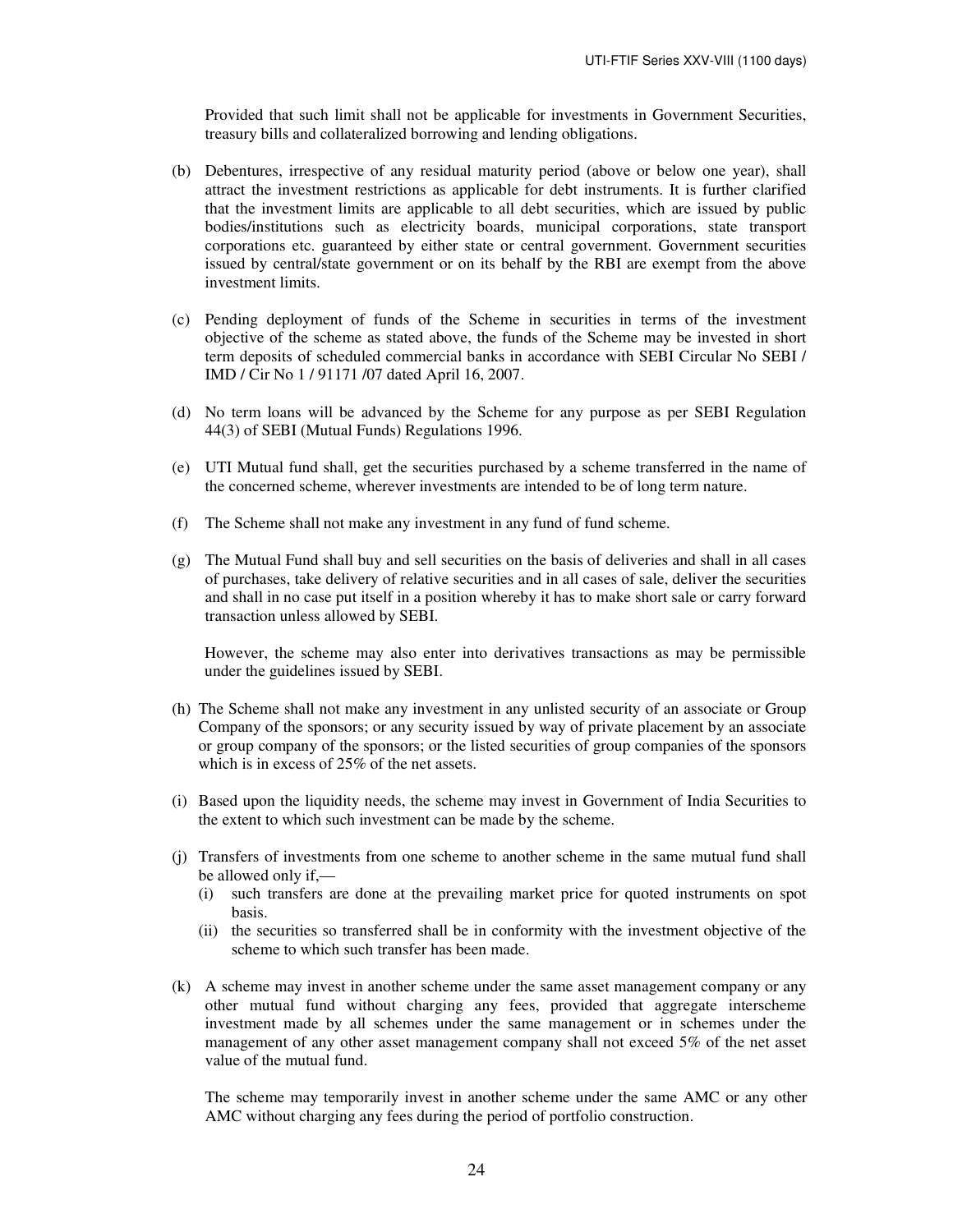Provided that such limit shall not be applicable for investments in Government Securities, treasury bills and collateralized borrowing and lending obligations.

(b) Debentures, irrespective of any residual maturity period (above or below one year), shall attract the investment restrictions as applicable for debt instruments. It is further clarified that the investment limits are applicable to all debt securities, which are issued by public bodies/institutions such as electricity boards, municipal corporations, state transport corporations etc. guaranteed by either state or central government. Government securities issued by central/state government or on its behalf by the RBI are exempt from the above investment limits.

(c) Pending deployment of funds of the Scheme in securities in terms of the investment objective of the scheme as stated above, the funds of the Scheme may be invested in short term deposits of scheduled commercial banks in accordance with SEBI Circular No SEBI / IMD / Cir No 1 / 91171 /07 dated April 16, 2007.

(d) No term loans will be advanced by the Scheme for any purpose as per SEBI Regulation 44(3) of SEBI (Mutual Funds) Regulations 1996.

(e) UTI Mutual fund shall, get the securities purchased by a scheme transferred in the name of the concerned scheme, wherever investments are intended to be of long term nature.

(f) The Scheme shall not make any investment in any fund of fund scheme.

(g) The Mutual Fund shall buy and sell securities on the basis of deliveries and shall in all cases of purchases, take delivery of relative securities and in all cases of sale, deliver the securities and shall in no case put itself in a position whereby it has to make short sale or carry forward transaction unless allowed by SEBI.

However, the scheme may also enter into derivatives transactions as may be permissible under the guidelines issued by SEBI.

(h) The Scheme shall not make any investment in any unlisted security of an associate or Group Company of the sponsors; or any security issued by way of private placement by an associate or group company of the sponsors; or the listed securities of group companies of the sponsors which is in excess of 25% of the net assets.

(i) Based upon the liquidity needs, the scheme may invest in Government of India Securities to the extent to which such investment can be made by the scheme.

(j) Transfers of investments from one scheme to another scheme in the same mutual fund shall be allowed only if,—
   (i) such transfers are done at the prevailing market price for quoted instruments on spot basis.
   (ii) the securities so transferred shall be in conformity with the investment objective of the scheme to which such transfer has been made.

(k) A scheme may invest in another scheme under the same asset management company or any other mutual fund without charging any fees, provided that aggregate interscheme investment made by all schemes under the same management or in schemes under the management of any other asset management company shall not exceed 5% of the net asset value of the mutual fund.

The scheme may temporarily invest in another scheme under the same AMC or any other AMC without charging any fees during the period of portfolio construction.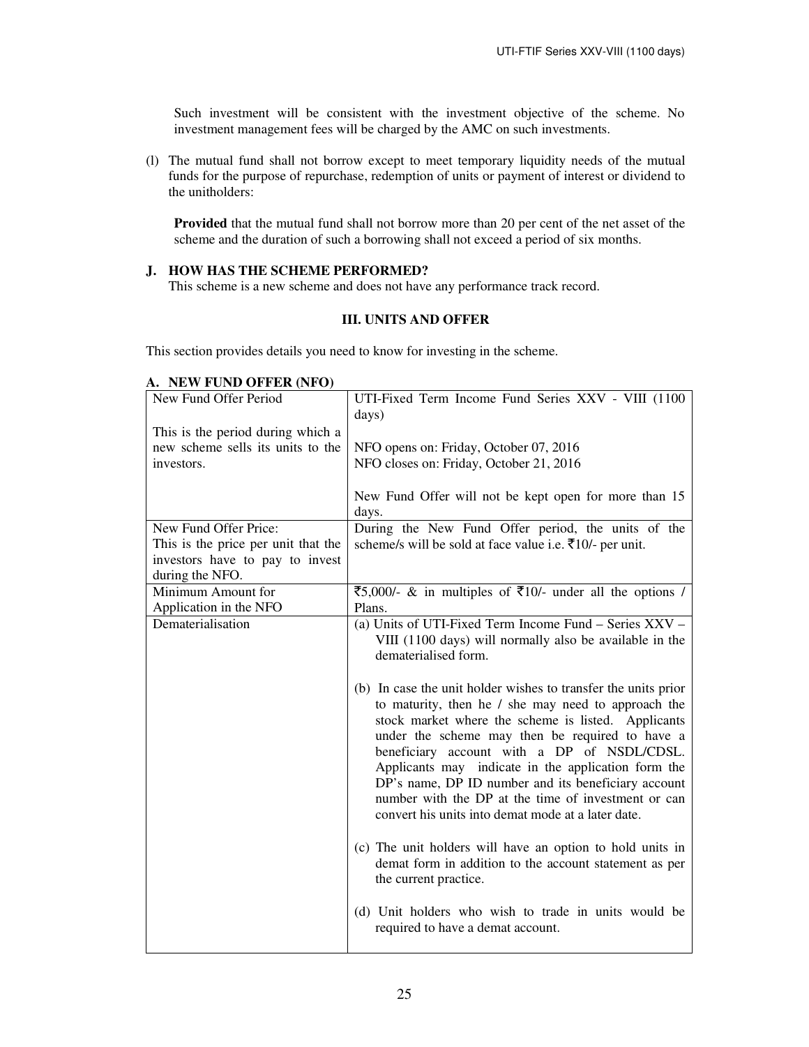Such investment will be consistent with the investment objective of the scheme. No investment management fees will be charged by the AMC on such investments.

(l) The mutual fund shall not borrow except to meet temporary liquidity needs of the mutual funds for the purpose of repurchase, redemption of units or payment of interest or dividend to the unitholders:

**Provided** that the mutual fund shall not borrow more than 20 per cent of the net asset of the scheme and the duration of such a borrowing shall not exceed a period of six months.

### J. HOW HAS THE SCHEME PERFORMED?

This scheme is a new scheme and does not have any performance track record.

## III. UNITS AND OFFER

This section provides details you need to know for investing in the scheme.

### A. NEW FUND OFFER (NFO)

| | |
|---|---|
| New Fund Offer Period<br><br>This is the period during which a new scheme sells its units to the investors. | UTI-Fixed Term Income Fund Series XXV - VIII (1100 days)<br><br>NFO opens on: Friday, October 07, 2016<br>NFO closes on: Friday, October 21, 2016<br><br>New Fund Offer will not be kept open for more than 15 days. |
| New Fund Offer Price:<br>This is the price per unit that the investors have to pay to invest during the NFO. | During the New Fund Offer period, the units of the scheme/s will be sold at face value i.e. ₹10/- per unit. |
| Minimum Amount for Application in the NFO | ₹5,000/- & in multiples of ₹10/- under all the options / Plans. |
| Dematerialisation | (a) Units of UTI-Fixed Term Income Fund – Series XXV – VIII (1100 days) will normally also be available in the dematerialised form.<br><br>(b) In case the unit holder wishes to transfer the units prior to maturity, then he / she may need to approach the stock market where the scheme is listed. Applicants under the scheme may then be required to have a beneficiary account with a DP of NSDL/CDSL. Applicants may indicate in the application form the DP's name, DP ID number and its beneficiary account number with the DP at the time of investment or can convert his units into demat mode at a later date.<br><br>(c) The unit holders will have an option to hold units in demat form in addition to the account statement as per the current practice.<br><br>(d) Unit holders who wish to trade in units would be required to have a demat account. |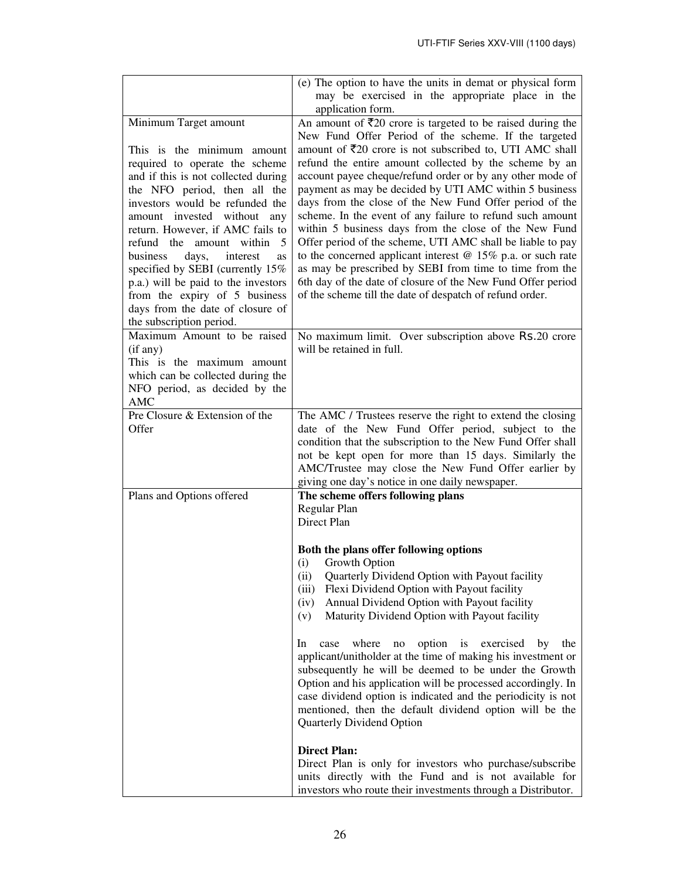| | |
|---|---|
| | (e) The option to have the units in demat or physical form may be exercised in the appropriate place in the application form. |
| Minimum Target amount<br><br>This is the minimum amount required to operate the scheme and if this is not collected during the NFO period, then all the investors would be refunded the amount invested without any return. However, if AMC fails to refund the amount within 5 business days, interest as specified by SEBI (currently 15% p.a.) will be paid to the investors from the expiry of 5 business days from the date of closure of the subscription period. | An amount of ₹20 crore is targeted to be raised during the New Fund Offer Period of the scheme. If the targeted amount of ₹20 crore is not subscribed to, UTI AMC shall refund the entire amount collected by the scheme by an account payee cheque/refund order or by any other mode of payment as may be decided by UTI AMC within 5 business days from the close of the New Fund Offer period of the scheme. In the event of any failure to refund such amount within 5 business days from the close of the New Fund Offer period of the scheme, UTI AMC shall be liable to pay to the concerned applicant interest @ 15% p.a. or such rate as may be prescribed by SEBI from time to time from the 6th day of the date of closure of the New Fund Offer period of the scheme till the date of despatch of refund order. |
| Maximum Amount to be raised (if any)<br>This is the maximum amount which can be collected during the NFO period, as decided by the AMC | No maximum limit. Over subscription above Rs.20 crore will be retained in full. |
| Pre Closure & Extension of the Offer | The AMC / Trustees reserve the right to extend the closing date of the New Fund Offer period, subject to the condition that the subscription to the New Fund Offer shall not be kept open for more than 15 days. Similarly the AMC/Trustee may close the New Fund Offer earlier by giving one day's notice in one daily newspaper. |
| Plans and Options offered | **The scheme offers following plans**<br>Regular Plan<br>Direct Plan<br><br>**Both the plans offer following options**<br>(i) Growth Option<br>(ii) Quarterly Dividend Option with Payout facility<br>(iii) Flexi Dividend Option with Payout facility<br>(iv) Annual Dividend Option with Payout facility<br>(v) Maturity Dividend Option with Payout facility<br><br>In case where no option is exercised by the applicant/unitholder at the time of making his investment or subsequently he will be deemed to be under the Growth Option and his application will be processed accordingly. In case dividend option is indicated and the periodicity is not mentioned, then the default dividend option will be the Quarterly Dividend Option<br><br>**Direct Plan:**<br>Direct Plan is only for investors who purchase/subscribe units directly with the Fund and is not available for investors who route their investments through a Distributor. |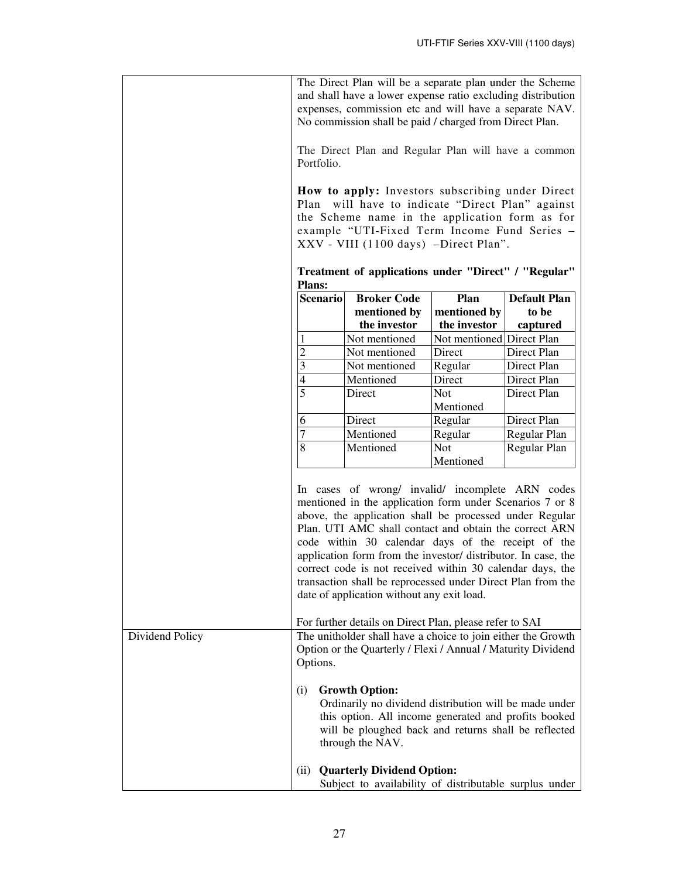| | |
|---|---|
| | The Direct Plan will be a separate plan under the Scheme and shall have a lower expense ratio excluding distribution expenses, commission etc and will have a separate NAV. No commission shall be paid / charged from Direct Plan.<br><br>The Direct Plan and Regular Plan will have a common Portfolio.<br><br>**How to apply:** Investors subscribing under Direct Plan will have to indicate "Direct Plan" against the Scheme name in the application form as for example "UTI-Fixed Term Income Fund Series – XXV - VIII (1100 days) –Direct Plan".<br><br>**Treatment of applications under "Direct" / "Regular" Plans:** |

| Scenario | Broker Code mentioned by the investor | Plan mentioned by the investor | Default Plan to be captured |
|---|---|---|---|
| 1 | Not mentioned | Not mentioned | Direct Plan |
| 2 | Not mentioned | Direct | Direct Plan |
| 3 | Not mentioned | Regular | Direct Plan |
| 4 | Mentioned | Direct | Direct Plan |
| 5 | Direct | Not Mentioned | Direct Plan |
| 6 | Direct | Regular | Direct Plan |
| 7 | Mentioned | Regular | Regular Plan |
| 8 | Mentioned | Not Mentioned | Regular Plan |

| | |
|---|---|
| | In cases of wrong/ invalid/ incomplete ARN codes mentioned in the application form under Scenarios 7 or 8 above, the application shall be processed under Regular Plan. UTI AMC shall contact and obtain the correct ARN code within 30 calendar days of the receipt of the application form from the investor/ distributor. In case, the correct code is not received within 30 calendar days, the transaction shall be reprocessed under Direct Plan from the date of application without any exit load.<br><br>For further details on Direct Plan, please refer to SAI |
| Dividend Policy | The unitholder shall have a choice to join either the Growth Option or the Quarterly / Flexi / Annual / Maturity Dividend Options.<br><br>(i) **Growth Option:**<br>Ordinarily no dividend distribution will be made under this option. All income generated and profits booked will be ploughed back and returns shall be reflected through the NAV.<br><br>(ii) **Quarterly Dividend Option:**<br>Subject to availability of distributable surplus under |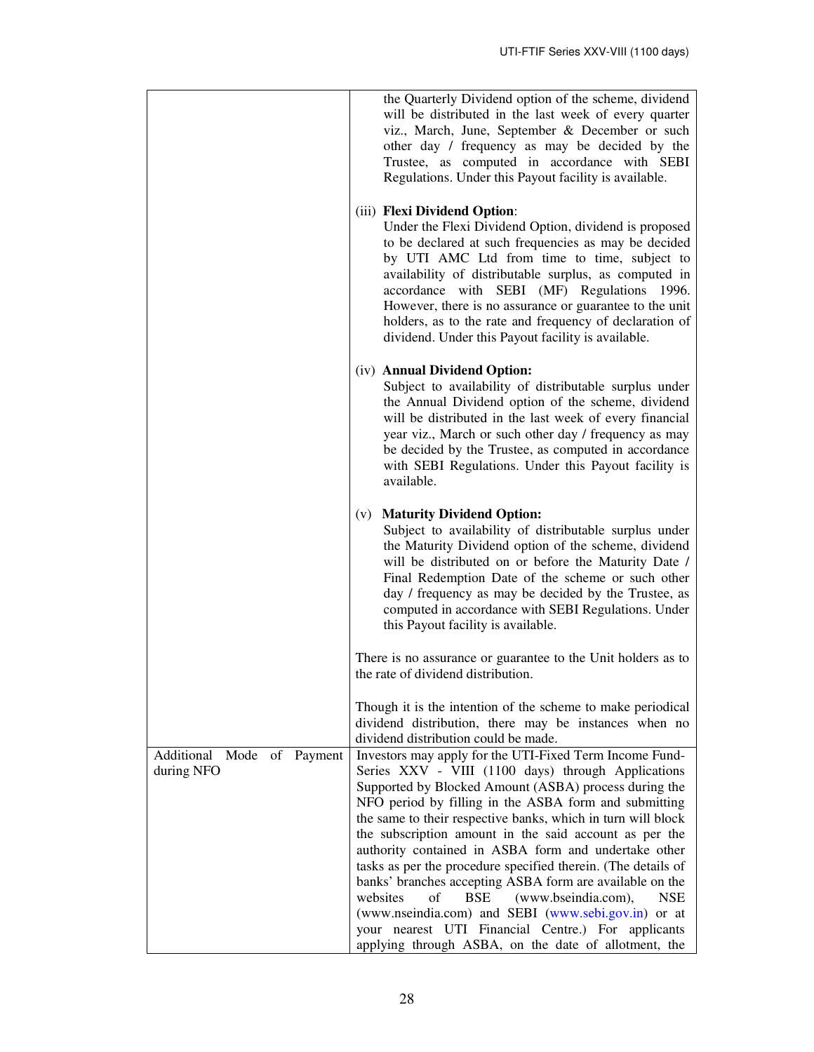| | |
|---|---|
| | the Quarterly Dividend option of the scheme, dividend will be distributed in the last week of every quarter viz., March, June, September & December or such other day / frequency as may be decided by the Trustee, as computed in accordance with SEBI Regulations. Under this Payout facility is available.<br><br>(iii) **Flexi Dividend Option**:<br>Under the Flexi Dividend Option, dividend is proposed to be declared at such frequencies as may be decided by UTI AMC Ltd from time to time, subject to availability of distributable surplus, as computed in accordance with SEBI (MF) Regulations 1996. However, there is no assurance or guarantee to the unit holders, as to the rate and frequency of declaration of dividend. Under this Payout facility is available.<br><br>(iv) **Annual Dividend Option:**<br>Subject to availability of distributable surplus under the Annual Dividend option of the scheme, dividend will be distributed in the last week of every financial year viz., March or such other day / frequency as may be decided by the Trustee, as computed in accordance with SEBI Regulations. Under this Payout facility is available.<br><br>(v) **Maturity Dividend Option:**<br>Subject to availability of distributable surplus under the Maturity Dividend option of the scheme, dividend will be distributed on or before the Maturity Date / Final Redemption Date of the scheme or such other day / frequency as may be decided by the Trustee, as computed in accordance with SEBI Regulations. Under this Payout facility is available.<br><br>There is no assurance or guarantee to the Unit holders as to the rate of dividend distribution.<br><br>Though it is the intention of the scheme to make periodical dividend distribution, there may be instances when no dividend distribution could be made. |
| Additional Mode of Payment during NFO | Investors may apply for the UTI-Fixed Term Income Fund-Series XXV - VIII (1100 days) through Applications Supported by Blocked Amount (ASBA) process during the NFO period by filling in the ASBA form and submitting the same to their respective banks, which in turn will block the subscription amount in the said account as per the authority contained in ASBA form and undertake other tasks as per the procedure specified therein. (The details of banks' branches accepting ASBA form are available on the websites of BSE (www.bseindia.com), NSE (www.nseindia.com) and SEBI (www.sebi.gov.in) or at your nearest UTI Financial Centre.) For applicants applying through ASBA, on the date of allotment, the |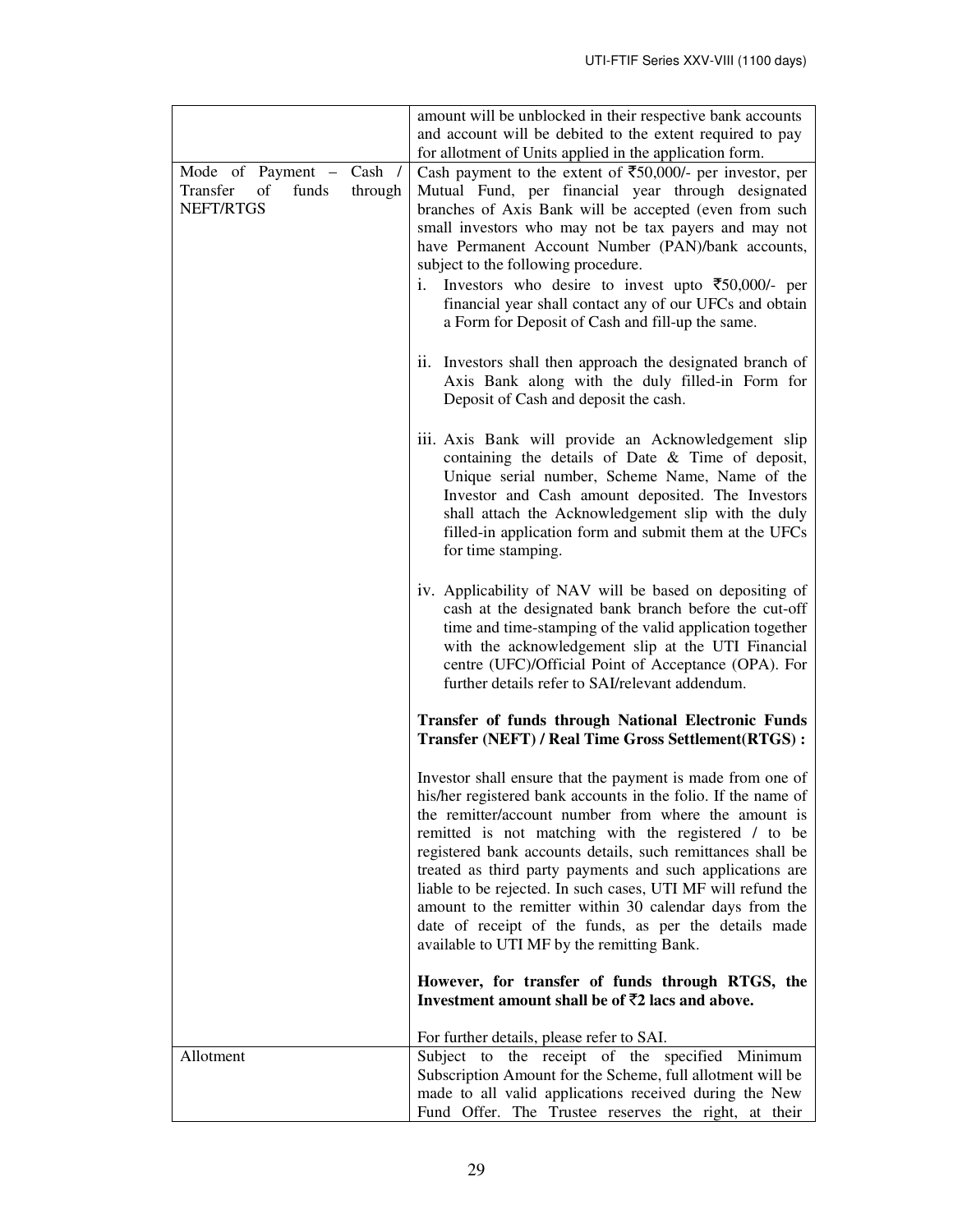| | |
|---|---|
| | amount will be unblocked in their respective bank accounts and account will be debited to the extent required to pay for allotment of Units applied in the application form. |
| Mode of Payment – Cash / Transfer of funds through NEFT/RTGS | Cash payment to the extent of ₹50,000/- per investor, per Mutual Fund, per financial year through designated branches of Axis Bank will be accepted (even from such small investors who may not be tax payers and may not have Permanent Account Number (PAN)/bank accounts, subject to the following procedure.<br><br>i. Investors who desire to invest upto ₹50,000/- per financial year shall contact any of our UFCs and obtain a Form for Deposit of Cash and fill-up the same.<br><br>ii. Investors shall then approach the designated branch of Axis Bank along with the duly filled-in Form for Deposit of Cash and deposit the cash.<br><br>iii. Axis Bank will provide an Acknowledgement slip containing the details of Date & Time of deposit, Unique serial number, Scheme Name, Name of the Investor and Cash amount deposited. The Investors shall attach the Acknowledgement slip with the duly filled-in application form and submit them at the UFCs for time stamping.<br><br>iv. Applicability of NAV will be based on depositing of cash at the designated bank branch before the cut-off time and time-stamping of the valid application together with the acknowledgement slip at the UTI Financial centre (UFC)/Official Point of Acceptance (OPA). For further details refer to SAI/relevant addendum.<br><br>**Transfer of funds through National Electronic Funds Transfer (NEFT) / Real Time Gross Settlement(RTGS) :**<br><br>Investor shall ensure that the payment is made from one of his/her registered bank accounts in the folio. If the name of the remitter/account number from where the amount is remitted is not matching with the registered / to be registered bank accounts details, such remittances shall be treated as third party payments and such applications are liable to be rejected. In such cases, UTI MF will refund the amount to the remitter within 30 calendar days from the date of receipt of the funds, as per the details made available to UTI MF by the remitting Bank.<br><br>**However, for transfer of funds through RTGS, the Investment amount shall be of ₹2 lacs and above.**<br><br>For further details, please refer to SAI. |
| Allotment | Subject to the receipt of the specified Minimum Subscription Amount for the Scheme, full allotment will be made to all valid applications received during the New Fund Offer. The Trustee reserves the right, at their |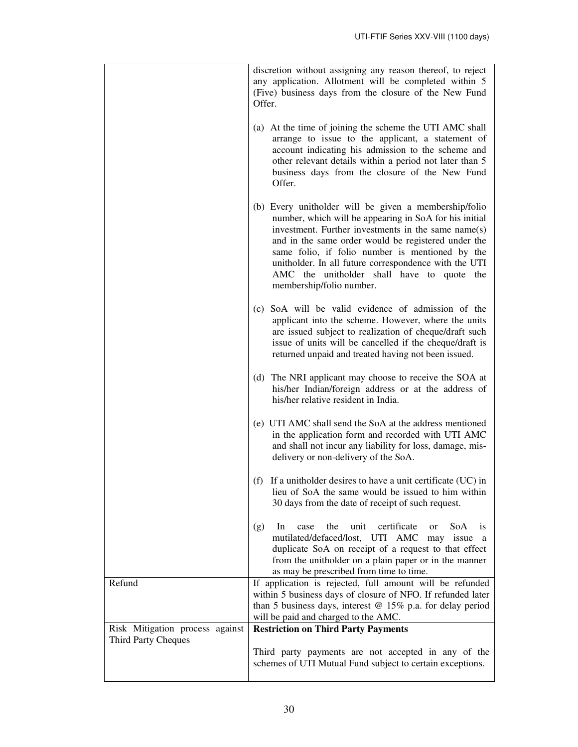| | |
|---|---|
| | discretion without assigning any reason thereof, to reject any application. Allotment will be completed within 5 (Five) business days from the closure of the New Fund Offer.<br><br>(a) At the time of joining the scheme the UTI AMC shall arrange to issue to the applicant, a statement of account indicating his admission to the scheme and other relevant details within a period not later than 5 business days from the closure of the New Fund Offer.<br><br>(b) Every unitholder will be given a membership/folio number, which will be appearing in SoA for his initial investment. Further investments in the same name(s) and in the same order would be registered under the same folio, if folio number is mentioned by the unitholder. In all future correspondence with the UTI AMC the unitholder shall have to quote the membership/folio number.<br><br>(c) SoA will be valid evidence of admission of the applicant into the scheme. However, where the units are issued subject to realization of cheque/draft such issue of units will be cancelled if the cheque/draft is returned unpaid and treated having not been issued.<br><br>(d) The NRI applicant may choose to receive the SOA at his/her Indian/foreign address or at the address of his/her relative resident in India.<br><br>(e) UTI AMC shall send the SoA at the address mentioned in the application form and recorded with UTI AMC and shall not incur any liability for loss, damage, mis-delivery or non-delivery of the SoA.<br><br>(f) If a unitholder desires to have a unit certificate (UC) in lieu of SoA the same would be issued to him within 30 days from the date of receipt of such request.<br><br>(g) In case the unit certificate or SoA is mutilated/defaced/lost, UTI AMC may issue a duplicate SoA on receipt of a request to that effect from the unitholder on a plain paper or in the manner as may be prescribed from time to time. |
| Refund | If application is rejected, full amount will be refunded within 5 business days of closure of NFO. If refunded later than 5 business days, interest @ 15% p.a. for delay period will be paid and charged to the AMC. |
| Risk Mitigation process against Third Party Cheques | **Restriction on Third Party Payments**<br><br>Third party payments are not accepted in any of the schemes of UTI Mutual Fund subject to certain exceptions. |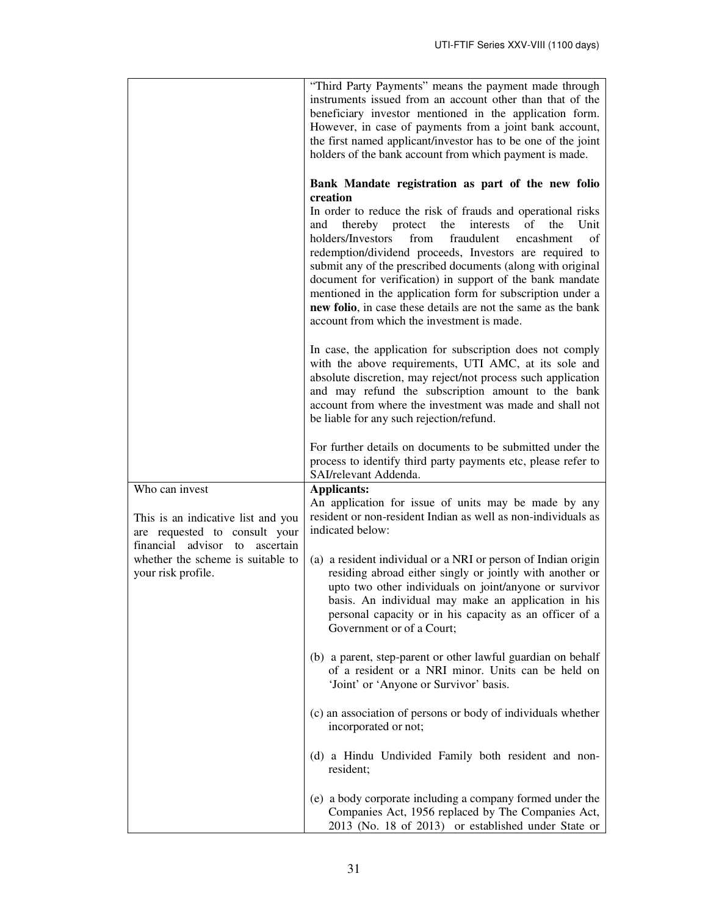| | |
|---|---|
| | "Third Party Payments" means the payment made through instruments issued from an account other than that of the beneficiary investor mentioned in the application form. However, in case of payments from a joint bank account, the first named applicant/investor has to be one of the joint holders of the bank account from which payment is made.<br><br>**Bank Mandate registration as part of the new folio creation**<br>In order to reduce the risk of frauds and operational risks and thereby protect the interests of the Unit holders/Investors from fraudulent encashment of redemption/dividend proceeds, Investors are required to submit any of the prescribed documents (along with original document for verification) in support of the bank mandate mentioned in the application form for subscription under a **new folio**, in case these details are not the same as the bank account from which the investment is made.<br><br>In case, the application for subscription does not comply with the above requirements, UTI AMC, at its sole and absolute discretion, may reject/not process such application and may refund the subscription amount to the bank account from where the investment was made and shall not be liable for any such rejection/refund.<br><br>For further details on documents to be submitted under the process to identify third party payments etc, please refer to SAI/relevant Addenda. |
| Who can invest<br><br>This is an indicative list and you are requested to consult your financial advisor to ascertain whether the scheme is suitable to your risk profile. | **Applicants:**<br>An application for issue of units may be made by any resident or non-resident Indian as well as non-individuals as indicated below:<br><br>(a) a resident individual or a NRI or person of Indian origin residing abroad either singly or jointly with another or upto two other individuals on joint/anyone or survivor basis. An individual may make an application in his personal capacity or in his capacity as an officer of a Government or of a Court;<br><br>(b) a parent, step-parent or other lawful guardian on behalf of a resident or a NRI minor. Units can be held on 'Joint' or 'Anyone or Survivor' basis.<br><br>(c) an association of persons or body of individuals whether incorporated or not;<br><br>(d) a Hindu Undivided Family both resident and non-resident;<br><br>(e) a body corporate including a company formed under the Companies Act, 1956 replaced by The Companies Act, 2013 (No. 18 of 2013) or established under State or |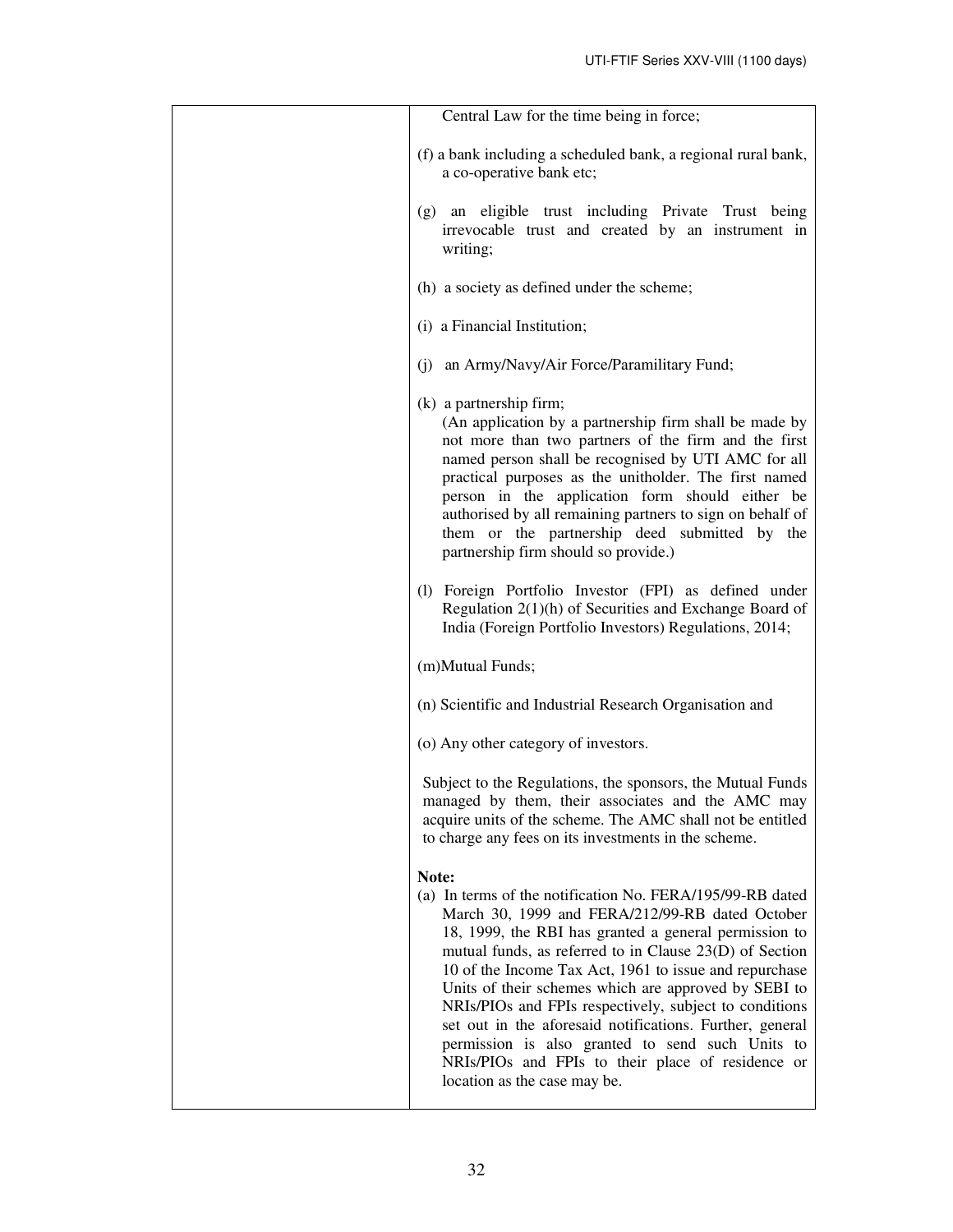| | |
|---|---|
| | Central Law for the time being in force;<br><br>(f) a bank including a scheduled bank, a regional rural bank, a co-operative bank etc;<br><br>(g) an eligible trust including Private Trust being irrevocable trust and created by an instrument in writing;<br><br>(h) a society as defined under the scheme;<br><br>(i) a Financial Institution;<br><br>(j) an Army/Navy/Air Force/Paramilitary Fund;<br><br>(k) a partnership firm;<br>(An application by a partnership firm shall be made by not more than two partners of the firm and the first named person shall be recognised by UTI AMC for all practical purposes as the unitholder. The first named person in the application form should either be authorised by all remaining partners to sign on behalf of them or the partnership deed submitted by the partnership firm should so provide.)<br><br>(l) Foreign Portfolio Investor (FPI) as defined under Regulation 2(1)(h) of Securities and Exchange Board of India (Foreign Portfolio Investors) Regulations, 2014;<br><br>(m)Mutual Funds;<br><br>(n) Scientific and Industrial Research Organisation and<br><br>(o) Any other category of investors.<br><br>Subject to the Regulations, the sponsors, the Mutual Funds managed by them, their associates and the AMC may acquire units of the scheme. The AMC shall not be entitled to charge any fees on its investments in the scheme.<br><br>**Note:**<br>(a) In terms of the notification No. FERA/195/99-RB dated March 30, 1999 and FERA/212/99-RB dated October 18, 1999, the RBI has granted a general permission to mutual funds, as referred to in Clause 23(D) of Section 10 of the Income Tax Act, 1961 to issue and repurchase Units of their schemes which are approved by SEBI to NRIs/PIOs and FPIs respectively, subject to conditions set out in the aforesaid notifications. Further, general permission is also granted to send such Units to NRIs/PIOs and FPIs to their place of residence or location as the case may be. |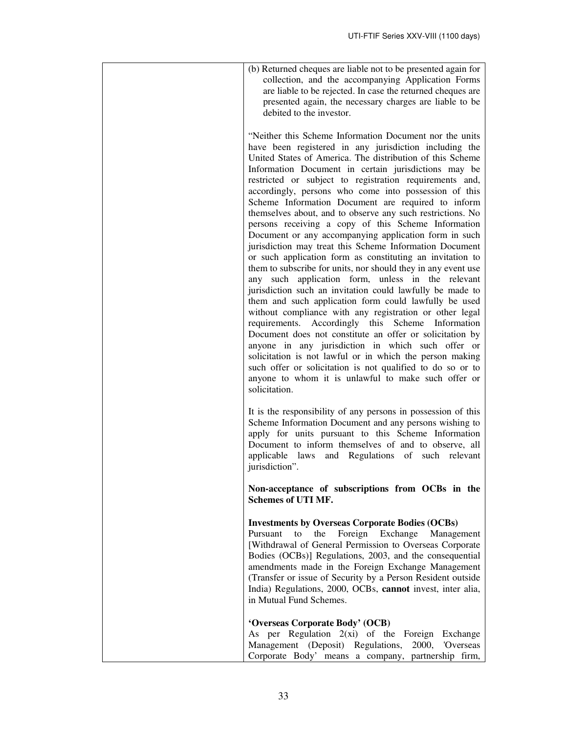| | (b) Returned cheques are liable not to be presented again for collection, and the accompanying Application Forms are liable to be rejected. In case the returned cheques are presented again, the necessary charges are liable to be debited to the investor.<br><br>"Neither this Scheme Information Document nor the units have been registered in any jurisdiction including the United States of America. The distribution of this Scheme Information Document in certain jurisdictions may be restricted or subject to registration requirements and, accordingly, persons who come into possession of this Scheme Information Document are required to inform themselves about, and to observe any such restrictions. No persons receiving a copy of this Scheme Information Document or any accompanying application form in such jurisdiction may treat this Scheme Information Document or such application form as constituting an invitation to them to subscribe for units, nor should they in any event use any such application form, unless in the relevant jurisdiction such an invitation could lawfully be made to them and such application form could lawfully be used without compliance with any registration or other legal requirements. Accordingly this Scheme Information Document does not constitute an offer or solicitation by anyone in any jurisdiction in which such offer or solicitation is not lawful or in which the person making such offer or solicitation is not qualified to do so or to anyone to whom it is unlawful to make such offer or solicitation.<br><br>It is the responsibility of any persons in possession of this Scheme Information Document and any persons wishing to apply for units pursuant to this Scheme Information Document to inform themselves of and to observe, all applicable laws and Regulations of such relevant jurisdiction".<br><br>**Non-acceptance of subscriptions from OCBs in the Schemes of UTI MF.**<br><br>**Investments by Overseas Corporate Bodies (OCBs)**<br>Pursuant to the Foreign Exchange Management [Withdrawal of General Permission to Overseas Corporate Bodies (OCBs)] Regulations, 2003, and the consequential amendments made in the Foreign Exchange Management (Transfer or issue of Security by a Person Resident outside India) Regulations, 2000, OCBs, **cannot** invest, inter alia, in Mutual Fund Schemes.<br><br>**'Overseas Corporate Body' (OCB)**<br>As per Regulation 2(xi) of the Foreign Exchange Management (Deposit) Regulations, 2000, 'Overseas Corporate Body' means a company, partnership firm, |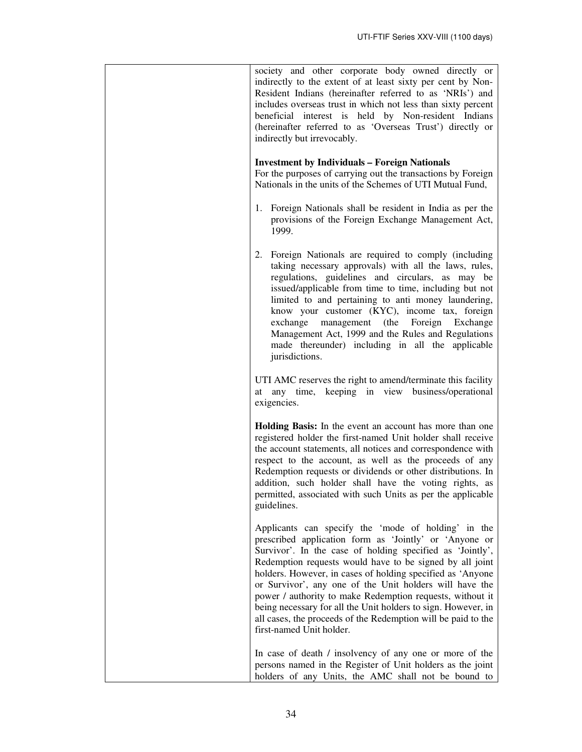| | |
|---|---|
| | society and other corporate body owned directly or indirectly to the extent of at least sixty per cent by Non-Resident Indians (hereinafter referred to as 'NRIs') and includes overseas trust in which not less than sixty percent beneficial interest is held by Non-resident Indians (hereinafter referred to as 'Overseas Trust') directly or indirectly but irrevocably.<br><br>**Investment by Individuals – Foreign Nationals**<br>For the purposes of carrying out the transactions by Foreign Nationals in the units of the Schemes of UTI Mutual Fund,<br><br>1. Foreign Nationals shall be resident in India as per the provisions of the Foreign Exchange Management Act, 1999.<br><br>2. Foreign Nationals are required to comply (including taking necessary approvals) with all the laws, rules, regulations, guidelines and circulars, as may be issued/applicable from time to time, including but not limited to and pertaining to anti money laundering, know your customer (KYC), income tax, foreign exchange management (the Foreign Exchange Management Act, 1999 and the Rules and Regulations made thereunder) including in all the applicable jurisdictions.<br><br>UTI AMC reserves the right to amend/terminate this facility at any time, keeping in view business/operational exigencies.<br><br>**Holding Basis:** In the event an account has more than one registered holder the first-named Unit holder shall receive the account statements, all notices and correspondence with respect to the account, as well as the proceeds of any Redemption requests or dividends or other distributions. In addition, such holder shall have the voting rights, as permitted, associated with such Units as per the applicable guidelines.<br><br>Applicants can specify the 'mode of holding' in the prescribed application form as 'Jointly' or 'Anyone or Survivor'. In the case of holding specified as 'Jointly', Redemption requests would have to be signed by all joint holders. However, in cases of holding specified as 'Anyone or Survivor', any one of the Unit holders will have the power / authority to make Redemption requests, without it being necessary for all the Unit holders to sign. However, in all cases, the proceeds of the Redemption will be paid to the first-named Unit holder.<br><br>In case of death / insolvency of any one or more of the persons named in the Register of Unit holders as the joint holders of any Units, the AMC shall not be bound to |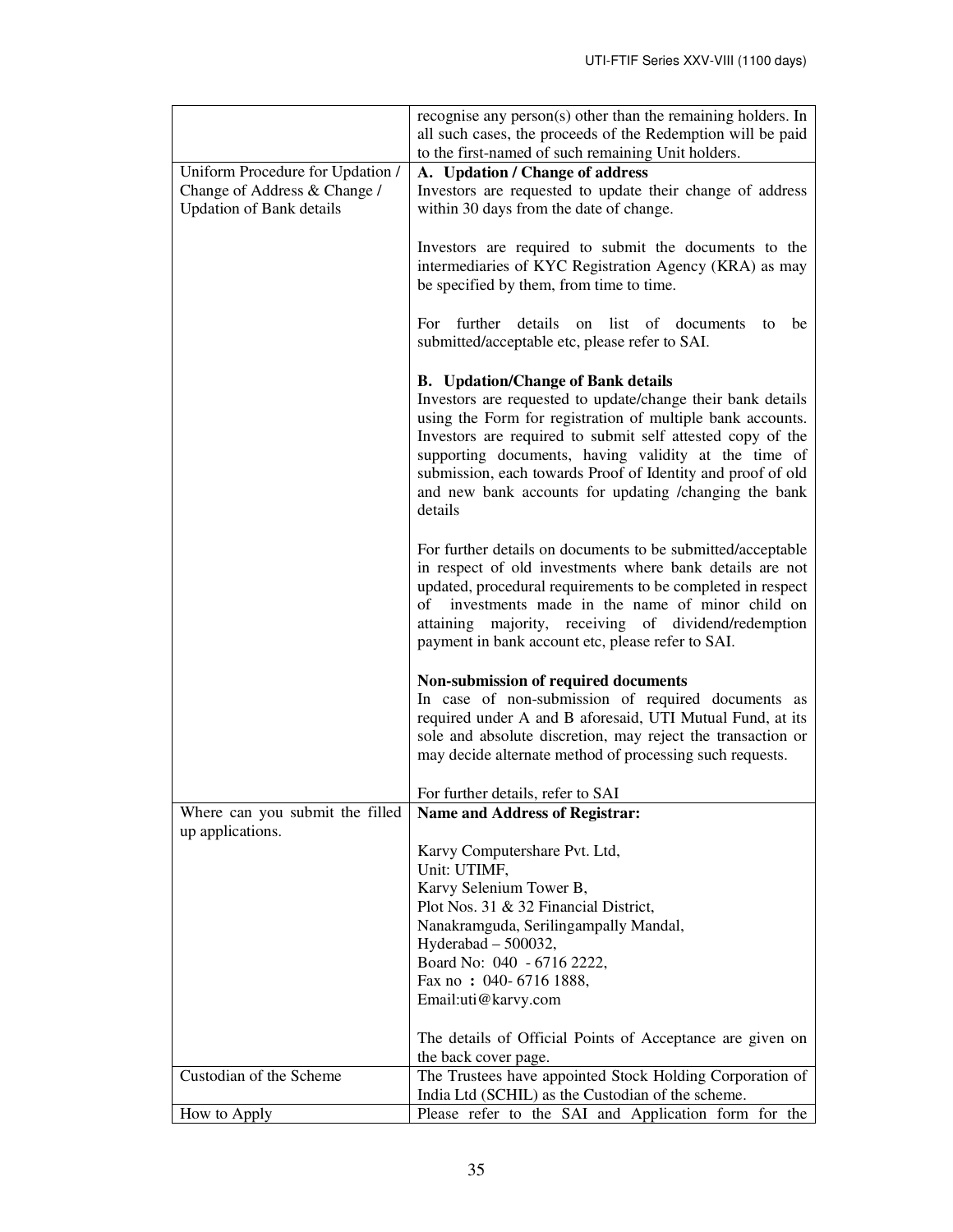| | |
|---|---|
| | recognise any person(s) other than the remaining holders. In all such cases, the proceeds of the Redemption will be paid to the first-named of such remaining Unit holders. |
| Uniform Procedure for Updation / Change of Address & Change / Updation of Bank details | **A. Updation / Change of address**<br>Investors are requested to update their change of address within 30 days from the date of change.<br><br>Investors are required to submit the documents to the intermediaries of KYC Registration Agency (KRA) as may be specified by them, from time to time.<br><br>For further details on list of documents to be submitted/acceptable etc, please refer to SAI.<br><br>**B. Updation/Change of Bank details**<br>Investors are requested to update/change their bank details using the Form for registration of multiple bank accounts. Investors are required to submit self attested copy of the supporting documents, having validity at the time of submission, each towards Proof of Identity and proof of old and new bank accounts for updating /changing the bank details<br><br>For further details on documents to be submitted/acceptable in respect of old investments where bank details are not updated, procedural requirements to be completed in respect of investments made in the name of minor child on attaining majority, receiving of dividend/redemption payment in bank account etc, please refer to SAI.<br><br>**Non-submission of required documents**<br>In case of non-submission of required documents as required under A and B aforesaid, UTI Mutual Fund, at its sole and absolute discretion, may reject the transaction or may decide alternate method of processing such requests.<br><br>For further details, refer to SAI |
| Where can you submit the filled up applications. | **Name and Address of Registrar:**<br><br>Karvy Computershare Pvt. Ltd,<br>Unit: UTIMF,<br>Karvy Selenium Tower B,<br>Plot Nos. 31 & 32 Financial District,<br>Nanakramguda, Serilingampally Mandal,<br>Hyderabad – 500032,<br>Board No: 040 - 6716 2222,<br>Fax no : 040- 6716 1888,<br>Email:uti@karvy.com<br><br>The details of Official Points of Acceptance are given on the back cover page. |
| Custodian of the Scheme | The Trustees have appointed Stock Holding Corporation of India Ltd (SCHIL) as the Custodian of the scheme. |
| How to Apply | Please refer to the SAI and Application form for the |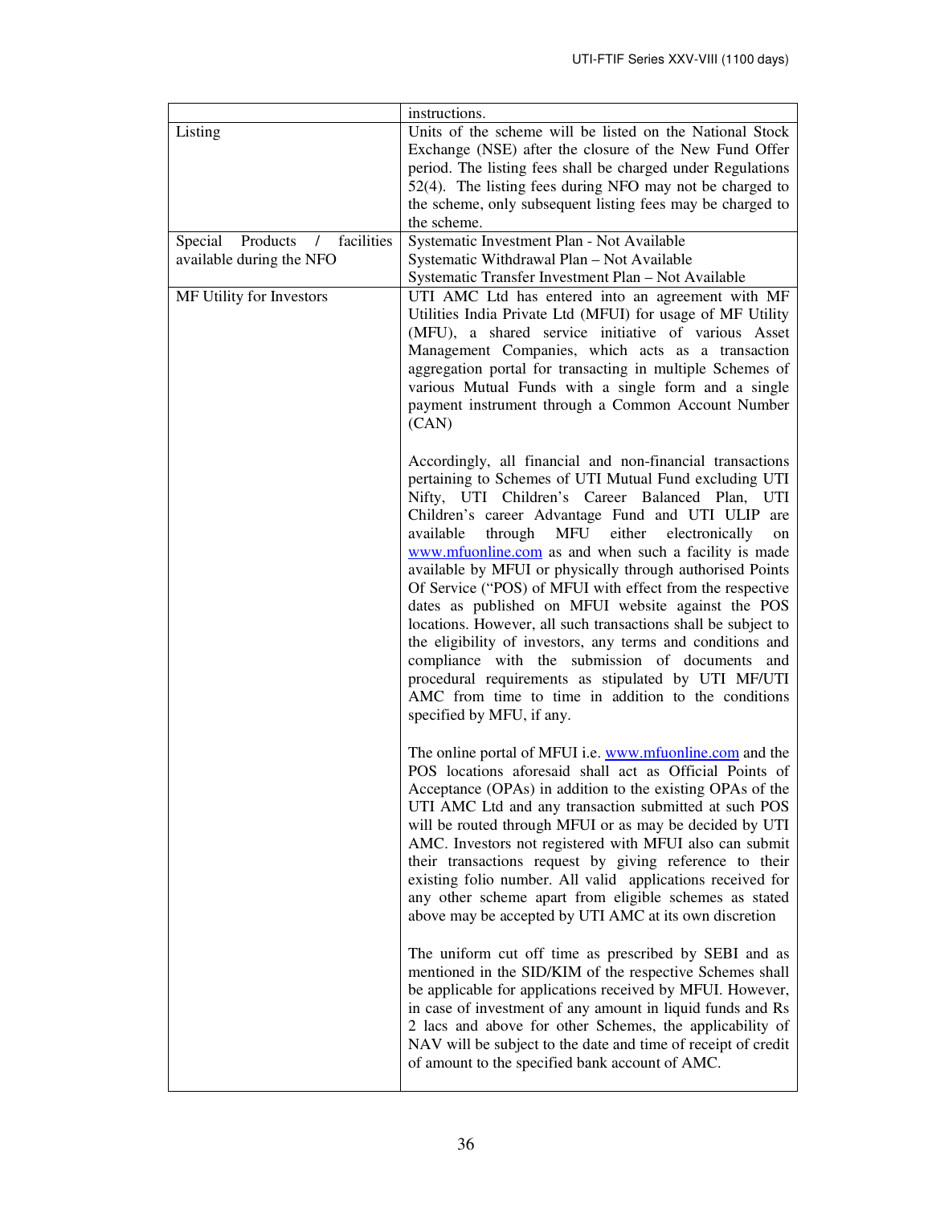|  |  |
|---|---|
|  | instructions. |
| Listing | Units of the scheme will be listed on the National Stock Exchange (NSE) after the closure of the New Fund Offer period. The listing fees shall be charged under Regulations 52(4). The listing fees during NFO may not be charged to the scheme, only subsequent listing fees may be charged to the scheme. |
| Special Products / facilities available during the NFO | Systematic Investment Plan - Not Available<br>Systematic Withdrawal Plan – Not Available<br>Systematic Transfer Investment Plan – Not Available |
| MF Utility for Investors | UTI AMC Ltd has entered into an agreement with MF Utilities India Private Ltd (MFUI) for usage of MF Utility (MFU), a shared service initiative of various Asset Management Companies, which acts as a transaction aggregation portal for transacting in multiple Schemes of various Mutual Funds with a single form and a single payment instrument through a Common Account Number (CAN)<br><br>Accordingly, all financial and non-financial transactions pertaining to Schemes of UTI Mutual Fund excluding UTI Nifty, UTI Children's Career Balanced Plan, UTI Children's career Advantage Fund and UTI ULIP are available through MFU either electronically on www.mfuonline.com as and when such a facility is made available by MFUI or physically through authorised Points Of Service ("POS) of MFUI with effect from the respective dates as published on MFUI website against the POS locations. However, all such transactions shall be subject to the eligibility of investors, any terms and conditions and compliance with the submission of documents and procedural requirements as stipulated by UTI MF/UTI AMC from time to time in addition to the conditions specified by MFU, if any.<br><br>The online portal of MFUI i.e. www.mfuonline.com and the POS locations aforesaid shall act as Official Points of Acceptance (OPAs) in addition to the existing OPAs of the UTI AMC Ltd and any transaction submitted at such POS will be routed through MFUI or as may be decided by UTI AMC. Investors not registered with MFUI also can submit their transactions request by giving reference to their existing folio number. All valid applications received for any other scheme apart from eligible schemes as stated above may be accepted by UTI AMC at its own discretion<br><br>The uniform cut off time as prescribed by SEBI and as mentioned in the SID/KIM of the respective Schemes shall be applicable for applications received by MFUI. However, in case of investment of any amount in liquid funds and Rs 2 lacs and above for other Schemes, the applicability of NAV will be subject to the date and time of receipt of credit of amount to the specified bank account of AMC. |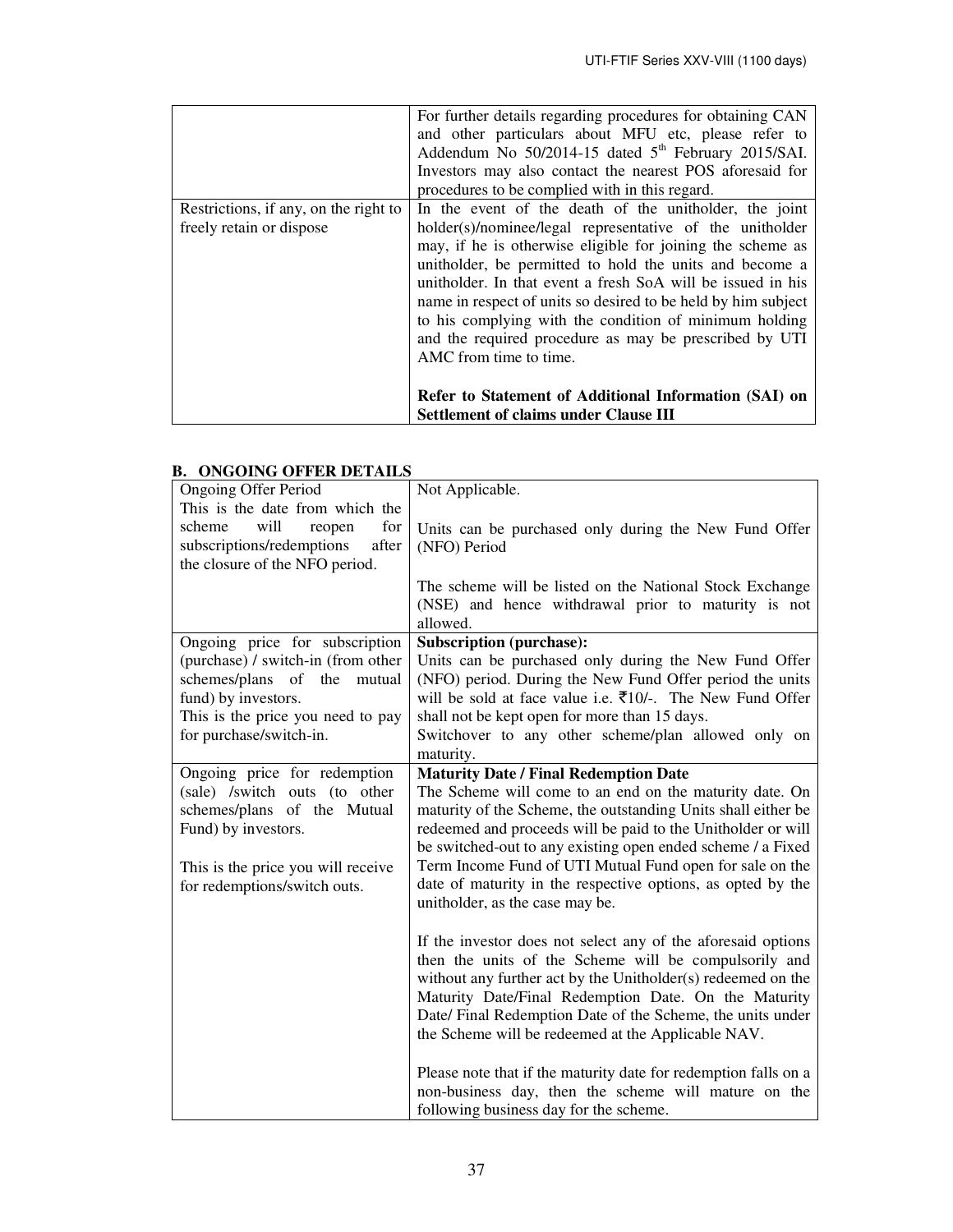| | |
|---|---|
| | For further details regarding procedures for obtaining CAN and other particulars about MFU etc, please refer to Addendum No 50/2014-15 dated 5th February 2015/SAI. Investors may also contact the nearest POS aforesaid for procedures to be complied with in this regard. |
| Restrictions, if any, on the right to freely retain or dispose | In the event of the death of the unitholder, the joint holder(s)/nominee/legal representative of the unitholder may, if he is otherwise eligible for joining the scheme as unitholder, be permitted to hold the units and become a unitholder. In that event a fresh SoA will be issued in his name in respect of units so desired to be held by him subject to his complying with the condition of minimum holding and the required procedure as may be prescribed by UTI AMC from time to time.<br><br>**Refer to Statement of Additional Information (SAI) on Settlement of claims under Clause III** |

## B. ONGOING OFFER DETAILS

| | |
|---|---|
| Ongoing Offer Period<br>This is the date from which the scheme will reopen for subscriptions/redemptions after the closure of the NFO period. | Not Applicable.<br><br>Units can be purchased only during the New Fund Offer (NFO) Period<br><br>The scheme will be listed on the National Stock Exchange (NSE) and hence withdrawal prior to maturity is not allowed. |
| Ongoing price for subscription (purchase) / switch-in (from other schemes/plans of the mutual fund) by investors.<br>This is the price you need to pay for purchase/switch-in. | **Subscription (purchase):**<br>Units can be purchased only during the New Fund Offer (NFO) period. During the New Fund Offer period the units will be sold at face value i.e. ₹10/-. The New Fund Offer shall not be kept open for more than 15 days.<br>Switchover to any other scheme/plan allowed only on maturity. |
| Ongoing price for redemption (sale) /switch outs (to other schemes/plans of the Mutual Fund) by investors.<br><br>This is the price you will receive for redemptions/switch outs. | **Maturity Date / Final Redemption Date**<br>The Scheme will come to an end on the maturity date. On maturity of the Scheme, the outstanding Units shall either be redeemed and proceeds will be paid to the Unitholder or will be switched-out to any existing open ended scheme / a Fixed Term Income Fund of UTI Mutual Fund open for sale on the date of maturity in the respective options, as opted by the unitholder, as the case may be.<br><br>If the investor does not select any of the aforesaid options then the units of the Scheme will be compulsorily and without any further act by the Unitholder(s) redeemed on the Maturity Date/Final Redemption Date. On the Maturity Date/ Final Redemption Date of the Scheme, the units under the Scheme will be redeemed at the Applicable NAV.<br><br>Please note that if the maturity date for redemption falls on a non-business day, then the scheme will mature on the following business day for the scheme. |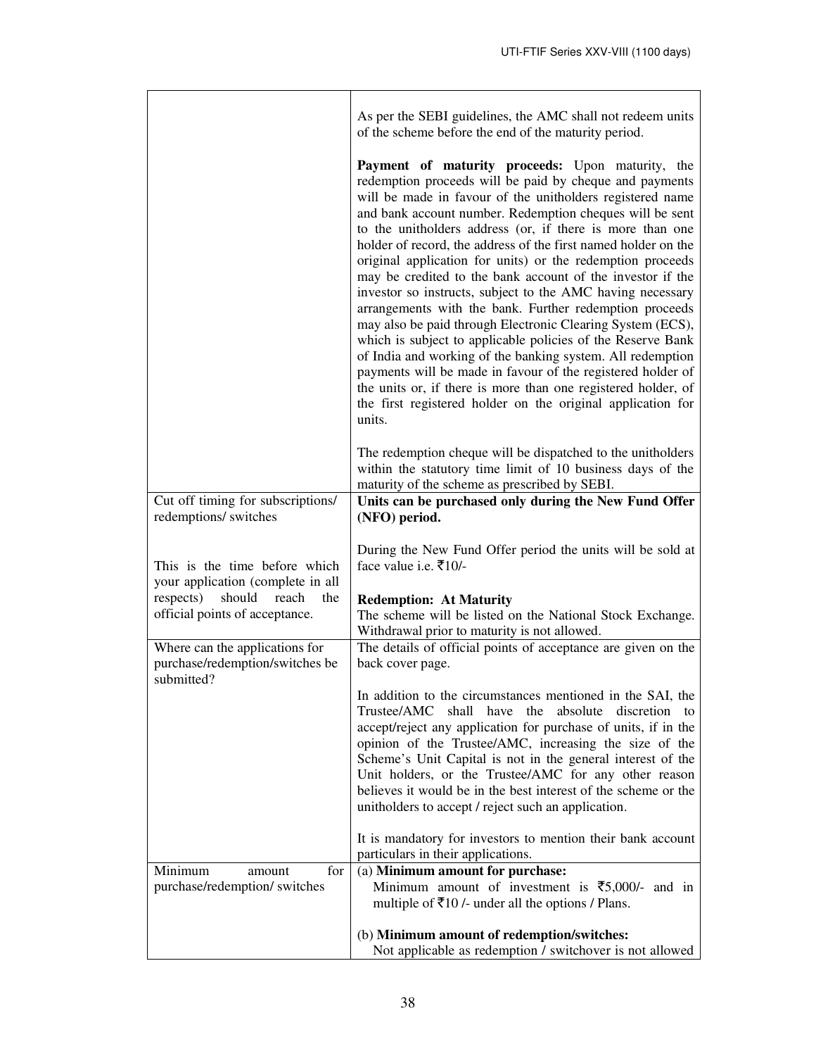| | |
|---|---|
| | As per the SEBI guidelines, the AMC shall not redeem units of the scheme before the end of the maturity period.<br><br>**Payment of maturity proceeds:** Upon maturity, the redemption proceeds will be paid by cheque and payments will be made in favour of the unitholders registered name and bank account number. Redemption cheques will be sent to the unitholders address (or, if there is more than one holder of record, the address of the first named holder on the original application for units) or the redemption proceeds may be credited to the bank account of the investor if the investor so instructs, subject to the AMC having necessary arrangements with the bank. Further redemption proceeds may also be paid through Electronic Clearing System (ECS), which is subject to applicable policies of the Reserve Bank of India and working of the banking system. All redemption payments will be made in favour of the registered holder of the units or, if there is more than one registered holder, of the first registered holder on the original application for units.<br><br>The redemption cheque will be dispatched to the unitholders within the statutory time limit of 10 business days of the maturity of the scheme as prescribed by SEBI. |
| Cut off timing for subscriptions/ redemptions/ switches<br><br>This is the time before which your application (complete in all respects) should reach the official points of acceptance. | **Units can be purchased only during the New Fund Offer (NFO) period.**<br><br>During the New Fund Offer period the units will be sold at face value i.e. ₹10/-<br><br>**Redemption: At Maturity**<br>The scheme will be listed on the National Stock Exchange. Withdrawal prior to maturity is not allowed. |
| Where can the applications for purchase/redemption/switches be submitted? | The details of official points of acceptance are given on the back cover page.<br><br>In addition to the circumstances mentioned in the SAI, the Trustee/AMC shall have the absolute discretion to accept/reject any application for purchase of units, if in the opinion of the Trustee/AMC, increasing the size of the Scheme's Unit Capital is not in the general interest of the Unit holders, or the Trustee/AMC for any other reason believes it would be in the best interest of the scheme or the unitholders to accept / reject such an application.<br><br>It is mandatory for investors to mention their bank account particulars in their applications. |
| Minimum amount for purchase/redemption/ switches | (a) **Minimum amount for purchase:**<br>Minimum amount of investment is ₹5,000/- and in multiple of ₹10 /- under all the options / Plans.<br><br>(b) **Minimum amount of redemption/switches:**<br>Not applicable as redemption / switchover is not allowed |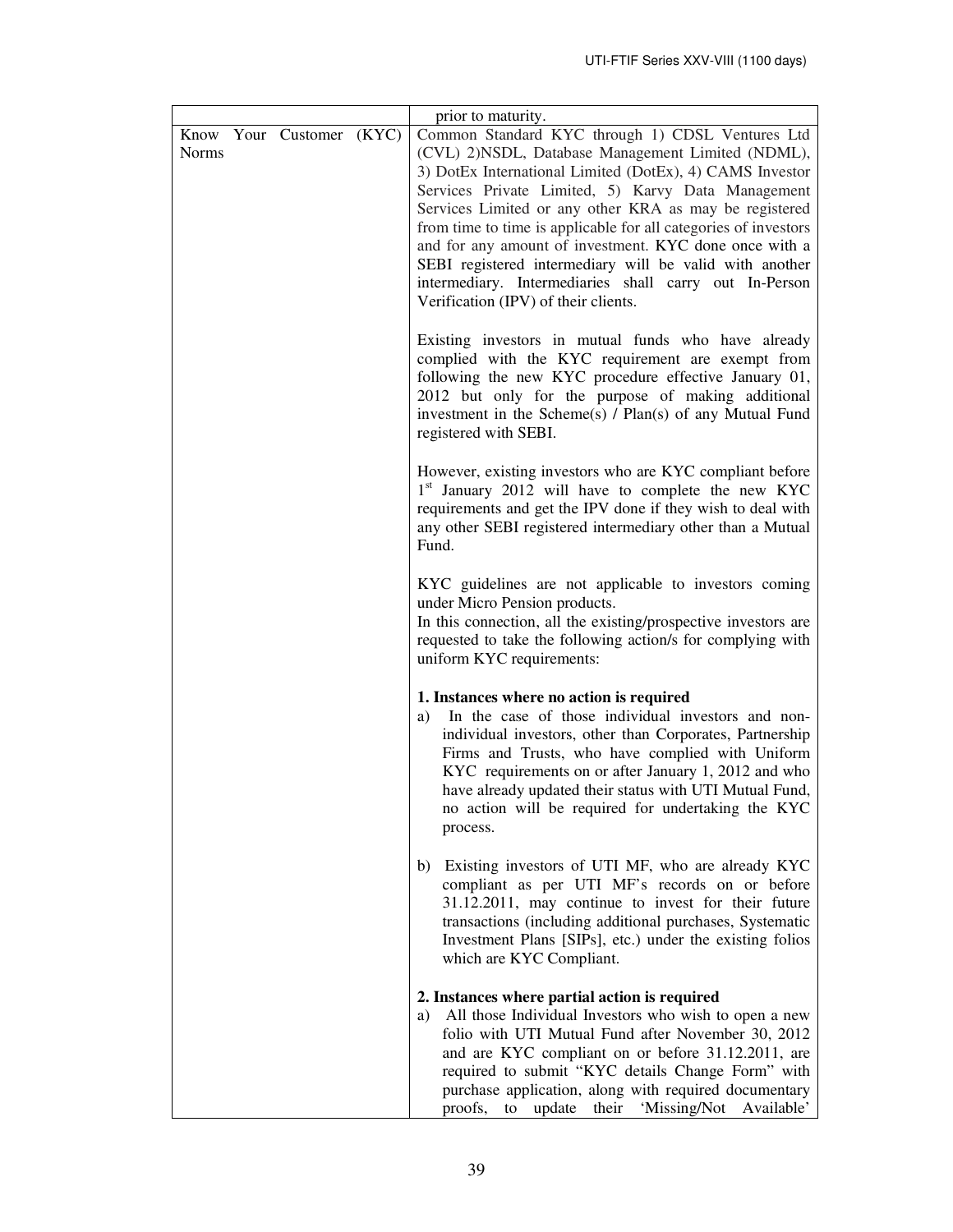| | |
|---|---|
| | prior to maturity. |
| Know Your Customer (KYC) Norms | Common Standard KYC through 1) CDSL Ventures Ltd (CVL) 2)NSDL, Database Management Limited (NDML), 3) DotEx International Limited (DotEx), 4) CAMS Investor Services Private Limited, 5) Karvy Data Management Services Limited or any other KRA as may be registered from time to time is applicable for all categories of investors and for any amount of investment. KYC done once with a SEBI registered intermediary will be valid with another intermediary. Intermediaries shall carry out In-Person Verification (IPV) of their clients.<br><br>Existing investors in mutual funds who have already complied with the KYC requirement are exempt from following the new KYC procedure effective January 01, 2012 but only for the purpose of making additional investment in the Scheme(s) / Plan(s) of any Mutual Fund registered with SEBI.<br><br>However, existing investors who are KYC compliant before 1st January 2012 will have to complete the new KYC requirements and get the IPV done if they wish to deal with any other SEBI registered intermediary other than a Mutual Fund.<br><br>KYC guidelines are not applicable to investors coming under Micro Pension products.<br>In this connection, all the existing/prospective investors are requested to take the following action/s for complying with uniform KYC requirements:<br><br>**1. Instances where no action is required**<br>a) In the case of those individual investors and non-individual investors, other than Corporates, Partnership Firms and Trusts, who have complied with Uniform KYC requirements on or after January 1, 2012 and who have already updated their status with UTI Mutual Fund, no action will be required for undertaking the KYC process.<br><br>b) Existing investors of UTI MF, who are already KYC compliant as per UTI MF's records on or before 31.12.2011, may continue to invest for their future transactions (including additional purchases, Systematic Investment Plans [SIPs], etc.) under the existing folios which are KYC Compliant.<br><br>**2. Instances where partial action is required**<br>a) All those Individual Investors who wish to open a new folio with UTI Mutual Fund after November 30, 2012 and are KYC compliant on or before 31.12.2011, are required to submit "KYC details Change Form" with purchase application, along with required documentary proofs, to update their 'Missing/Not Available' |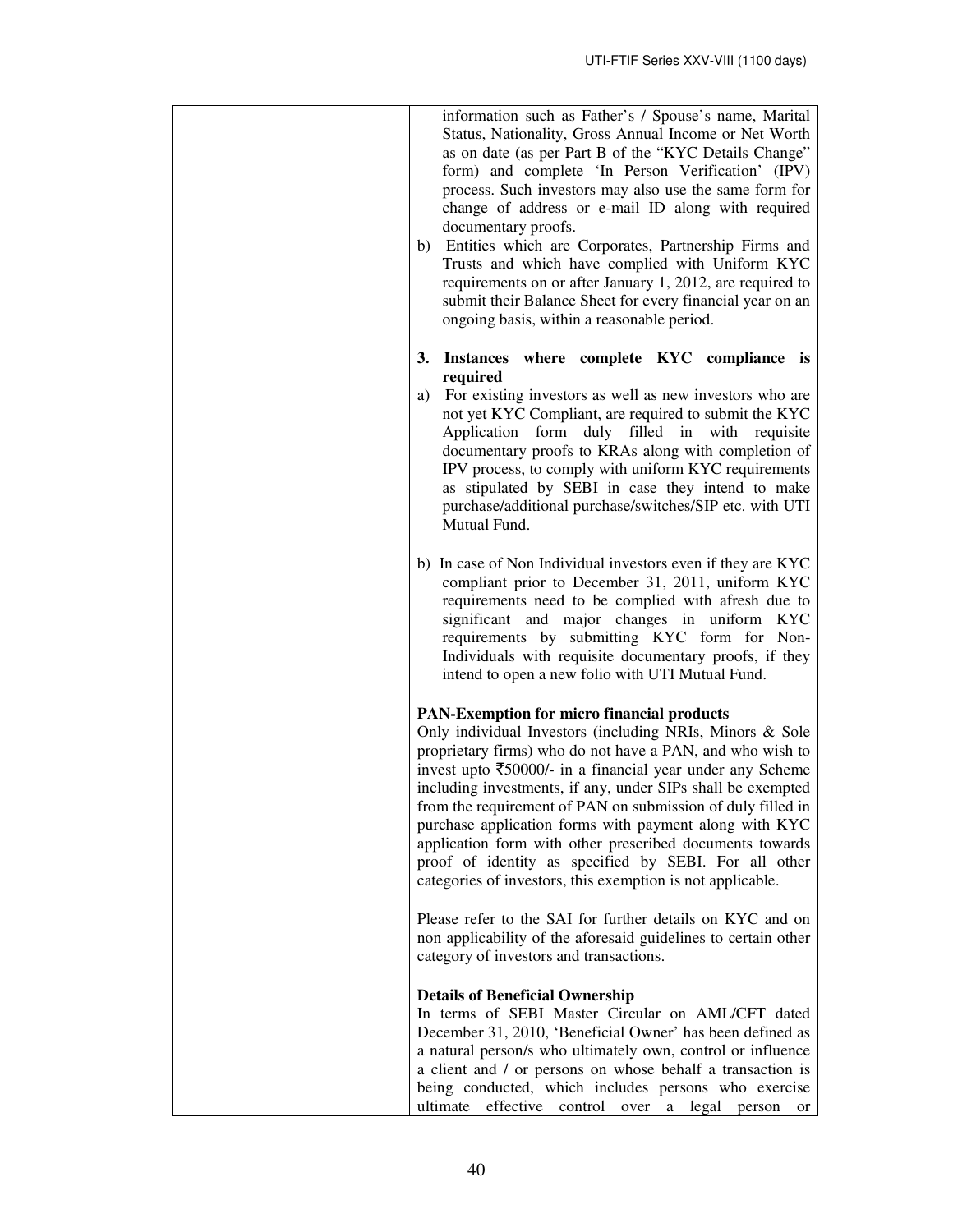| | information such as Father's / Spouse's name, Marital Status, Nationality, Gross Annual Income or Net Worth as on date (as per Part B of the "KYC Details Change" form) and complete 'In Person Verification' (IPV) process. Such investors may also use the same form for change of address or e-mail ID along with required documentary proofs.<br>b) Entities which are Corporates, Partnership Firms and Trusts and which have complied with Uniform KYC requirements on or after January 1, 2012, are required to submit their Balance Sheet for every financial year on an ongoing basis, within a reasonable period.<br><br>**3. Instances where complete KYC compliance is required**<br>a) For existing investors as well as new investors who are not yet KYC Compliant, are required to submit the KYC Application form duly filled in with requisite documentary proofs to KRAs along with completion of IPV process, to comply with uniform KYC requirements as stipulated by SEBI in case they intend to make purchase/additional purchase/switches/SIP etc. with UTI Mutual Fund.<br><br>b) In case of Non Individual investors even if they are KYC compliant prior to December 31, 2011, uniform KYC requirements need to be complied with afresh due to significant and major changes in uniform KYC requirements by submitting KYC form for Non-Individuals with requisite documentary proofs, if they intend to open a new folio with UTI Mutual Fund.<br><br>**PAN-Exemption for micro financial products**<br>Only individual Investors (including NRIs, Minors & Sole proprietary firms) who do not have a PAN, and who wish to invest upto ₹50000/- in a financial year under any Scheme including investments, if any, under SIPs shall be exempted from the requirement of PAN on submission of duly filled in purchase application forms with payment along with KYC application form with other prescribed documents towards proof of identity as specified by SEBI. For all other categories of investors, this exemption is not applicable.<br><br>Please refer to the SAI for further details on KYC and on non applicability of the aforesaid guidelines to certain other category of investors and transactions.<br><br>**Details of Beneficial Ownership**<br>In terms of SEBI Master Circular on AML/CFT dated December 31, 2010, 'Beneficial Owner' has been defined as a natural person/s who ultimately own, control or influence a client and / or persons on whose behalf a transaction is being conducted, which includes persons who exercise ultimate effective control over a legal person or |
|---|---|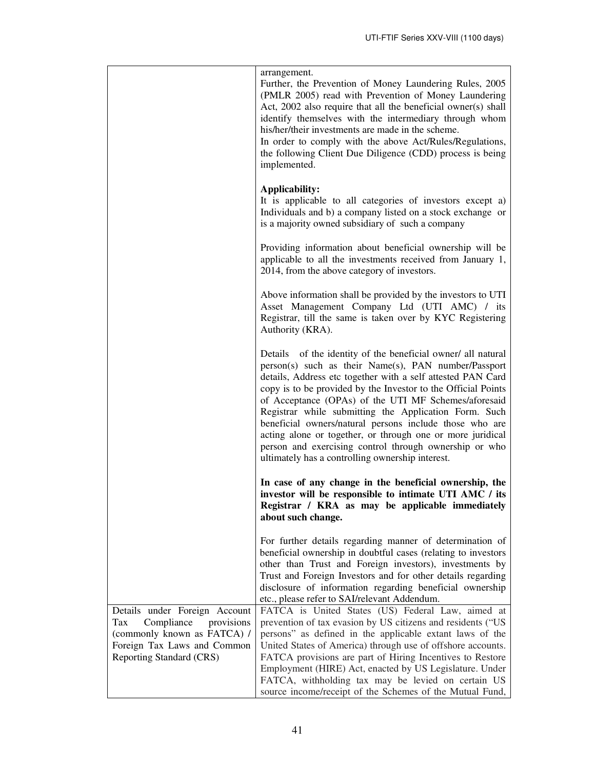| | |
|---|---|
| | arrangement.<br>Further, the Prevention of Money Laundering Rules, 2005 (PMLR 2005) read with Prevention of Money Laundering Act, 2002 also require that all the beneficial owner(s) shall identify themselves with the intermediary through whom his/her/their investments are made in the scheme.<br>In order to comply with the above Act/Rules/Regulations, the following Client Due Diligence (CDD) process is being implemented.<br><br>**Applicability:**<br>It is applicable to all categories of investors except a) Individuals and b) a company listed on a stock exchange or is a majority owned subsidiary of such a company<br><br>Providing information about beneficial ownership will be applicable to all the investments received from January 1, 2014, from the above category of investors.<br><br>Above information shall be provided by the investors to UTI Asset Management Company Ltd (UTI AMC) / its Registrar, till the same is taken over by KYC Registering Authority (KRA).<br><br>Details of the identity of the beneficial owner/ all natural person(s) such as their Name(s), PAN number/Passport details, Address etc together with a self attested PAN Card copy is to be provided by the Investor to the Official Points of Acceptance (OPAs) of the UTI MF Schemes/aforesaid Registrar while submitting the Application Form. Such beneficial owners/natural persons include those who are acting alone or together, or through one or more juridical person and exercising control through ownership or who ultimately has a controlling ownership interest.<br><br>**In case of any change in the beneficial ownership, the investor will be responsible to intimate UTI AMC / its Registrar / KRA as may be applicable immediately about such change.**<br><br>For further details regarding manner of determination of beneficial ownership in doubtful cases (relating to investors other than Trust and Foreign investors), investments by Trust and Foreign Investors and for other details regarding disclosure of information regarding beneficial ownership etc., please refer to SAI/relevant Addendum. |
| Details under Foreign Account Tax Compliance provisions (commonly known as FATCA) / Foreign Tax Laws and Common Reporting Standard (CRS) | FATCA is United States (US) Federal Law, aimed at prevention of tax evasion by US citizens and residents ("US persons" as defined in the applicable extant laws of the United States of America) through use of offshore accounts. FATCA provisions are part of Hiring Incentives to Restore Employment (HIRE) Act, enacted by US Legislature. Under FATCA, withholding tax may be levied on certain US source income/receipt of the Schemes of the Mutual Fund, |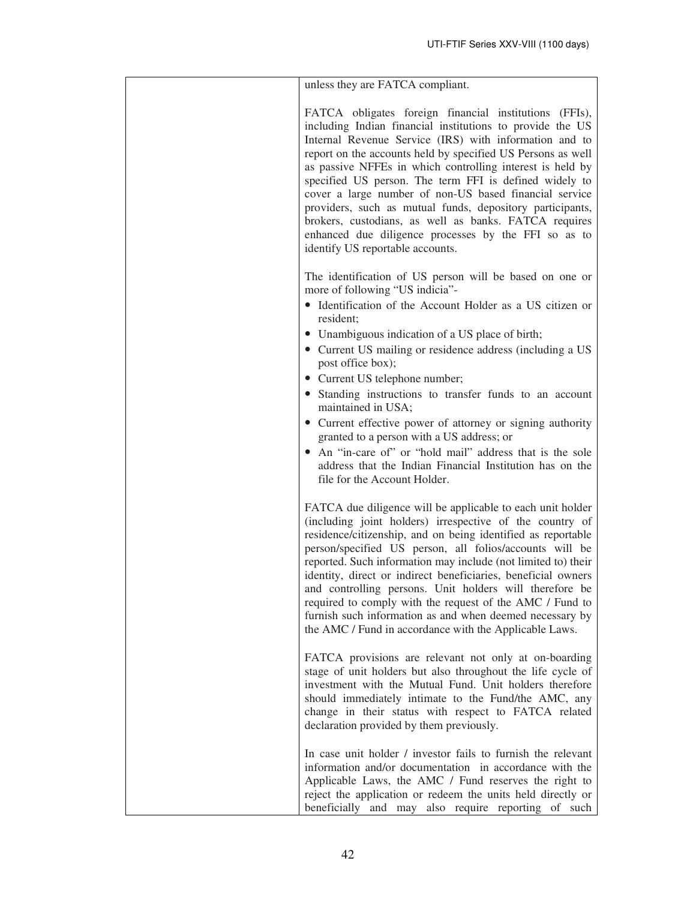| | |
|---|---|
| | unless they are FATCA compliant.<br><br>FATCA obligates foreign financial institutions (FFIs), including Indian financial institutions to provide the US Internal Revenue Service (IRS) with information and to report on the accounts held by specified US Persons as well as passive NFFEs in which controlling interest is held by specified US person. The term FFI is defined widely to cover a large number of non-US based financial service providers, such as mutual funds, depository participants, brokers, custodians, as well as banks. FATCA requires enhanced due diligence processes by the FFI so as to identify US reportable accounts.<br><br>The identification of US person will be based on one or more of following "US indicia"-<br>• Identification of the Account Holder as a US citizen or resident;<br>• Unambiguous indication of a US place of birth;<br>• Current US mailing or residence address (including a US post office box);<br>• Current US telephone number;<br>• Standing instructions to transfer funds to an account maintained in USA;<br>• Current effective power of attorney or signing authority granted to a person with a US address; or<br>• An "in-care of" or "hold mail" address that is the sole address that the Indian Financial Institution has on the file for the Account Holder.<br><br>FATCA due diligence will be applicable to each unit holder (including joint holders) irrespective of the country of residence/citizenship, and on being identified as reportable person/specified US person, all folios/accounts will be reported. Such information may include (not limited to) their identity, direct or indirect beneficiaries, beneficial owners and controlling persons. Unit holders will therefore be required to comply with the request of the AMC / Fund to furnish such information as and when deemed necessary by the AMC / Fund in accordance with the Applicable Laws.<br><br>FATCA provisions are relevant not only at on-boarding stage of unit holders but also throughout the life cycle of investment with the Mutual Fund. Unit holders therefore should immediately intimate to the Fund/the AMC, any change in their status with respect to FATCA related declaration provided by them previously.<br><br>In case unit holder / investor fails to furnish the relevant information and/or documentation in accordance with the Applicable Laws, the AMC / Fund reserves the right to reject the application or redeem the units held directly or beneficially and may also require reporting of such |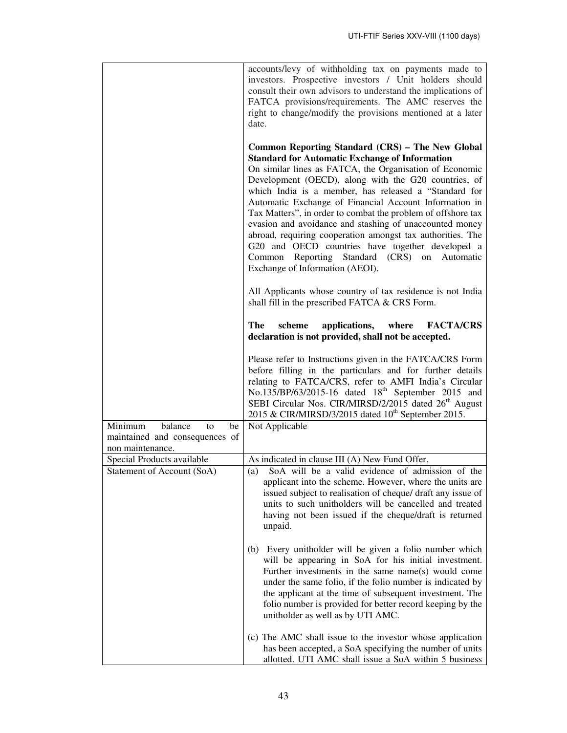| | |
|---|---|
| | accounts/levy of withholding tax on payments made to investors. Prospective investors / Unit holders should consult their own advisors to understand the implications of FATCA provisions/requirements. The AMC reserves the right to change/modify the provisions mentioned at a later date.<br><br>**Common Reporting Standard (CRS) – The New Global Standard for Automatic Exchange of Information**<br>On similar lines as FATCA, the Organisation of Economic Development (OECD), along with the G20 countries, of which India is a member, has released a "Standard for Automatic Exchange of Financial Account Information in Tax Matters", in order to combat the problem of offshore tax evasion and avoidance and stashing of unaccounted money abroad, requiring cooperation amongst tax authorities. The G20 and OECD countries have together developed a Common Reporting Standard (CRS) on Automatic Exchange of Information (AEOI).<br><br>All Applicants whose country of tax residence is not India shall fill in the prescribed FATCA & CRS Form.<br><br>**The scheme applications, where FACTA/CRS declaration is not provided, shall not be accepted.**<br><br>Please refer to Instructions given in the FATCA/CRS Form before filling in the particulars and for further details relating to FATCA/CRS, refer to AMFI India's Circular No.135/BP/63/2015-16 dated 18th September 2015 and SEBI Circular Nos. CIR/MIRSD/2/2015 dated 26th August 2015 & CIR/MIRSD/3/2015 dated 10th September 2015. |
| Minimum balance to be maintained and consequences of non maintenance. | Not Applicable |
| Special Products available | As indicated in clause III (A) New Fund Offer. |
| Statement of Account (SoA) | (a) SoA will be a valid evidence of admission of the applicant into the scheme. However, where the units are issued subject to realisation of cheque/ draft any issue of units to such unitholders will be cancelled and treated having not been issued if the cheque/draft is returned unpaid.<br><br>(b) Every unitholder will be given a folio number which will be appearing in SoA for his initial investment. Further investments in the same name(s) would come under the same folio, if the folio number is indicated by the applicant at the time of subsequent investment. The folio number is provided for better record keeping by the unitholder as well as by UTI AMC.<br><br>(c) The AMC shall issue to the investor whose application has been accepted, a SoA specifying the number of units allotted. UTI AMC shall issue a SoA within 5 business |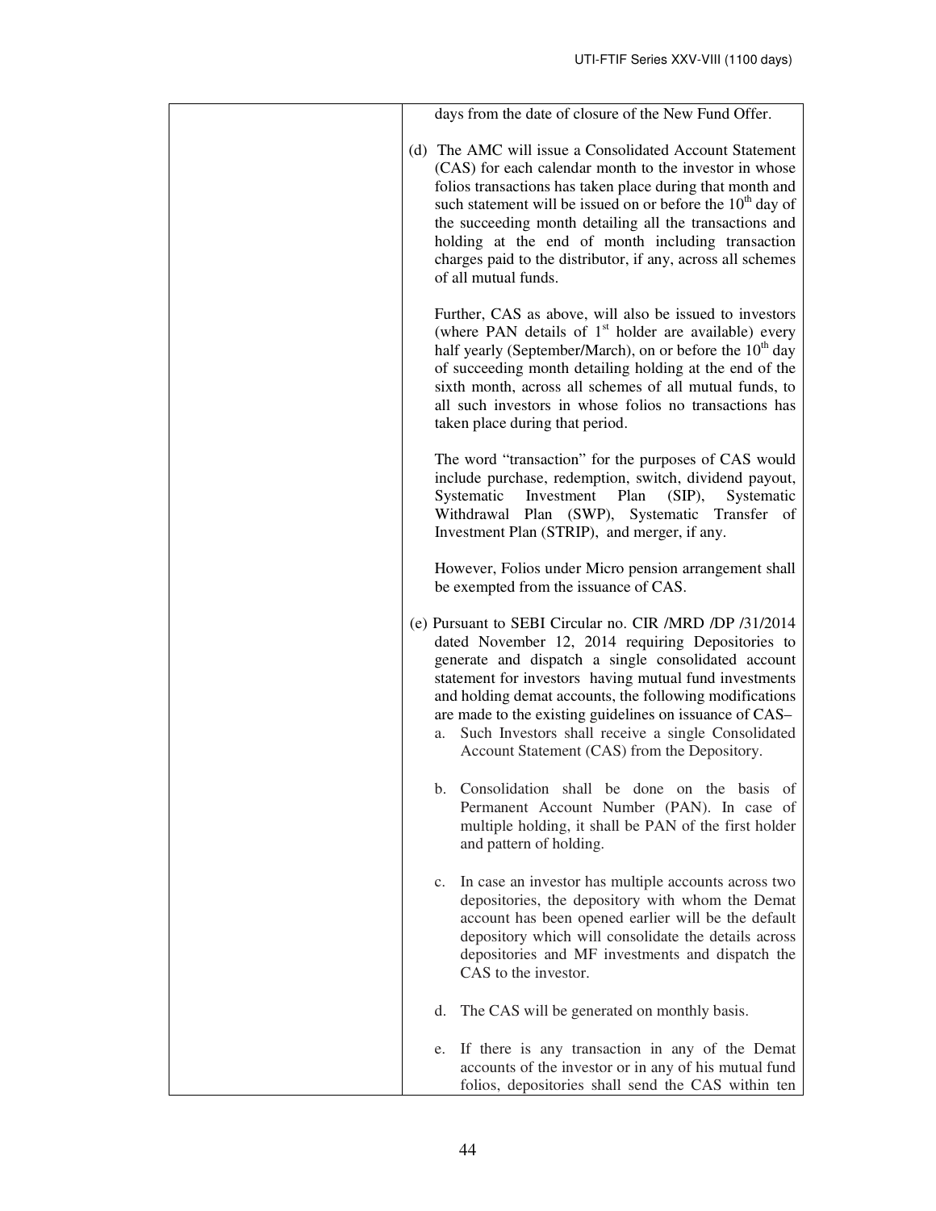| | |
|---|---|
| | days from the date of closure of the New Fund Offer.<br><br>(d) The AMC will issue a Consolidated Account Statement (CAS) for each calendar month to the investor in whose folios transactions has taken place during that month and such statement will be issued on or before the 10th day of the succeeding month detailing all the transactions and holding at the end of month including transaction charges paid to the distributor, if any, across all schemes of all mutual funds.<br><br>Further, CAS as above, will also be issued to investors (where PAN details of 1st holder are available) every half yearly (September/March), on or before the 10th day of succeeding month detailing holding at the end of the sixth month, across all schemes of all mutual funds, to all such investors in whose folios no transactions has taken place during that period.<br><br>The word "transaction" for the purposes of CAS would include purchase, redemption, switch, dividend payout, Systematic Investment Plan (SIP), Systematic Withdrawal Plan (SWP), Systematic Transfer of Investment Plan (STRIP), and merger, if any.<br><br>However, Folios under Micro pension arrangement shall be exempted from the issuance of CAS.<br><br>(e) Pursuant to SEBI Circular no. CIR /MRD /DP /31/2014 dated November 12, 2014 requiring Depositories to generate and dispatch a single consolidated account statement for investors having mutual fund investments and holding demat accounts, the following modifications are made to the existing guidelines on issuance of CAS–<br>a. Such Investors shall receive a single Consolidated Account Statement (CAS) from the Depository.<br><br>b. Consolidation shall be done on the basis of Permanent Account Number (PAN). In case of multiple holding, it shall be PAN of the first holder and pattern of holding.<br><br>c. In case an investor has multiple accounts across two depositories, the depository with whom the Demat account has been opened earlier will be the default depository which will consolidate the details across depositories and MF investments and dispatch the CAS to the investor.<br><br>d. The CAS will be generated on monthly basis.<br><br>e. If there is any transaction in any of the Demat accounts of the investor or in any of his mutual fund folios, depositories shall send the CAS within ten |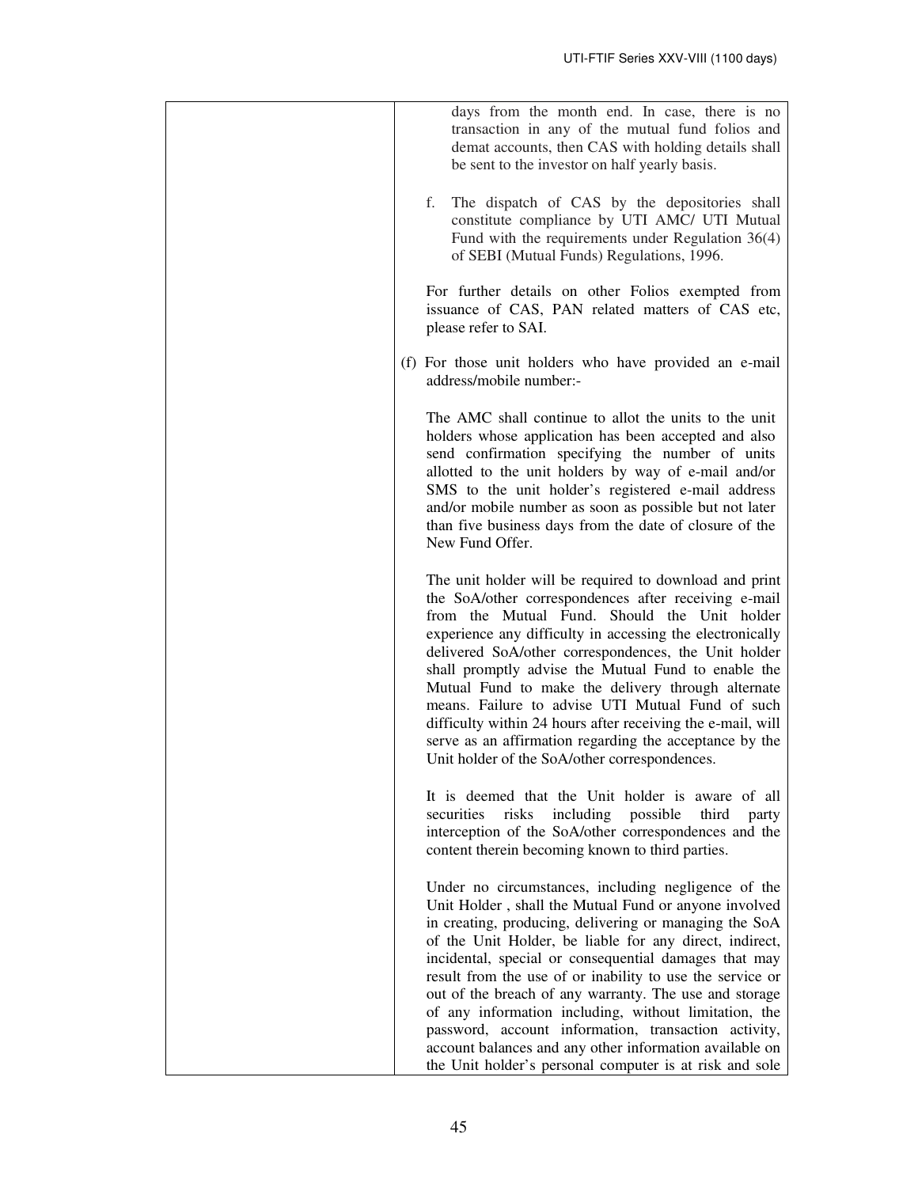| | |
|---|---|
| | days from the month end. In case, there is no transaction in any of the mutual fund folios and demat accounts, then CAS with holding details shall be sent to the investor on half yearly basis.<br><br>f. The dispatch of CAS by the depositories shall constitute compliance by UTI AMC/ UTI Mutual Fund with the requirements under Regulation 36(4) of SEBI (Mutual Funds) Regulations, 1996.<br><br>For further details on other Folios exempted from issuance of CAS, PAN related matters of CAS etc, please refer to SAI.<br><br>(f) For those unit holders who have provided an e-mail address/mobile number:-<br><br>The AMC shall continue to allot the units to the unit holders whose application has been accepted and also send confirmation specifying the number of units allotted to the unit holders by way of e-mail and/or SMS to the unit holder's registered e-mail address and/or mobile number as soon as possible but not later than five business days from the date of closure of the New Fund Offer.<br><br>The unit holder will be required to download and print the SoA/other correspondences after receiving e-mail from the Mutual Fund. Should the Unit holder experience any difficulty in accessing the electronically delivered SoA/other correspondences, the Unit holder shall promptly advise the Mutual Fund to enable the Mutual Fund to make the delivery through alternate means. Failure to advise UTI Mutual Fund of such difficulty within 24 hours after receiving the e-mail, will serve as an affirmation regarding the acceptance by the Unit holder of the SoA/other correspondences.<br><br>It is deemed that the Unit holder is aware of all securities risks including possible third party interception of the SoA/other correspondences and the content therein becoming known to third parties.<br><br>Under no circumstances, including negligence of the Unit Holder , shall the Mutual Fund or anyone involved in creating, producing, delivering or managing the SoA of the Unit Holder, be liable for any direct, indirect, incidental, special or consequential damages that may result from the use of or inability to use the service or out of the breach of any warranty. The use and storage of any information including, without limitation, the password, account information, transaction activity, account balances and any other information available on the Unit holder's personal computer is at risk and sole |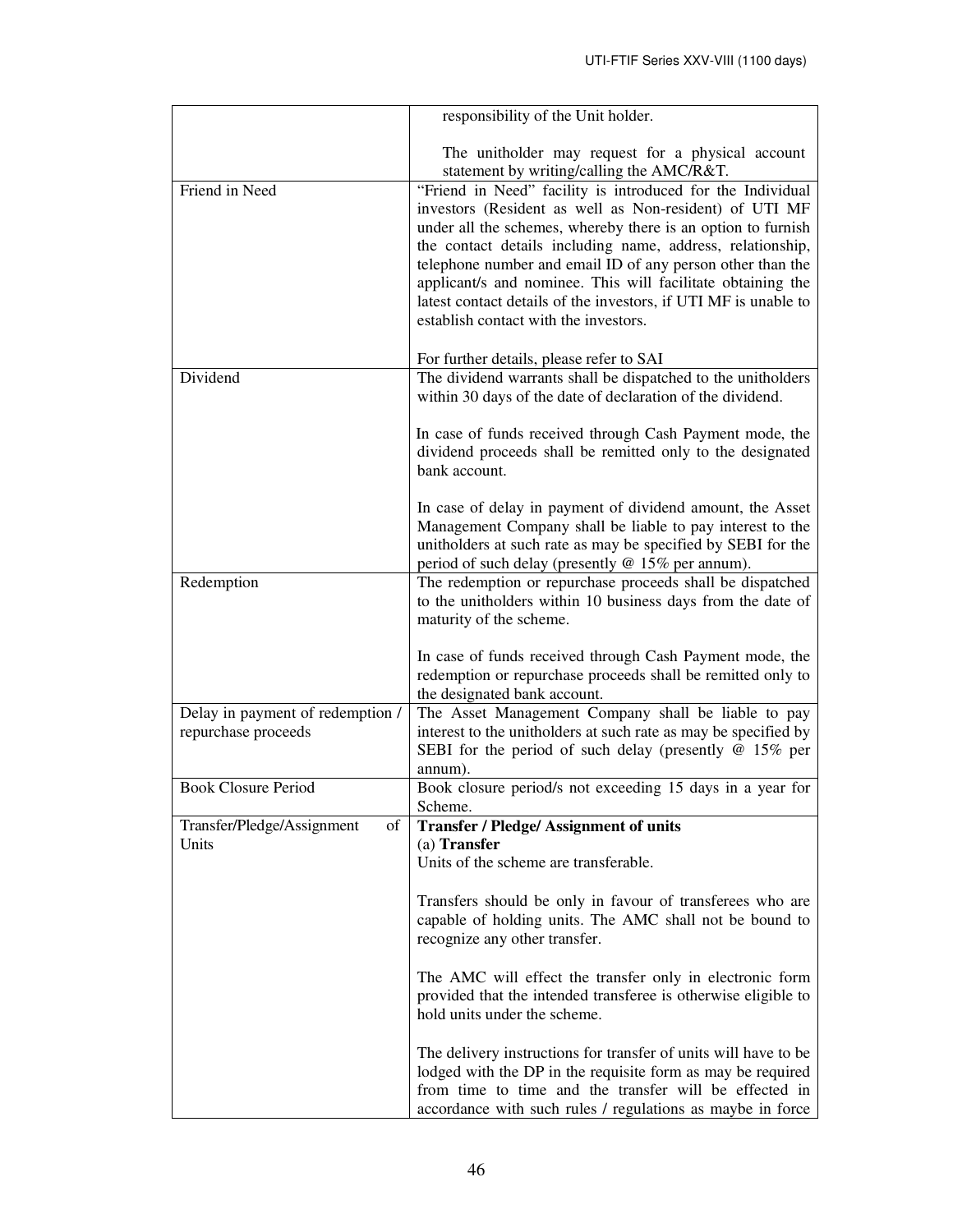| | |
|---|---|
| | responsibility of the Unit holder.<br><br>The unitholder may request for a physical account statement by writing/calling the AMC/R&T. |
| Friend in Need | "Friend in Need" facility is introduced for the Individual investors (Resident as well as Non-resident) of UTI MF under all the schemes, whereby there is an option to furnish the contact details including name, address, relationship, telephone number and email ID of any person other than the applicant/s and nominee. This will facilitate obtaining the latest contact details of the investors, if UTI MF is unable to establish contact with the investors.<br><br>For further details, please refer to SAI |
| Dividend | The dividend warrants shall be dispatched to the unitholders within 30 days of the date of declaration of the dividend.<br><br>In case of funds received through Cash Payment mode, the dividend proceeds shall be remitted only to the designated bank account.<br><br>In case of delay in payment of dividend amount, the Asset Management Company shall be liable to pay interest to the unitholders at such rate as may be specified by SEBI for the period of such delay (presently @ 15% per annum). |
| Redemption | The redemption or repurchase proceeds shall be dispatched to the unitholders within 10 business days from the date of maturity of the scheme.<br><br>In case of funds received through Cash Payment mode, the redemption or repurchase proceeds shall be remitted only to the designated bank account. |
| Delay in payment of redemption / repurchase proceeds | The Asset Management Company shall be liable to pay interest to the unitholders at such rate as may be specified by SEBI for the period of such delay (presently @ 15% per annum). |
| Book Closure Period | Book closure period/s not exceeding 15 days in a year for Scheme. |
| Transfer/Pledge/Assignment of Units | **Transfer / Pledge/ Assignment of units**<br>(a) **Transfer**<br>Units of the scheme are transferable.<br><br>Transfers should be only in favour of transferees who are capable of holding units. The AMC shall not be bound to recognize any other transfer.<br><br>The AMC will effect the transfer only in electronic form provided that the intended transferee is otherwise eligible to hold units under the scheme.<br><br>The delivery instructions for transfer of units will have to be lodged with the DP in the requisite form as may be required from time to time and the transfer will be effected in accordance with such rules / regulations as maybe in force |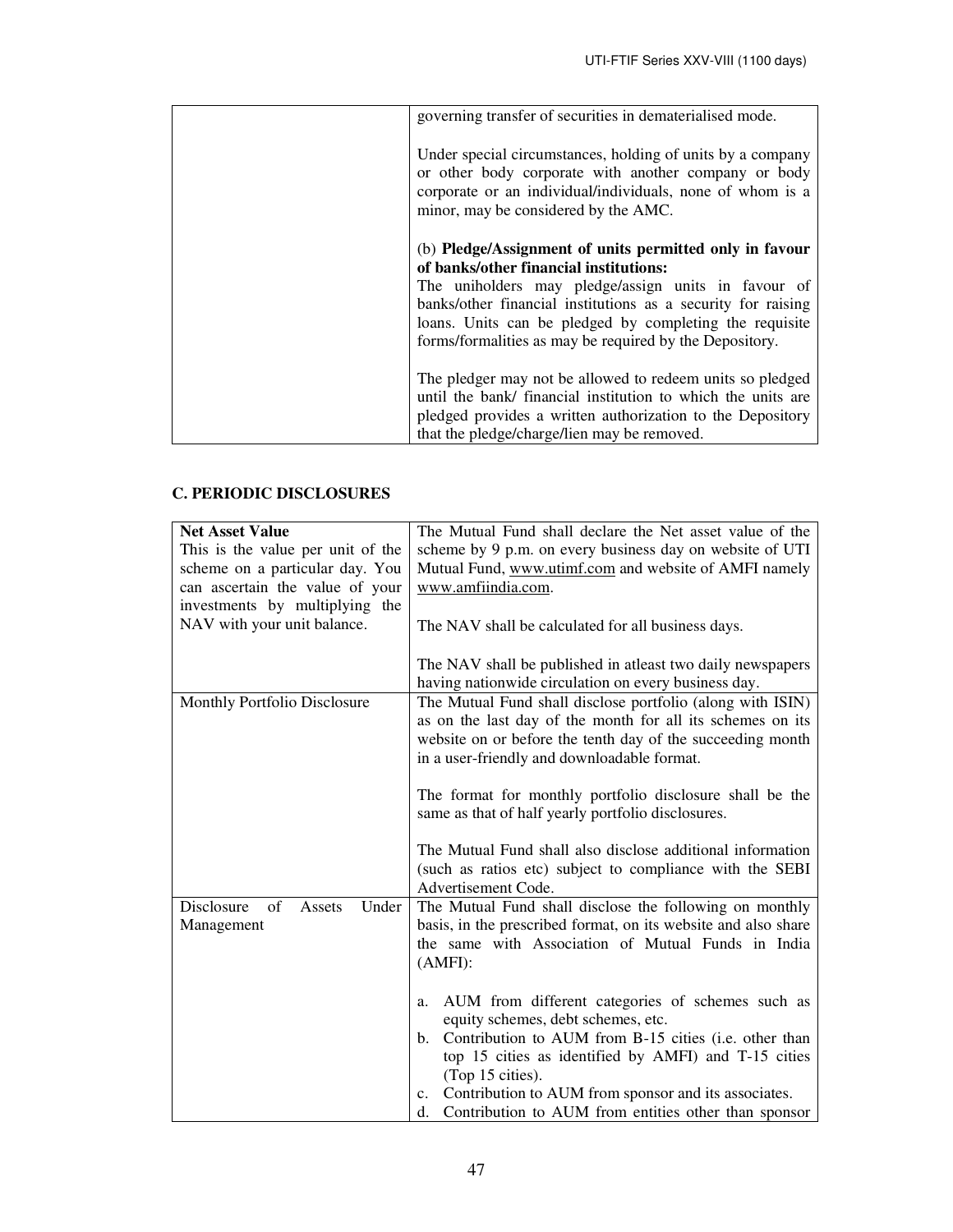| | |
|---|---|
| | governing transfer of securities in dematerialised mode.<br><br>Under special circumstances, holding of units by a company or other body corporate with another company or body corporate or an individual/individuals, none of whom is a minor, may be considered by the AMC.<br><br>(b) **Pledge/Assignment of units permitted only in favour of banks/other financial institutions:**<br>The uniholders may pledge/assign units in favour of banks/other financial institutions as a security for raising loans. Units can be pledged by completing the requisite forms/formalities as may be required by the Depository.<br><br>The pledger may not be allowed to redeem units so pledged until the bank/ financial institution to which the units are pledged provides a written authorization to the Depository that the pledge/charge/lien may be removed. |

## C. PERIODIC DISCLOSURES

| | |
|---|---|
| **Net Asset Value**<br>This is the value per unit of the scheme on a particular day. You can ascertain the value of your investments by multiplying the NAV with your unit balance. | The Mutual Fund shall declare the Net asset value of the scheme by 9 p.m. on every business day on website of UTI Mutual Fund, www.utimf.com and website of AMFI namely www.amfiindia.com.<br><br>The NAV shall be calculated for all business days.<br><br>The NAV shall be published in atleast two daily newspapers having nationwide circulation on every business day. |
| Monthly Portfolio Disclosure | The Mutual Fund shall disclose portfolio (along with ISIN) as on the last day of the month for all its schemes on its website on or before the tenth day of the succeeding month in a user-friendly and downloadable format.<br><br>The format for monthly portfolio disclosure shall be the same as that of half yearly portfolio disclosures.<br><br>The Mutual Fund shall also disclose additional information (such as ratios etc) subject to compliance with the SEBI Advertisement Code. |
| Disclosure of Assets Under Management | The Mutual Fund shall disclose the following on monthly basis, in the prescribed format, on its website and also share the same with Association of Mutual Funds in India (AMFI):<br><br>a. AUM from different categories of schemes such as equity schemes, debt schemes, etc.<br>b. Contribution to AUM from B-15 cities (i.e. other than top 15 cities as identified by AMFI) and T-15 cities (Top 15 cities).<br>c. Contribution to AUM from sponsor and its associates.<br>d. Contribution to AUM from entities other than sponsor |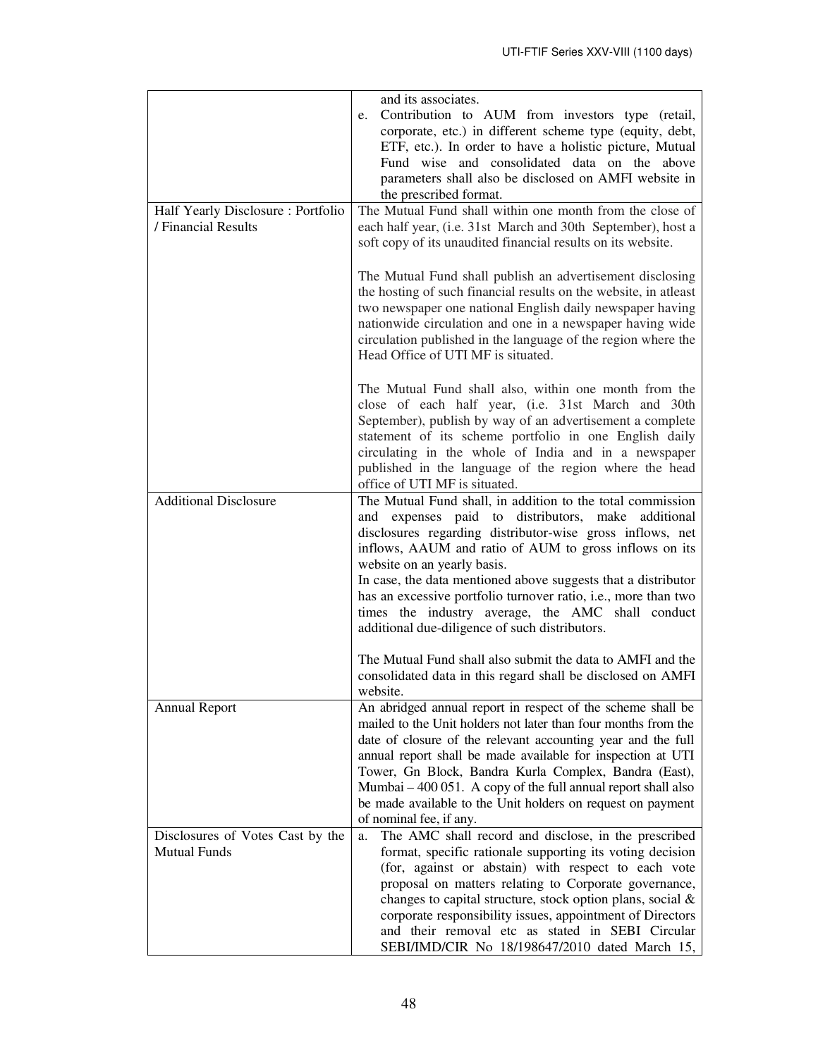| | |
|---|---|
| | and its associates.<br>e. Contribution to AUM from investors type (retail, corporate, etc.) in different scheme type (equity, debt, ETF, etc.). In order to have a holistic picture, Mutual Fund wise and consolidated data on the above parameters shall also be disclosed on AMFI website in the prescribed format. |
| Half Yearly Disclosure : Portfolio / Financial Results | The Mutual Fund shall within one month from the close of each half year, (i.e. 31st March and 30th September), host a soft copy of its unaudited financial results on its website.<br><br>The Mutual Fund shall publish an advertisement disclosing the hosting of such financial results on the website, in atleast two newspaper one national English daily newspaper having nationwide circulation and one in a newspaper having wide circulation published in the language of the region where the Head Office of UTI MF is situated.<br><br>The Mutual Fund shall also, within one month from the close of each half year, (i.e. 31st March and 30th September), publish by way of an advertisement a complete statement of its scheme portfolio in one English daily circulating in the whole of India and in a newspaper published in the language of the region where the head office of UTI MF is situated. |
| Additional Disclosure | The Mutual Fund shall, in addition to the total commission and expenses paid to distributors, make additional disclosures regarding distributor-wise gross inflows, net inflows, AAUM and ratio of AUM to gross inflows on its website on an yearly basis.<br>In case, the data mentioned above suggests that a distributor has an excessive portfolio turnover ratio, i.e., more than two times the industry average, the AMC shall conduct additional due-diligence of such distributors.<br><br>The Mutual Fund shall also submit the data to AMFI and the consolidated data in this regard shall be disclosed on AMFI website. |
| Annual Report | An abridged annual report in respect of the scheme shall be mailed to the Unit holders not later than four months from the date of closure of the relevant accounting year and the full annual report shall be made available for inspection at UTI Tower, Gn Block, Bandra Kurla Complex, Bandra (East), Mumbai – 400 051. A copy of the full annual report shall also be made available to the Unit holders on request on payment of nominal fee, if any. |
| Disclosures of Votes Cast by the Mutual Funds | a. The AMC shall record and disclose, in the prescribed format, specific rationale supporting its voting decision (for, against or abstain) with respect to each vote proposal on matters relating to Corporate governance, changes to capital structure, stock option plans, social & corporate responsibility issues, appointment of Directors and their removal etc as stated in SEBI Circular SEBI/IMD/CIR No 18/198647/2010 dated March 15, |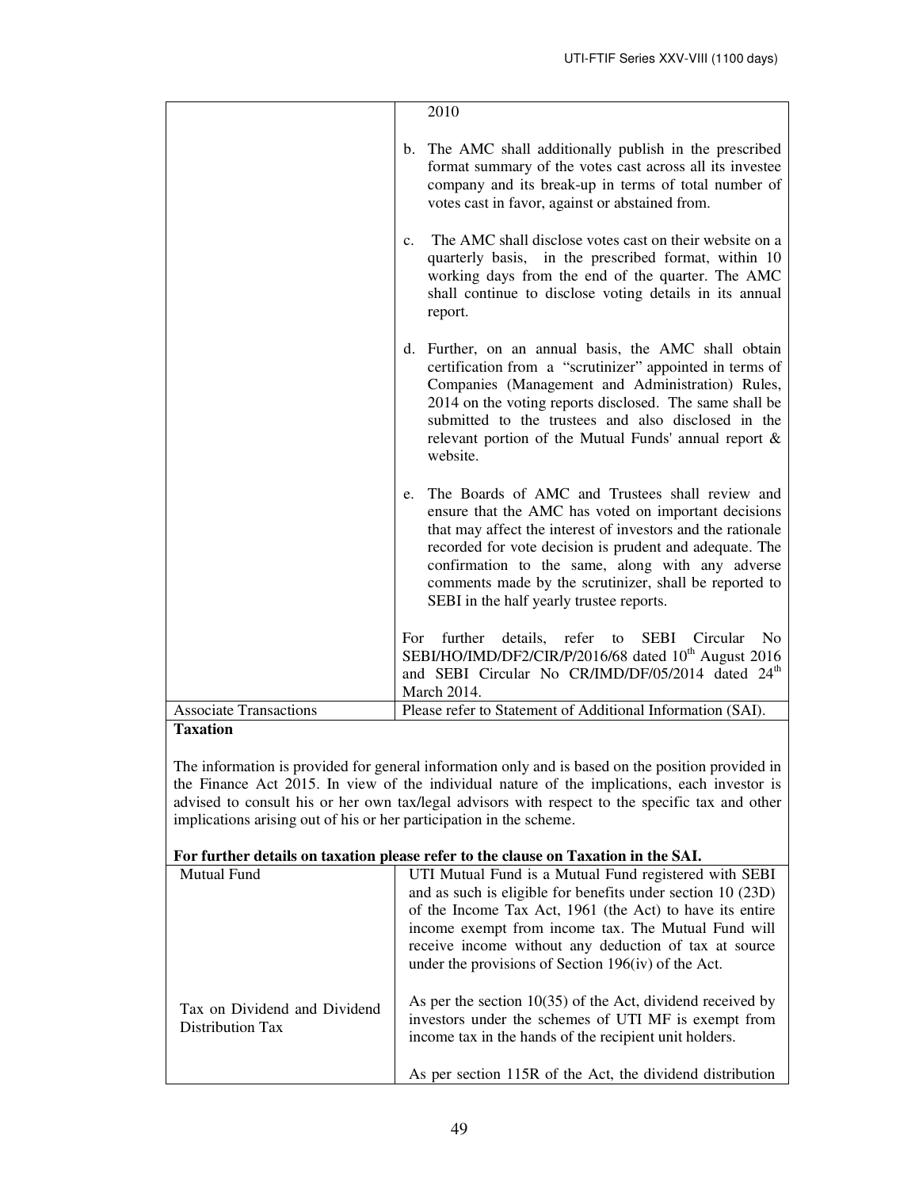| | |
|---|---|
| | 2010<br><br>b. The AMC shall additionally publish in the prescribed format summary of the votes cast across all its investee company and its break-up in terms of total number of votes cast in favor, against or abstained from.<br><br>c. The AMC shall disclose votes cast on their website on a quarterly basis, in the prescribed format, within 10 working days from the end of the quarter. The AMC shall continue to disclose voting details in its annual report.<br><br>d. Further, on an annual basis, the AMC shall obtain certification from a "scrutinizer" appointed in terms of Companies (Management and Administration) Rules, 2014 on the voting reports disclosed. The same shall be submitted to the trustees and also disclosed in the relevant portion of the Mutual Funds' annual report & website.<br><br>e. The Boards of AMC and Trustees shall review and ensure that the AMC has voted on important decisions that may affect the interest of investors and the rationale recorded for vote decision is prudent and adequate. The confirmation to the same, along with any adverse comments made by the scrutinizer, shall be reported to SEBI in the half yearly trustee reports.<br><br>For further details, refer to SEBI Circular No SEBI/HO/IMD/DF2/CIR/P/2016/68 dated 10th August 2016 and SEBI Circular No CR/IMD/DF/05/2014 dated 24th March 2014. |
| Associate Transactions | Please refer to Statement of Additional Information (SAI). |

**Taxation**

The information is provided for general information only and is based on the position provided in the Finance Act 2015. In view of the individual nature of the implications, each investor is advised to consult his or her own tax/legal advisors with respect to the specific tax and other implications arising out of his or her participation in the scheme.

**For further details on taxation please refer to the clause on Taxation in the SAI.**

| | |
|---|---|
| Mutual Fund | UTI Mutual Fund is a Mutual Fund registered with SEBI and as such is eligible for benefits under section 10 (23D) of the Income Tax Act, 1961 (the Act) to have its entire income exempt from income tax. The Mutual Fund will receive income without any deduction of tax at source under the provisions of Section 196(iv) of the Act. |
| Tax on Dividend and Dividend Distribution Tax | As per the section 10(35) of the Act, dividend received by investors under the schemes of UTI MF is exempt from income tax in the hands of the recipient unit holders.<br><br>As per section 115R of the Act, the dividend distribution |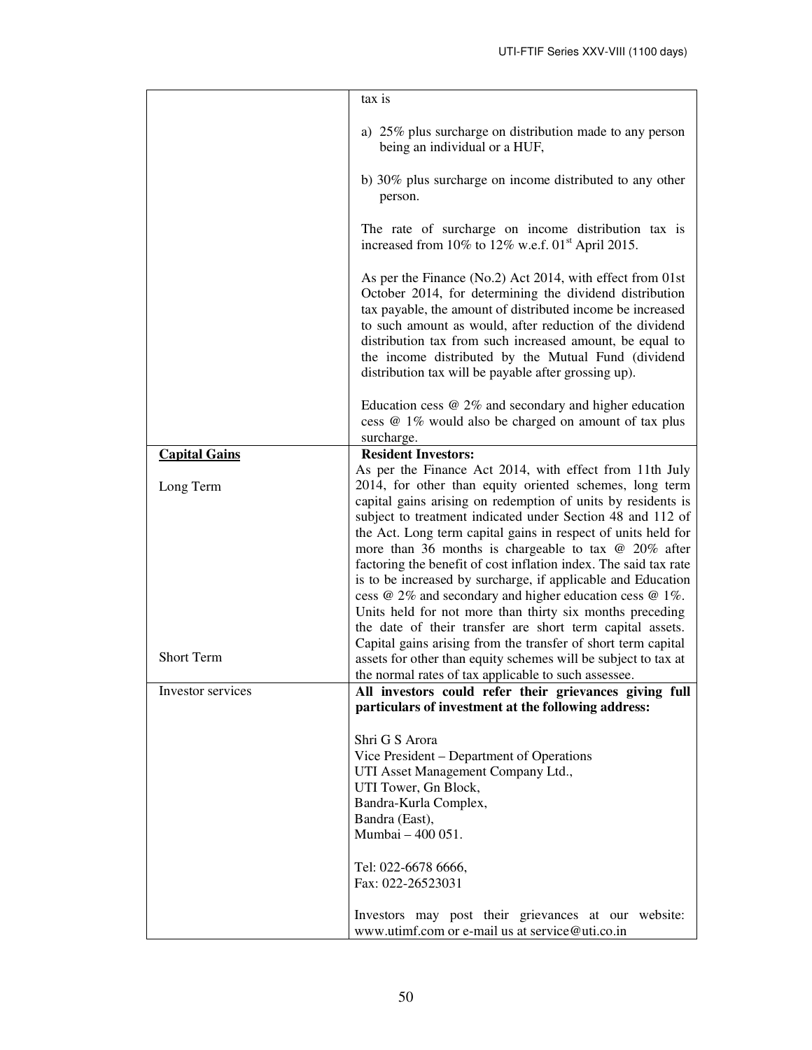| | |
|---|---|
| | tax is<br><br>a) 25% plus surcharge on distribution made to any person being an individual or a HUF,<br><br>b) 30% plus surcharge on income distributed to any other person.<br><br>The rate of surcharge on income distribution tax is increased from 10% to 12% w.e.f. 01st April 2015.<br><br>As per the Finance (No.2) Act 2014, with effect from 01st October 2014, for determining the dividend distribution tax payable, the amount of distributed income be increased to such amount as would, after reduction of the dividend distribution tax from such increased amount, be equal to the income distributed by the Mutual Fund (dividend distribution tax will be payable after grossing up).<br><br>Education cess @ 2% and secondary and higher education cess @ 1% would also be charged on amount of tax plus surcharge. |
| **Capital Gains**<br><br>Long Term<br><br><br><br><br><br><br><br><br>Short Term | **Resident Investors:**<br>As per the Finance Act 2014, with effect from 11th July 2014, for other than equity oriented schemes, long term capital gains arising on redemption of units by residents is subject to treatment indicated under Section 48 and 112 of the Act. Long term capital gains in respect of units held for more than 36 months is chargeable to tax @ 20% after factoring the benefit of cost inflation index. The said tax rate is to be increased by surcharge, if applicable and Education cess @ 2% and secondary and higher education cess @ 1%. Units held for not more than thirty six months preceding the date of their transfer are short term capital assets. Capital gains arising from the transfer of short term capital assets for other than equity schemes will be subject to tax at the normal rates of tax applicable to such assessee. |
| Investor services | **All investors could refer their grievances giving full particulars of investment at the following address:**<br><br>Shri G S Arora<br>Vice President – Department of Operations<br>UTI Asset Management Company Ltd.,<br>UTI Tower, Gn Block,<br>Bandra-Kurla Complex,<br>Bandra (East),<br>Mumbai – 400 051.<br><br>Tel: 022-6678 6666,<br>Fax: 022-26523031<br><br>Investors may post their grievances at our website: www.utimf.com or e-mail us at service@uti.co.in |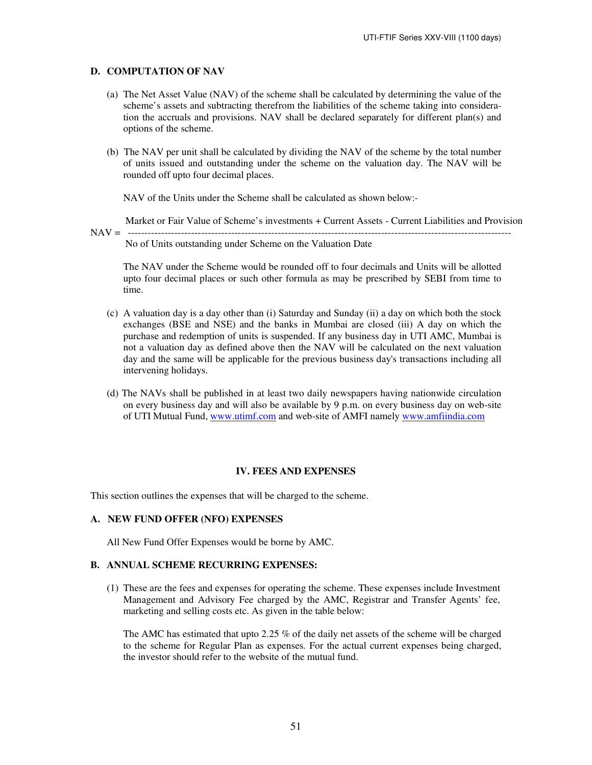## D. COMPUTATION OF NAV

(a) The Net Asset Value (NAV) of the scheme shall be calculated by determining the value of the scheme's assets and subtracting therefrom the liabilities of the scheme taking into consideration the accruals and provisions. NAV shall be declared separately for different plan(s) and options of the scheme.

(b) The NAV per unit shall be calculated by dividing the NAV of the scheme by the total number of units issued and outstanding under the scheme on the valuation day. The NAV will be rounded off upto four decimal places.

NAV of the Units under the Scheme shall be calculated as shown below:-

$$\text{NAV} = \frac{\text{Market or Fair Value of Scheme's investments + Current Assets - Current Liabilities and Provision}}{\text{No of Units outstanding under Scheme on the Valuation Date}}$$

The NAV under the Scheme would be rounded off to four decimals and Units will be allotted upto four decimal places or such other formula as may be prescribed by SEBI from time to time.

(c) A valuation day is a day other than (i) Saturday and Sunday (ii) a day on which both the stock exchanges (BSE and NSE) and the banks in Mumbai are closed (iii) A day on which the purchase and redemption of units is suspended. If any business day in UTI AMC, Mumbai is not a valuation day as defined above then the NAV will be calculated on the next valuation day and the same will be applicable for the previous business day's transactions including all intervening holidays.

(d) The NAVs shall be published in at least two daily newspapers having nationwide circulation on every business day and will also be available by 9 p.m. on every business day on web-site of UTI Mutual Fund, www.utimf.com and web-site of AMFI namely www.amfiindia.com

# IV. FEES AND EXPENSES

This section outlines the expenses that will be charged to the scheme.

## A. NEW FUND OFFER (NFO) EXPENSES

All New Fund Offer Expenses would be borne by AMC.

## B. ANNUAL SCHEME RECURRING EXPENSES:

(1) These are the fees and expenses for operating the scheme. These expenses include Investment Management and Advisory Fee charged by the AMC, Registrar and Transfer Agents' fee, marketing and selling costs etc. As given in the table below:

The AMC has estimated that upto 2.25 % of the daily net assets of the scheme will be charged to the scheme for Regular Plan as expenses. For the actual current expenses being charged, the investor should refer to the website of the mutual fund.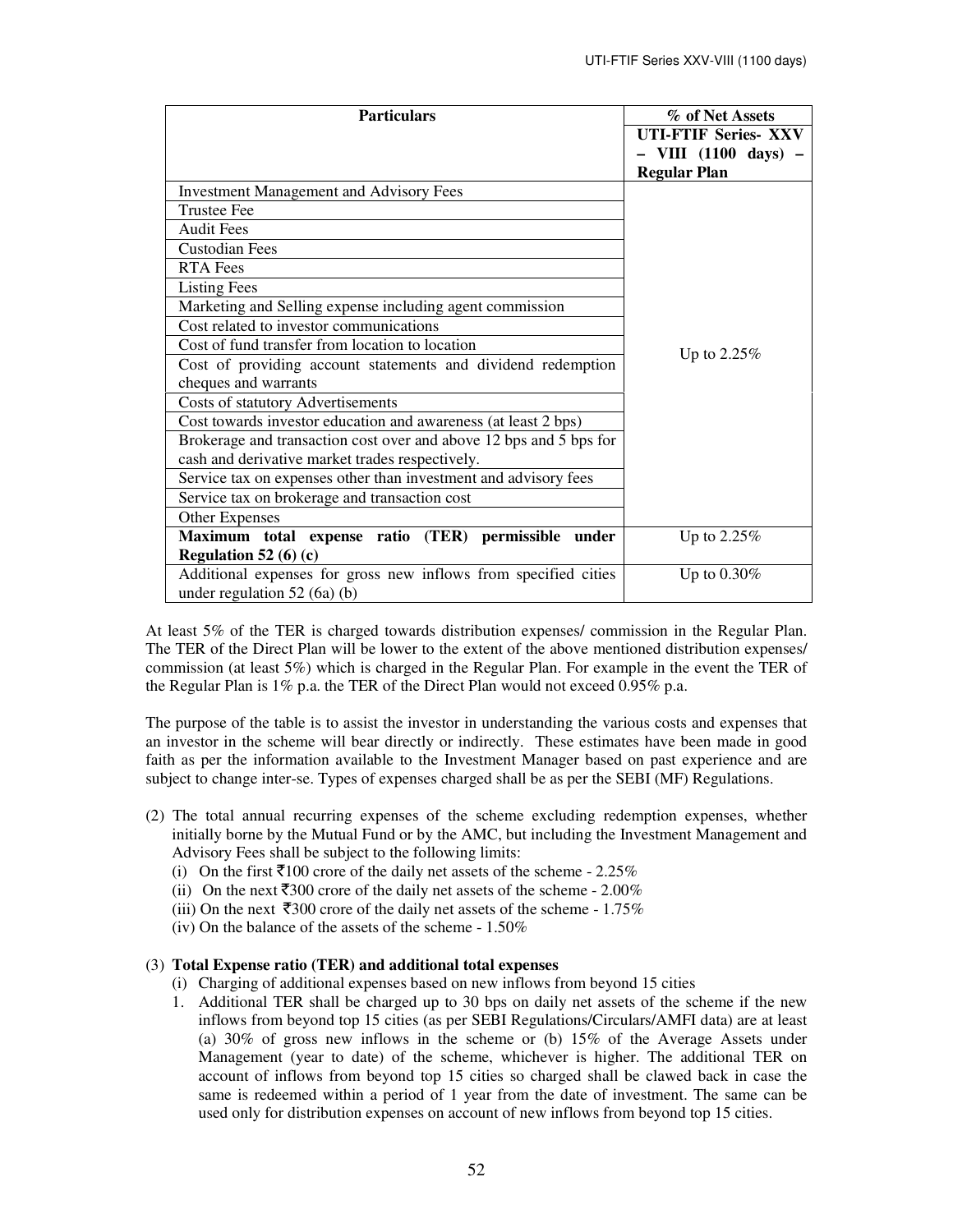| Particulars | % of Net Assets |
|---|---|
| | **UTI-FTIF Series- XXV – VIII (1100 days) – Regular Plan** |
| Investment Management and Advisory Fees | Up to 2.25% |
| Trustee Fee | |
| Audit Fees | |
| Custodian Fees | |
| RTA Fees | |
| Listing Fees | |
| Marketing and Selling expense including agent commission | |
| Cost related to investor communications | |
| Cost of fund transfer from location to location | |
| Cost of providing account statements and dividend redemption cheques and warrants | |
| Costs of statutory Advertisements | |
| Cost towards investor education and awareness (at least 2 bps) | |
| Brokerage and transaction cost over and above 12 bps and 5 bps for cash and derivative market trades respectively. | |
| Service tax on expenses other than investment and advisory fees | |
| Service tax on brokerage and transaction cost | |
| Other Expenses | |
| **Maximum total expense ratio (TER) permissible under Regulation 52 (6) (c)** | Up to 2.25% |
| Additional expenses for gross new inflows from specified cities under regulation 52 (6a) (b) | Up to 0.30% |

At least 5% of the TER is charged towards distribution expenses/ commission in the Regular Plan. The TER of the Direct Plan will be lower to the extent of the above mentioned distribution expenses/ commission (at least 5%) which is charged in the Regular Plan. For example in the event the TER of the Regular Plan is 1% p.a. the TER of the Direct Plan would not exceed 0.95% p.a.

The purpose of the table is to assist the investor in understanding the various costs and expenses that an investor in the scheme will bear directly or indirectly. These estimates have been made in good faith as per the information available to the Investment Manager based on past experience and are subject to change inter-se. Types of expenses charged shall be as per the SEBI (MF) Regulations.

(2) The total annual recurring expenses of the scheme excluding redemption expenses, whether initially borne by the Mutual Fund or by the AMC, but including the Investment Management and Advisory Fees shall be subject to the following limits:
   (i) On the first ₹100 crore of the daily net assets of the scheme - 2.25%
   (ii) On the next ₹300 crore of the daily net assets of the scheme - 2.00%
   (iii) On the next ₹300 crore of the daily net assets of the scheme - 1.75%
   (iv) On the balance of the assets of the scheme - 1.50%

(3) **Total Expense ratio (TER) and additional total expenses**
   (i) Charging of additional expenses based on new inflows from beyond 15 cities
   1. Additional TER shall be charged up to 30 bps on daily net assets of the scheme if the new inflows from beyond top 15 cities (as per SEBI Regulations/Circulars/AMFI data) are at least (a) 30% of gross new inflows in the scheme or (b) 15% of the Average Assets under Management (year to date) of the scheme, whichever is higher. The additional TER on account of inflows from beyond top 15 cities so charged shall be clawed back in case the same is redeemed within a period of 1 year from the date of investment. The same can be used only for distribution expenses on account of new inflows from beyond top 15 cities.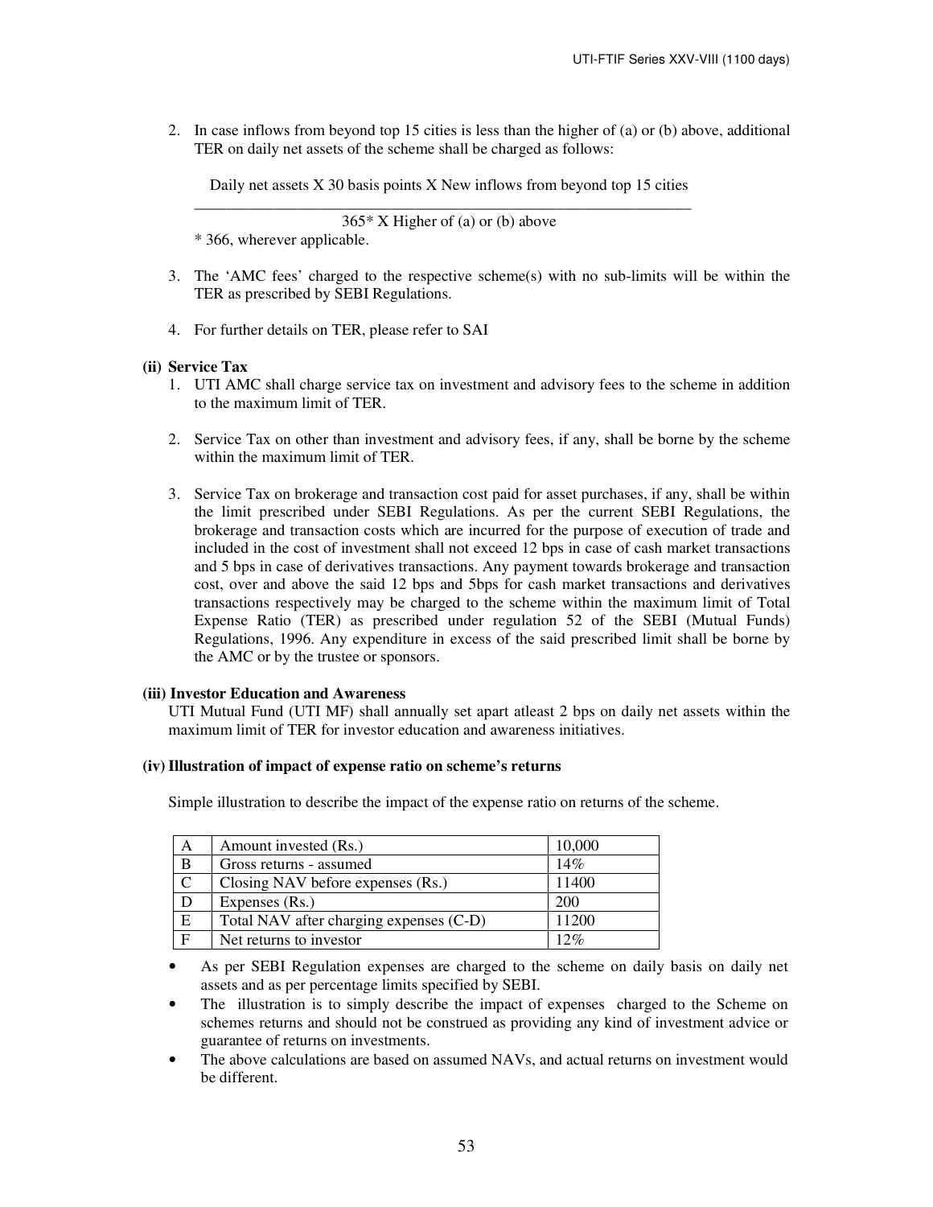2. In case inflows from beyond top 15 cities is less than the higher of (a) or (b) above, additional TER on daily net assets of the scheme shall be charged as follows:

$$\frac{\text{Daily net assets X 30 basis points X New inflows from beyond top 15 cities}}{365^{*} \text{ X Higher of (a) or (b) above}}$$

\* 366, wherever applicable.

3. The 'AMC fees' charged to the respective scheme(s) with no sub-limits will be within the TER as prescribed by SEBI Regulations.

4. For further details on TER, please refer to SAI

**(ii) Service Tax**

1. UTI AMC shall charge service tax on investment and advisory fees to the scheme in addition to the maximum limit of TER.

2. Service Tax on other than investment and advisory fees, if any, shall be borne by the scheme within the maximum limit of TER.

3. Service Tax on brokerage and transaction cost paid for asset purchases, if any, shall be within the limit prescribed under SEBI Regulations. As per the current SEBI Regulations, the brokerage and transaction costs which are incurred for the purpose of execution of trade and included in the cost of investment shall not exceed 12 bps in case of cash market transactions and 5 bps in case of derivatives transactions. Any payment towards brokerage and transaction cost, over and above the said 12 bps and 5bps for cash market transactions and derivatives transactions respectively may be charged to the scheme within the maximum limit of Total Expense Ratio (TER) as prescribed under regulation 52 of the SEBI (Mutual Funds) Regulations, 1996. Any expenditure in excess of the said prescribed limit shall be borne by the AMC or by the trustee or sponsors.

**(iii) Investor Education and Awareness**

UTI Mutual Fund (UTI MF) shall annually set apart atleast 2 bps on daily net assets within the maximum limit of TER for investor education and awareness initiatives.

**(iv) Illustration of impact of expense ratio on scheme's returns**

Simple illustration to describe the impact of the expense ratio on returns of the scheme.

| A | Amount invested (Rs.) | 10,000 |
|---|---|---|
| B | Gross returns - assumed | 14% |
| C | Closing NAV before expenses (Rs.) | 11400 |
| D | Expenses (Rs.) | 200 |
| E | Total NAV after charging expenses (C-D) | 11200 |
| F | Net returns to investor | 12% |

- As per SEBI Regulation expenses are charged to the scheme on daily basis on daily net assets and as per percentage limits specified by SEBI.
- The illustration is to simply describe the impact of expenses charged to the Scheme on schemes returns and should not be construed as providing any kind of investment advice or guarantee of returns on investments.
- The above calculations are based on assumed NAVs, and actual returns on investment would be different.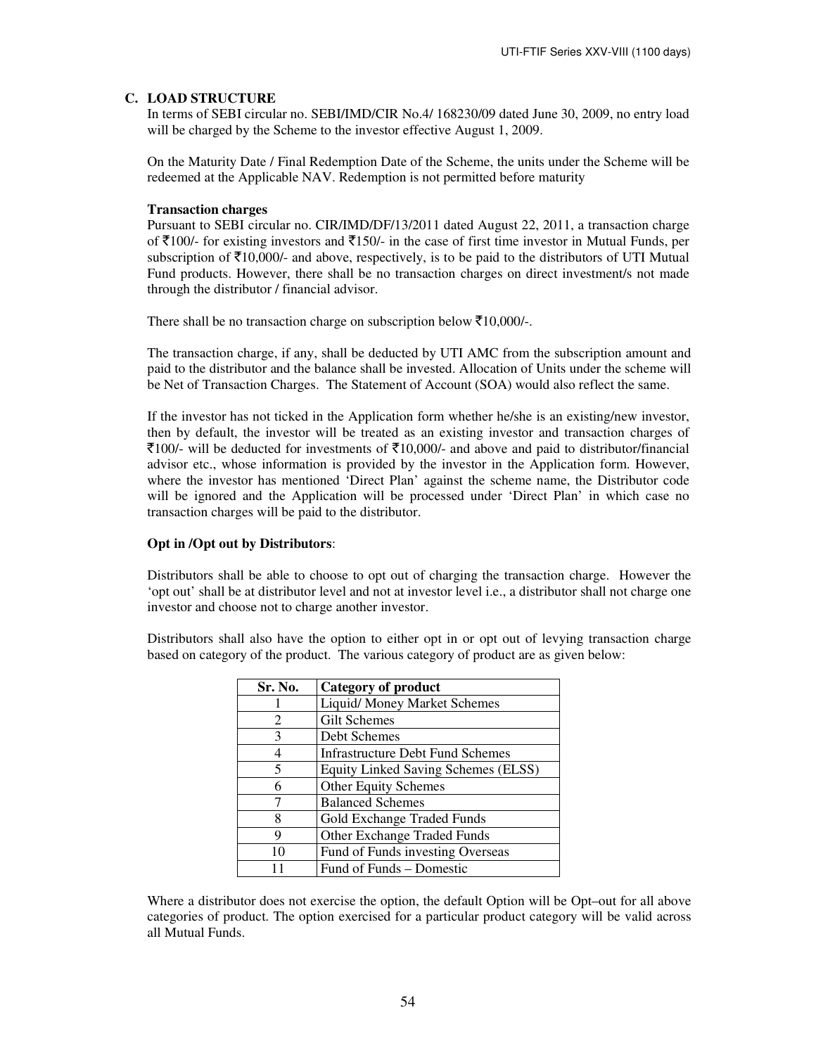## C. LOAD STRUCTURE

In terms of SEBI circular no. SEBI/IMD/CIR No.4/ 168230/09 dated June 30, 2009, no entry load will be charged by the Scheme to the investor effective August 1, 2009.

On the Maturity Date / Final Redemption Date of the Scheme, the units under the Scheme will be redeemed at the Applicable NAV. Redemption is not permitted before maturity

**Transaction charges**

Pursuant to SEBI circular no. CIR/IMD/DF/13/2011 dated August 22, 2011, a transaction charge of ₹100/- for existing investors and ₹150/- in the case of first time investor in Mutual Funds, per subscription of ₹10,000/- and above, respectively, is to be paid to the distributors of UTI Mutual Fund products. However, there shall be no transaction charges on direct investment/s not made through the distributor / financial advisor.

There shall be no transaction charge on subscription below ₹10,000/-.

The transaction charge, if any, shall be deducted by UTI AMC from the subscription amount and paid to the distributor and the balance shall be invested. Allocation of Units under the scheme will be Net of Transaction Charges. The Statement of Account (SOA) would also reflect the same.

If the investor has not ticked in the Application form whether he/she is an existing/new investor, then by default, the investor will be treated as an existing investor and transaction charges of ₹100/- will be deducted for investments of ₹10,000/- and above and paid to distributor/financial advisor etc., whose information is provided by the investor in the Application form. However, where the investor has mentioned 'Direct Plan' against the scheme name, the Distributor code will be ignored and the Application will be processed under 'Direct Plan' in which case no transaction charges will be paid to the distributor.

**Opt in /Opt out by Distributors**:

Distributors shall be able to choose to opt out of charging the transaction charge. However the 'opt out' shall be at distributor level and not at investor level i.e., a distributor shall not charge one investor and choose not to charge another investor.

Distributors shall also have the option to either opt in or opt out of levying transaction charge based on category of the product. The various category of product are as given below:

| Sr. No. | Category of product |
|---|---|
| 1 | Liquid/ Money Market Schemes |
| 2 | Gilt Schemes |
| 3 | Debt Schemes |
| 4 | Infrastructure Debt Fund Schemes |
| 5 | Equity Linked Saving Schemes (ELSS) |
| 6 | Other Equity Schemes |
| 7 | Balanced Schemes |
| 8 | Gold Exchange Traded Funds |
| 9 | Other Exchange Traded Funds |
| 10 | Fund of Funds investing Overseas |
| 11 | Fund of Funds – Domestic |

Where a distributor does not exercise the option, the default Option will be Opt–out for all above categories of product. The option exercised for a particular product category will be valid across all Mutual Funds.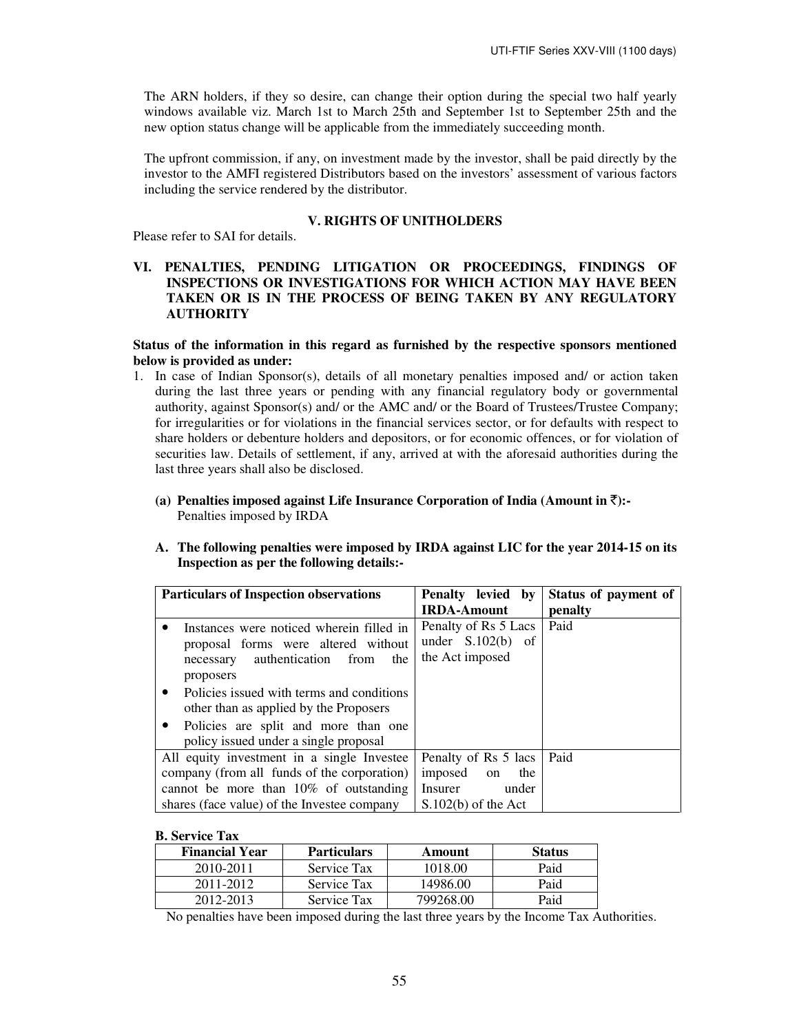The ARN holders, if they so desire, can change their option during the special two half yearly windows available viz. March 1st to March 25th and September 1st to September 25th and the new option status change will be applicable from the immediately succeeding month.

The upfront commission, if any, on investment made by the investor, shall be paid directly by the investor to the AMFI registered Distributors based on the investors' assessment of various factors including the service rendered by the distributor.

## V. RIGHTS OF UNITHOLDERS

Please refer to SAI for details.

## VI. PENALTIES, PENDING LITIGATION OR PROCEEDINGS, FINDINGS OF INSPECTIONS OR INVESTIGATIONS FOR WHICH ACTION MAY HAVE BEEN TAKEN OR IS IN THE PROCESS OF BEING TAKEN BY ANY REGULATORY AUTHORITY

**Status of the information in this regard as furnished by the respective sponsors mentioned below is provided as under:**

1. In case of Indian Sponsor(s), details of all monetary penalties imposed and/ or action taken during the last three years or pending with any financial regulatory body or governmental authority, against Sponsor(s) and/ or the AMC and/ or the Board of Trustees/Trustee Company; for irregularities or for violations in the financial services sector, or for defaults with respect to share holders or debenture holders and depositors, or for economic offences, or for violation of securities law. Details of settlement, if any, arrived at with the aforesaid authorities during the last three years shall also be disclosed.

   **(a) Penalties imposed against Life Insurance Corporation of India (Amount in ₹):-**
   Penalties imposed by IRDA

   **A. The following penalties were imposed by IRDA against LIC for the year 2014-15 on its Inspection as per the following details:-**

| Particulars of Inspection observations | Penalty levied by IRDA-Amount | Status of payment of penalty |
|---|---|---|
| • Instances were noticed wherein filled in proposal forms were altered without necessary authentication from the proposers<br>• Policies issued with terms and conditions other than as applied by the Proposers<br>• Policies are split and more than one policy issued under a single proposal | Penalty of Rs 5 Lacs under S.102(b) of the Act imposed | Paid |
| All equity investment in a single Investee company (from all funds of the corporation) cannot be more than 10% of outstanding shares (face value) of the Investee company | Penalty of Rs 5 lacs imposed on the Insurer under S.102(b) of the Act | Paid |

**B. Service Tax**

| Financial Year | Particulars | Amount | Status |
|---|---|---|---|
| 2010-2011 | Service Tax | 1018.00 | Paid |
| 2011-2012 | Service Tax | 14986.00 | Paid |
| 2012-2013 | Service Tax | 799268.00 | Paid |

No penalties have been imposed during the last three years by the Income Tax Authorities.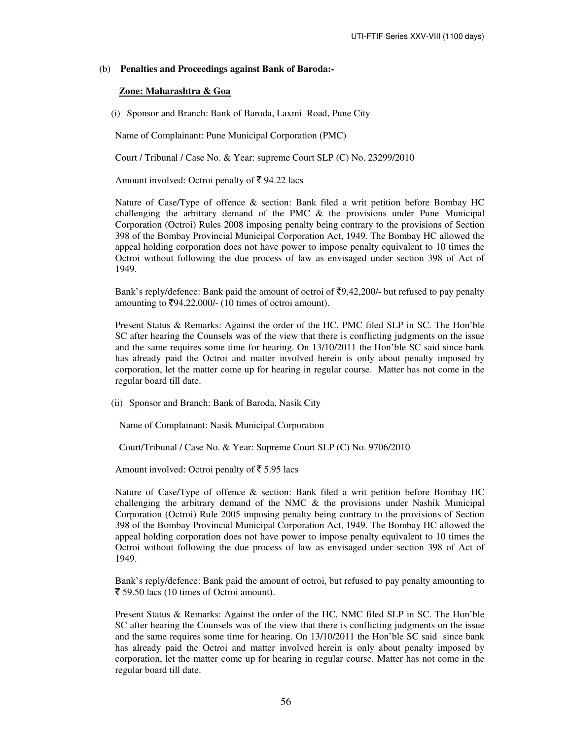(b) **Penalties and Proceedings against Bank of Baroda:-**

**Zone: Maharashtra & Goa**

(i) Sponsor and Branch: Bank of Baroda, Laxmi Road, Pune City

Name of Complainant: Pune Municipal Corporation (PMC)

Court / Tribunal / Case No. & Year: supreme Court SLP (C) No. 23299/2010

Amount involved: Octroi penalty of ₹ 94.22 lacs

Nature of Case/Type of offence & section: Bank filed a writ petition before Bombay HC challenging the arbitrary demand of the PMC & the provisions under Pune Municipal Corporation (Octroi) Rules 2008 imposing penalty being contrary to the provisions of Section 398 of the Bombay Provincial Municipal Corporation Act, 1949. The Bombay HC allowed the appeal holding corporation does not have power to impose penalty equivalent to 10 times the Octroi without following the due process of law as envisaged under section 398 of Act of 1949.

Bank's reply/defence: Bank paid the amount of octroi of ₹9,42,200/- but refused to pay penalty amounting to ₹94,22,000/- (10 times of octroi amount).

Present Status & Remarks: Against the order of the HC, PMC filed SLP in SC. The Hon'ble SC after hearing the Counsels was of the view that there is conflicting judgments on the issue and the same requires some time for hearing. On 13/10/2011 the Hon'ble SC said since bank has already paid the Octroi and matter involved herein is only about penalty imposed by corporation, let the matter come up for hearing in regular course. Matter has not come in the regular board till date.

(ii) Sponsor and Branch: Bank of Baroda, Nasik City

Name of Complainant: Nasik Municipal Corporation

Court/Tribunal / Case No. & Year: Supreme Court SLP (C) No. 9706/2010

Amount involved: Octroi penalty of ₹ 5.95 lacs

Nature of Case/Type of offence & section: Bank filed a writ petition before Bombay HC challenging the arbitrary demand of the NMC & the provisions under Nashik Municipal Corporation (Octroi) Rule 2005 imposing penalty being contrary to the provisions of Section 398 of the Bombay Provincial Municipal Corporation Act, 1949. The Bombay HC allowed the appeal holding corporation does not have power to impose penalty equivalent to 10 times the Octroi without following the due process of law as envisaged under section 398 of Act of 1949.

Bank's reply/defence: Bank paid the amount of octroi, but refused to pay penalty amounting to ₹ 59.50 lacs (10 times of Octroi amount).

Present Status & Remarks: Against the order of the HC, NMC filed SLP in SC. The Hon'ble SC after hearing the Counsels was of the view that there is conflicting judgments on the issue and the same requires some time for hearing. On 13/10/2011 the Hon'ble SC said since bank has already paid the Octroi and matter involved herein is only about penalty imposed by corporation, let the matter come up for hearing in regular course. Matter has not come in the regular board till date.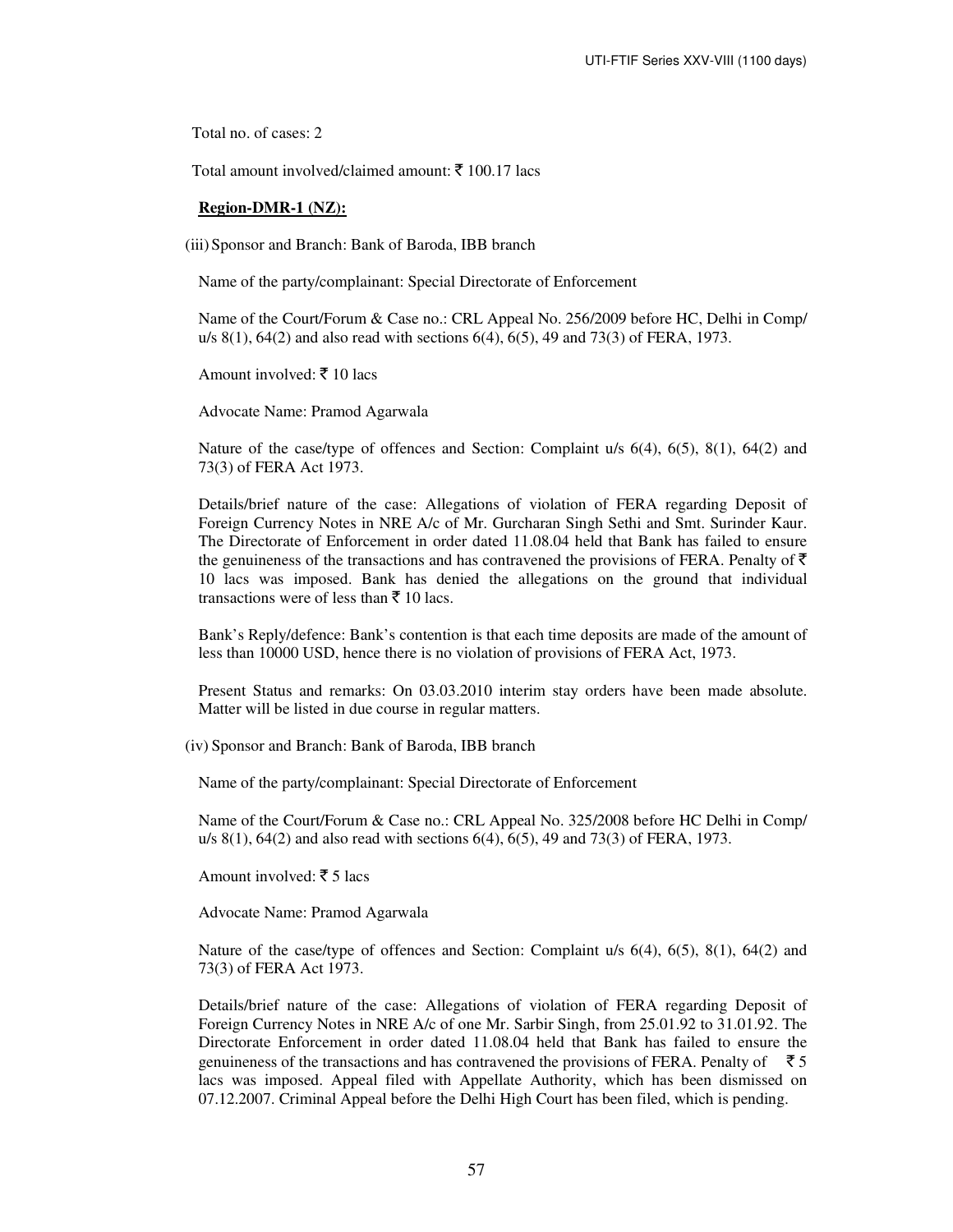Total no. of cases: 2

Total amount involved/claimed amount: ₹ 100.17 lacs

**Region-DMR-1 (NZ):**

(iii) Sponsor and Branch: Bank of Baroda, IBB branch

Name of the party/complainant: Special Directorate of Enforcement

Name of the Court/Forum & Case no.: CRL Appeal No. 256/2009 before HC, Delhi in Comp/ u/s 8(1), 64(2) and also read with sections 6(4), 6(5), 49 and 73(3) of FERA, 1973.

Amount involved: ₹ 10 lacs

Advocate Name: Pramod Agarwala

Nature of the case/type of offences and Section: Complaint u/s 6(4), 6(5), 8(1), 64(2) and 73(3) of FERA Act 1973.

Details/brief nature of the case: Allegations of violation of FERA regarding Deposit of Foreign Currency Notes in NRE A/c of Mr. Gurcharan Singh Sethi and Smt. Surinder Kaur. The Directorate of Enforcement in order dated 11.08.04 held that Bank has failed to ensure the genuineness of the transactions and has contravened the provisions of FERA. Penalty of ₹ 10 lacs was imposed. Bank has denied the allegations on the ground that individual transactions were of less than ₹ 10 lacs.

Bank's Reply/defence: Bank's contention is that each time deposits are made of the amount of less than 10000 USD, hence there is no violation of provisions of FERA Act, 1973.

Present Status and remarks: On 03.03.2010 interim stay orders have been made absolute. Matter will be listed in due course in regular matters.

(iv) Sponsor and Branch: Bank of Baroda, IBB branch

Name of the party/complainant: Special Directorate of Enforcement

Name of the Court/Forum & Case no.: CRL Appeal No. 325/2008 before HC Delhi in Comp/ u/s 8(1), 64(2) and also read with sections 6(4), 6(5), 49 and 73(3) of FERA, 1973.

Amount involved: ₹ 5 lacs

Advocate Name: Pramod Agarwala

Nature of the case/type of offences and Section: Complaint u/s 6(4), 6(5), 8(1), 64(2) and 73(3) of FERA Act 1973.

Details/brief nature of the case: Allegations of violation of FERA regarding Deposit of Foreign Currency Notes in NRE A/c of one Mr. Sarbir Singh, from 25.01.92 to 31.01.92. The Directorate Enforcement in order dated 11.08.04 held that Bank has failed to ensure the genuineness of the transactions and has contravened the provisions of FERA. Penalty of ₹ 5 lacs was imposed. Appeal filed with Appellate Authority, which has been dismissed on 07.12.2007. Criminal Appeal before the Delhi High Court has been filed, which is pending.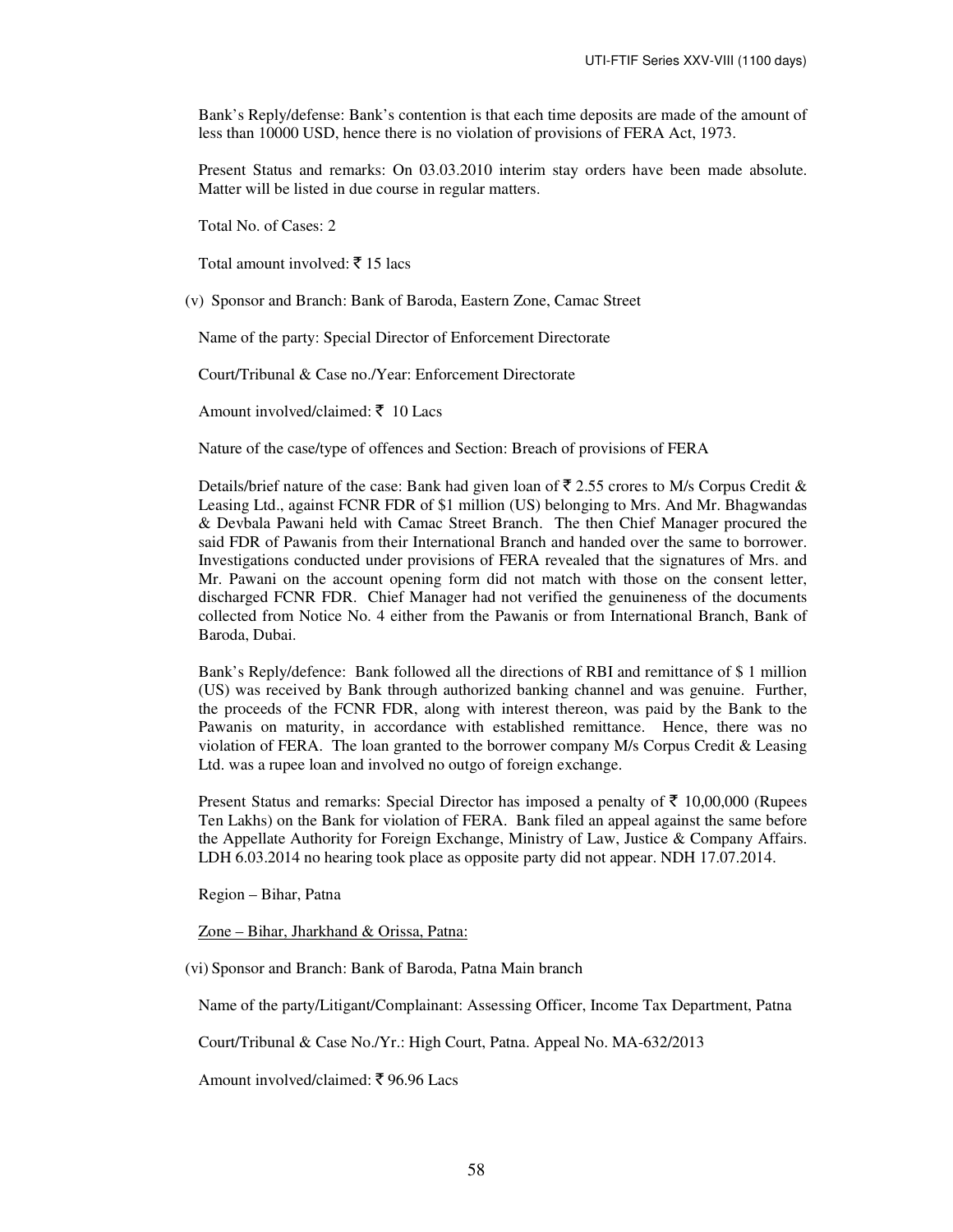Bank's Reply/defense: Bank's contention is that each time deposits are made of the amount of less than 10000 USD, hence there is no violation of provisions of FERA Act, 1973.

Present Status and remarks: On 03.03.2010 interim stay orders have been made absolute. Matter will be listed in due course in regular matters.

Total No. of Cases: 2

Total amount involved: ₹ 15 lacs

(v) Sponsor and Branch: Bank of Baroda, Eastern Zone, Camac Street

Name of the party: Special Director of Enforcement Directorate

Court/Tribunal & Case no./Year: Enforcement Directorate

Amount involved/claimed: ₹ 10 Lacs

Nature of the case/type of offences and Section: Breach of provisions of FERA

Details/brief nature of the case: Bank had given loan of ₹ 2.55 crores to M/s Corpus Credit & Leasing Ltd., against FCNR FDR of $1 million (US) belonging to Mrs. And Mr. Bhagwandas & Devbala Pawani held with Camac Street Branch. The then Chief Manager procured the said FDR of Pawanis from their International Branch and handed over the same to borrower. Investigations conducted under provisions of FERA revealed that the signatures of Mrs. and Mr. Pawani on the account opening form did not match with those on the consent letter, discharged FCNR FDR. Chief Manager had not verified the genuineness of the documents collected from Notice No. 4 either from the Pawanis or from International Branch, Bank of Baroda, Dubai.

Bank's Reply/defence: Bank followed all the directions of RBI and remittance of $ 1 million (US) was received by Bank through authorized banking channel and was genuine. Further, the proceeds of the FCNR FDR, along with interest thereon, was paid by the Bank to the Pawanis on maturity, in accordance with established remittance. Hence, there was no violation of FERA. The loan granted to the borrower company M/s Corpus Credit & Leasing Ltd. was a rupee loan and involved no outgo of foreign exchange.

Present Status and remarks: Special Director has imposed a penalty of ₹ 10,00,000 (Rupees Ten Lakhs) on the Bank for violation of FERA. Bank filed an appeal against the same before the Appellate Authority for Foreign Exchange, Ministry of Law, Justice & Company Affairs. LDH 6.03.2014 no hearing took place as opposite party did not appear. NDH 17.07.2014.

Region – Bihar, Patna

<u>Zone – Bihar, Jharkhand & Orissa, Patna:</u>

(vi) Sponsor and Branch: Bank of Baroda, Patna Main branch

Name of the party/Litigant/Complainant: Assessing Officer, Income Tax Department, Patna

Court/Tribunal & Case No./Yr.: High Court, Patna. Appeal No. MA-632/2013

Amount involved/claimed: ₹ 96.96 Lacs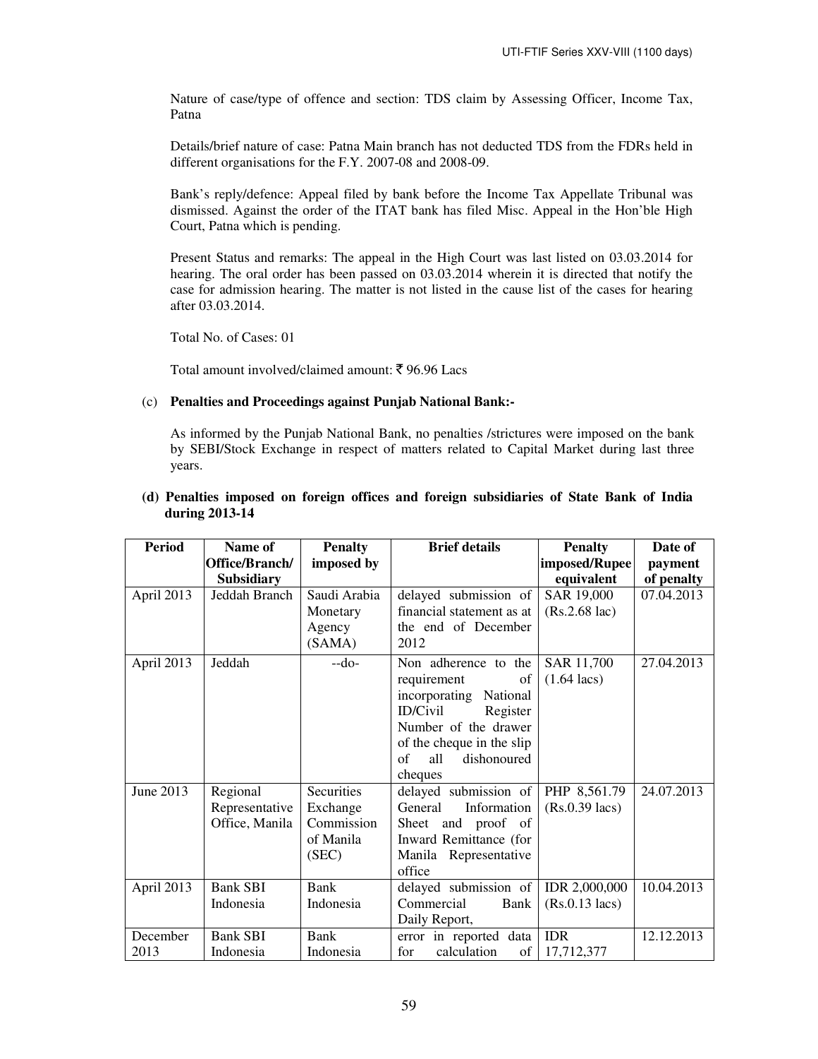Nature of case/type of offence and section: TDS claim by Assessing Officer, Income Tax, Patna

Details/brief nature of case: Patna Main branch has not deducted TDS from the FDRs held in different organisations for the F.Y. 2007-08 and 2008-09.

Bank's reply/defence: Appeal filed by bank before the Income Tax Appellate Tribunal was dismissed. Against the order of the ITAT bank has filed Misc. Appeal in the Hon'ble High Court, Patna which is pending.

Present Status and remarks: The appeal in the High Court was last listed on 03.03.2014 for hearing. The oral order has been passed on 03.03.2014 wherein it is directed that notify the case for admission hearing. The matter is not listed in the cause list of the cases for hearing after 03.03.2014.

Total No. of Cases: 01

Total amount involved/claimed amount: ₹ 96.96 Lacs

(c) **Penalties and Proceedings against Punjab National Bank:-**

As informed by the Punjab National Bank, no penalties /strictures were imposed on the bank by SEBI/Stock Exchange in respect of matters related to Capital Market during last three years.

**(d) Penalties imposed on foreign offices and foreign subsidiaries of State Bank of India during 2013-14**

| Period | Name of Office/Branch/ Subsidiary | Penalty imposed by | Brief details | Penalty imposed/Rupee equivalent | Date of payment of penalty |
|---|---|---|---|---|---|
| April 2013 | Jeddah Branch | Saudi Arabia Monetary Agency (SAMA) | delayed submission of financial statement as at the end of December 2012 | SAR 19,000 (Rs.2.68 lac) | 07.04.2013 |
| April 2013 | Jeddah | --do- | Non adherence to the requirement of incorporating National ID/Civil Register Number of the drawer of the cheque in the slip of all dishonoured cheques | SAR 11,700 (1.64 lacs) | 27.04.2013 |
| June 2013 | Regional Representative Office, Manila | Securities Exchange Commission of Manila (SEC) | delayed submission of General Information Sheet and proof of Inward Remittance (for Manila Representative office | PHP 8,561.79 (Rs.0.39 lacs) | 24.07.2013 |
| April 2013 | Bank SBI Indonesia | Bank Indonesia | delayed submission of Commercial Bank Daily Report, | IDR 2,000,000 (Rs.0.13 lacs) | 10.04.2013 |
| December 2013 | Bank SBI Indonesia | Bank Indonesia | error in reported data for calculation of | IDR 17,712,377 | 12.12.2013 |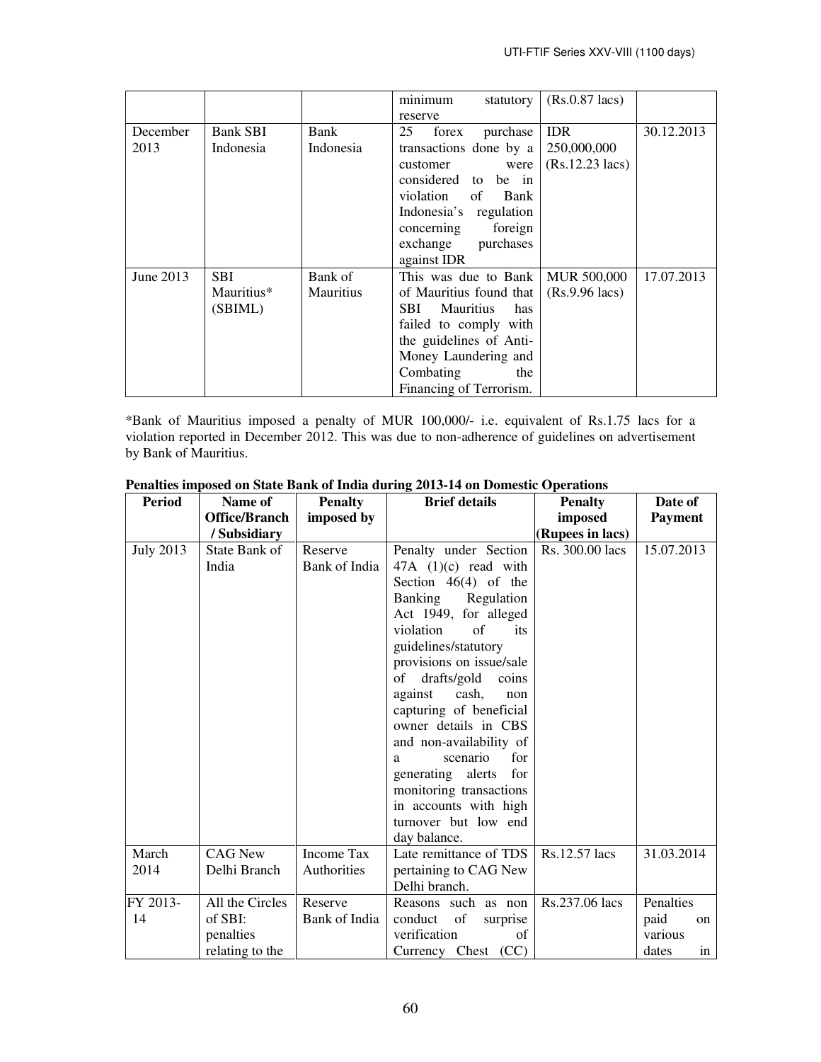| | | | minimum statutory reserve | (Rs.0.87 lacs) | |
|---|---|---|---|---|---|
| December 2013 | Bank SBI Indonesia | Bank Indonesia | 25 forex purchase transactions done by a customer were considered to be in violation of Bank Indonesia's regulation concerning foreign exchange purchases against IDR | IDR 250,000,000 (Rs.12.23 lacs) | 30.12.2013 |
| June 2013 | SBI Mauritius* (SBIML) | Bank of Mauritius | This was due to Bank of Mauritius found that SBI Mauritius has failed to comply with the guidelines of Anti-Money Laundering and Combating the Financing of Terrorism. | MUR 500,000 (Rs.9.96 lacs) | 17.07.2013 |

*Bank of Mauritius imposed a penalty of MUR 100,000/- i.e. equivalent of Rs.1.75 lacs for a violation reported in December 2012. This was due to non-adherence of guidelines on advertisement by Bank of Mauritius.

**Penalties imposed on State Bank of India during 2013-14 on Domestic Operations**

| Period | Name of Office/Branch / Subsidiary | Penalty imposed by | Brief details | Penalty imposed (Rupees in lacs) | Date of Payment |
|---|---|---|---|---|---|
| July 2013 | State Bank of India | Reserve Bank of India | Penalty under Section 47A (1)(c) read with Section 46(4) of the Banking Regulation Act 1949, for alleged violation of its guidelines/statutory provisions on issue/sale of drafts/gold coins against cash, non capturing of beneficial owner details in CBS and non-availability of a scenario for generating alerts for monitoring transactions in accounts with high turnover but low end day balance. | Rs. 300.00 lacs | 15.07.2013 |
| March 2014 | CAG New Delhi Branch | Income Tax Authorities | Late remittance of TDS pertaining to CAG New Delhi branch. | Rs.12.57 lacs | 31.03.2014 |
| FY 2013-14 | All the Circles of SBI: penalties relating to the | Reserve Bank of India | Reasons such as non conduct of surprise verification of Currency Chest (CC) | Rs.237.06 lacs | Penalties paid on various dates in |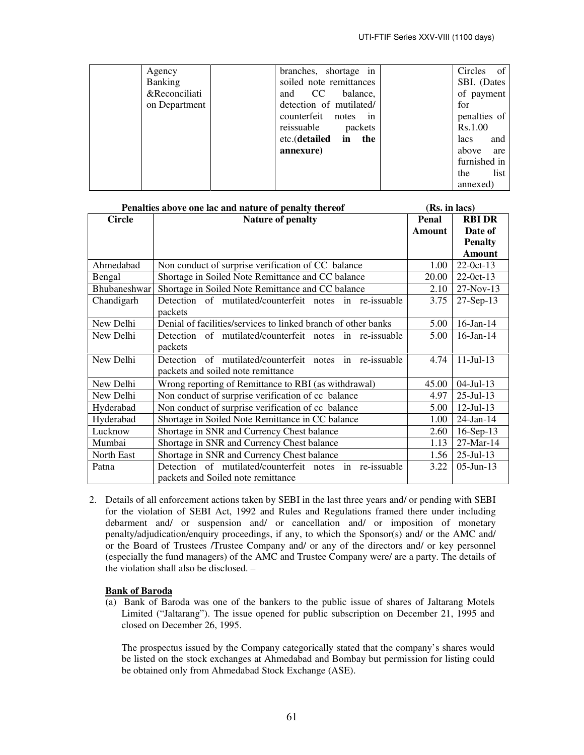| | Agency Banking &Reconciliation Department | | branches, shortage in soiled note remittances and CC balance, detection of mutilated/ counterfeit notes in reissuable packets etc.(**detailed in the annexure)** | | Circles of SBI. (Dates of payment for penalties of Rs.1.00 lacs and above are furnished in the list annexed) |
|---|---|---|---|---|---|

**Penalties above one lac and nature of penalty thereof** **(Rs. in lacs)**

| Circle | Nature of penalty | Penal Amount | RBI DR Date of Penalty Amount |
|---|---|---|---|
| Ahmedabad | Non conduct of surprise verification of CC balance | 1.00 | 22-0ct-13 |
| Bengal | Shortage in Soiled Note Remittance and CC balance | 20.00 | 22-0ct-13 |
| Bhubaneshwar | Shortage in Soiled Note Remittance and CC balance | 2.10 | 27-Nov-13 |
| Chandigarh | Detection of mutilated/counterfeit notes in re-issuable packets | 3.75 | 27-Sep-13 |
| New Delhi | Denial of facilities/services to linked branch of other banks | 5.00 | 16-Jan-14 |
| New Delhi | Detection of mutilated/counterfeit notes in re-issuable packets | 5.00 | 16-Jan-14 |
| New Delhi | Detection of mutilated/counterfeit notes in re-issuable packets and soiled note remittance | 4.74 | 11-Jul-13 |
| New Delhi | Wrong reporting of Remittance to RBI (as withdrawal) | 45.00 | 04-Jul-13 |
| New Delhi | Non conduct of surprise verification of cc balance | 4.97 | 25-Jul-13 |
| Hyderabad | Non conduct of surprise verification of cc balance | 5.00 | 12-Jul-13 |
| Hyderabad | Shortage in Soiled Note Remittance in CC balance | 1.00 | 24-Jan-14 |
| Lucknow | Shortage in SNR and Currency Chest balance | 2.60 | 16-Sep-13 |
| Mumbai | Shortage in SNR and Currency Chest balance | 1.13 | 27-Mar-14 |
| North East | Shortage in SNR and Currency Chest balance | 1.56 | 25-Jul-13 |
| Patna | Detection of mutilated/counterfeit notes in re-issuable packets and Soiled note remittance | 3.22 | 05-Jun-13 |

2. Details of all enforcement actions taken by SEBI in the last three years and/ or pending with SEBI for the violation of SEBI Act, 1992 and Rules and Regulations framed there under including debarment and/ or suspension and/ or cancellation and/ or imposition of monetary penalty/adjudication/enquiry proceedings, if any, to which the Sponsor(s) and/ or the AMC and/ or the Board of Trustees /Trustee Company and/ or any of the directors and/ or key personnel (especially the fund managers) of the AMC and Trustee Company were/ are a party. The details of the violation shall also be disclosed. –

**Bank of Baroda**

(a) Bank of Baroda was one of the bankers to the public issue of shares of Jaltarang Motels Limited ("Jaltarang"). The issue opened for public subscription on December 21, 1995 and closed on December 26, 1995.

The prospectus issued by the Company categorically stated that the company's shares would be listed on the stock exchanges at Ahmedabad and Bombay but permission for listing could be obtained only from Ahmedabad Stock Exchange (ASE).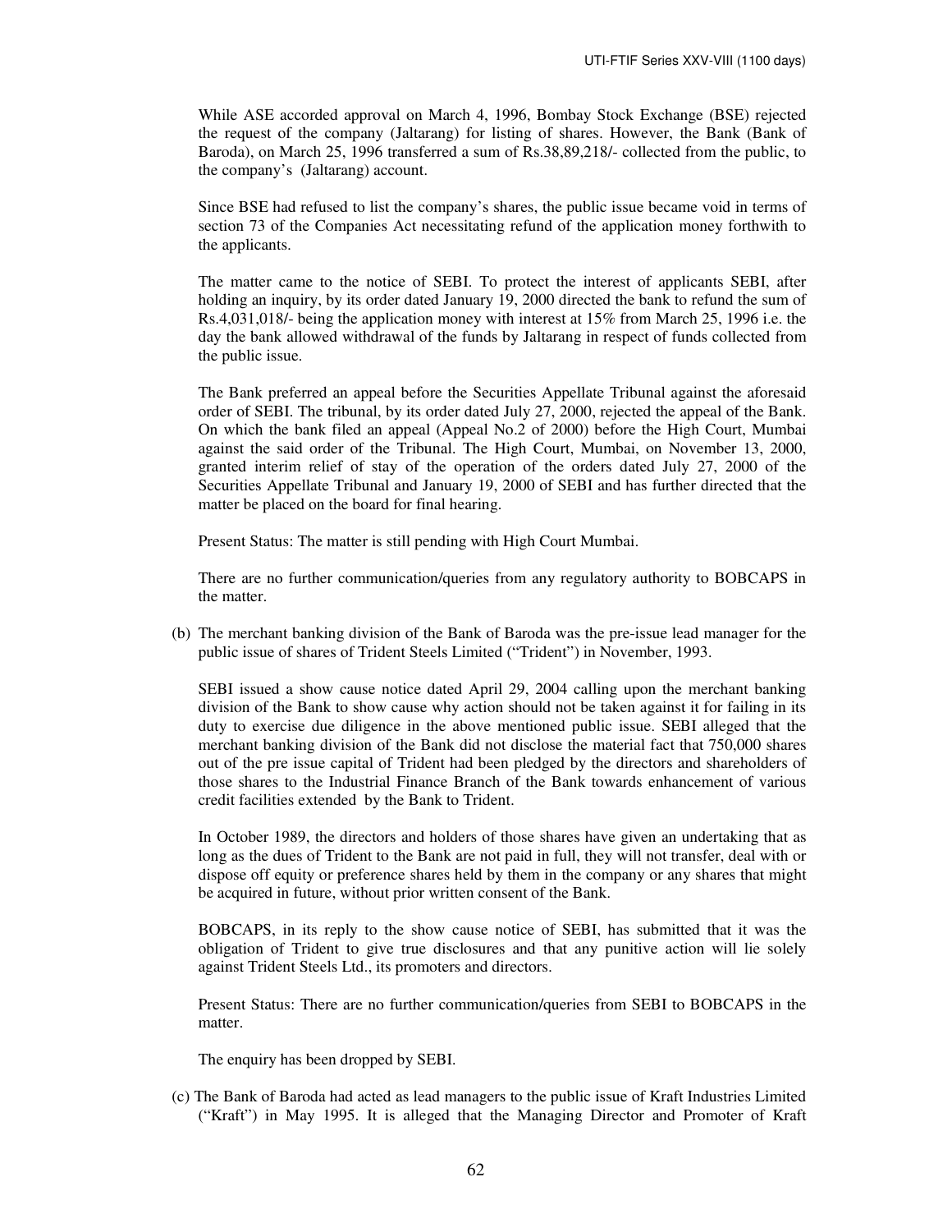While ASE accorded approval on March 4, 1996, Bombay Stock Exchange (BSE) rejected the request of the company (Jaltarang) for listing of shares. However, the Bank (Bank of Baroda), on March 25, 1996 transferred a sum of Rs.38,89,218/- collected from the public, to the company's (Jaltarang) account.

Since BSE had refused to list the company's shares, the public issue became void in terms of section 73 of the Companies Act necessitating refund of the application money forthwith to the applicants.

The matter came to the notice of SEBI. To protect the interest of applicants SEBI, after holding an inquiry, by its order dated January 19, 2000 directed the bank to refund the sum of Rs.4,031,018/- being the application money with interest at 15% from March 25, 1996 i.e. the day the bank allowed withdrawal of the funds by Jaltarang in respect of funds collected from the public issue.

The Bank preferred an appeal before the Securities Appellate Tribunal against the aforesaid order of SEBI. The tribunal, by its order dated July 27, 2000, rejected the appeal of the Bank. On which the bank filed an appeal (Appeal No.2 of 2000) before the High Court, Mumbai against the said order of the Tribunal. The High Court, Mumbai, on November 13, 2000, granted interim relief of stay of the operation of the orders dated July 27, 2000 of the Securities Appellate Tribunal and January 19, 2000 of SEBI and has further directed that the matter be placed on the board for final hearing.

Present Status: The matter is still pending with High Court Mumbai.

There are no further communication/queries from any regulatory authority to BOBCAPS in the matter.

(b) The merchant banking division of the Bank of Baroda was the pre-issue lead manager for the public issue of shares of Trident Steels Limited ("Trident") in November, 1993.

SEBI issued a show cause notice dated April 29, 2004 calling upon the merchant banking division of the Bank to show cause why action should not be taken against it for failing in its duty to exercise due diligence in the above mentioned public issue. SEBI alleged that the merchant banking division of the Bank did not disclose the material fact that 750,000 shares out of the pre issue capital of Trident had been pledged by the directors and shareholders of those shares to the Industrial Finance Branch of the Bank towards enhancement of various credit facilities extended by the Bank to Trident.

In October 1989, the directors and holders of those shares have given an undertaking that as long as the dues of Trident to the Bank are not paid in full, they will not transfer, deal with or dispose off equity or preference shares held by them in the company or any shares that might be acquired in future, without prior written consent of the Bank.

BOBCAPS, in its reply to the show cause notice of SEBI, has submitted that it was the obligation of Trident to give true disclosures and that any punitive action will lie solely against Trident Steels Ltd., its promoters and directors.

Present Status: There are no further communication/queries from SEBI to BOBCAPS in the matter.

The enquiry has been dropped by SEBI.

(c) The Bank of Baroda had acted as lead managers to the public issue of Kraft Industries Limited ("Kraft") in May 1995. It is alleged that the Managing Director and Promoter of Kraft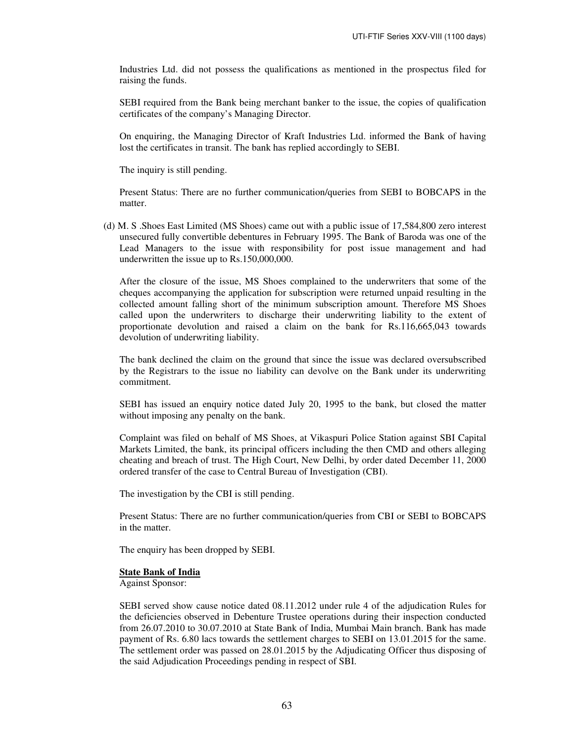Industries Ltd. did not possess the qualifications as mentioned in the prospectus filed for raising the funds.

SEBI required from the Bank being merchant banker to the issue, the copies of qualification certificates of the company's Managing Director.

On enquiring, the Managing Director of Kraft Industries Ltd. informed the Bank of having lost the certificates in transit. The bank has replied accordingly to SEBI.

The inquiry is still pending.

Present Status: There are no further communication/queries from SEBI to BOBCAPS in the matter.

(d) M. S .Shoes East Limited (MS Shoes) came out with a public issue of 17,584,800 zero interest unsecured fully convertible debentures in February 1995. The Bank of Baroda was one of the Lead Managers to the issue with responsibility for post issue management and had underwritten the issue up to Rs.150,000,000.

After the closure of the issue, MS Shoes complained to the underwriters that some of the cheques accompanying the application for subscription were returned unpaid resulting in the collected amount falling short of the minimum subscription amount. Therefore MS Shoes called upon the underwriters to discharge their underwriting liability to the extent of proportionate devolution and raised a claim on the bank for Rs.116,665,043 towards devolution of underwriting liability.

The bank declined the claim on the ground that since the issue was declared oversubscribed by the Registrars to the issue no liability can devolve on the Bank under its underwriting commitment.

SEBI has issued an enquiry notice dated July 20, 1995 to the bank, but closed the matter without imposing any penalty on the bank.

Complaint was filed on behalf of MS Shoes, at Vikaspuri Police Station against SBI Capital Markets Limited, the bank, its principal officers including the then CMD and others alleging cheating and breach of trust. The High Court, New Delhi, by order dated December 11, 2000 ordered transfer of the case to Central Bureau of Investigation (CBI).

The investigation by the CBI is still pending.

Present Status: There are no further communication/queries from CBI or SEBI to BOBCAPS in the matter.

The enquiry has been dropped by SEBI.

**State Bank of India**

Against Sponsor:

SEBI served show cause notice dated 08.11.2012 under rule 4 of the adjudication Rules for the deficiencies observed in Debenture Trustee operations during their inspection conducted from 26.07.2010 to 30.07.2010 at State Bank of India, Mumbai Main branch. Bank has made payment of Rs. 6.80 lacs towards the settlement charges to SEBI on 13.01.2015 for the same. The settlement order was passed on 28.01.2015 by the Adjudicating Officer thus disposing of the said Adjudication Proceedings pending in respect of SBI.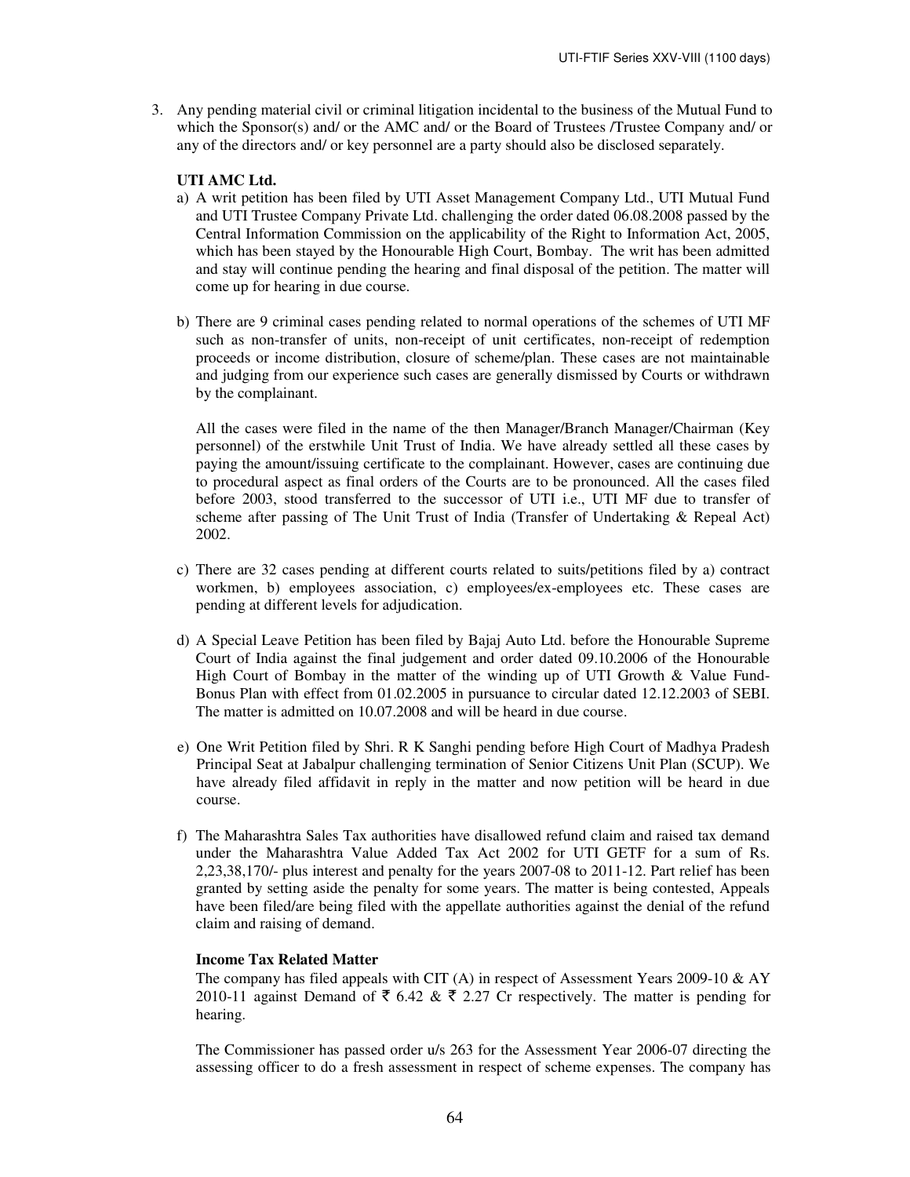3. Any pending material civil or criminal litigation incidental to the business of the Mutual Fund to which the Sponsor(s) and/ or the AMC and/ or the Board of Trustees /Trustee Company and/ or any of the directors and/ or key personnel are a party should also be disclosed separately.

**UTI AMC Ltd.**

a) A writ petition has been filed by UTI Asset Management Company Ltd., UTI Mutual Fund and UTI Trustee Company Private Ltd. challenging the order dated 06.08.2008 passed by the Central Information Commission on the applicability of the Right to Information Act, 2005, which has been stayed by the Honourable High Court, Bombay. The writ has been admitted and stay will continue pending the hearing and final disposal of the petition. The matter will come up for hearing in due course.

b) There are 9 criminal cases pending related to normal operations of the schemes of UTI MF such as non-transfer of units, non-receipt of unit certificates, non-receipt of redemption proceeds or income distribution, closure of scheme/plan. These cases are not maintainable and judging from our experience such cases are generally dismissed by Courts or withdrawn by the complainant.

   All the cases were filed in the name of the then Manager/Branch Manager/Chairman (Key personnel) of the erstwhile Unit Trust of India. We have already settled all these cases by paying the amount/issuing certificate to the complainant. However, cases are continuing due to procedural aspect as final orders of the Courts are to be pronounced. All the cases filed before 2003, stood transferred to the successor of UTI i.e., UTI MF due to transfer of scheme after passing of The Unit Trust of India (Transfer of Undertaking & Repeal Act) 2002.

c) There are 32 cases pending at different courts related to suits/petitions filed by a) contract workmen, b) employees association, c) employees/ex-employees etc. These cases are pending at different levels for adjudication.

d) A Special Leave Petition has been filed by Bajaj Auto Ltd. before the Honourable Supreme Court of India against the final judgement and order dated 09.10.2006 of the Honourable High Court of Bombay in the matter of the winding up of UTI Growth & Value Fund-Bonus Plan with effect from 01.02.2005 in pursuance to circular dated 12.12.2003 of SEBI. The matter is admitted on 10.07.2008 and will be heard in due course.

e) One Writ Petition filed by Shri. R K Sanghi pending before High Court of Madhya Pradesh Principal Seat at Jabalpur challenging termination of Senior Citizens Unit Plan (SCUP). We have already filed affidavit in reply in the matter and now petition will be heard in due course.

f) The Maharashtra Sales Tax authorities have disallowed refund claim and raised tax demand under the Maharashtra Value Added Tax Act 2002 for UTI GETF for a sum of Rs. 2,23,38,170/- plus interest and penalty for the years 2007-08 to 2011-12. Part relief has been granted by setting aside the penalty for some years. The matter is being contested, Appeals have been filed/are being filed with the appellate authorities against the denial of the refund claim and raising of demand.

**Income Tax Related Matter**

The company has filed appeals with CIT (A) in respect of Assessment Years 2009-10 & AY 2010-11 against Demand of ₹ 6.42 & ₹ 2.27 Cr respectively. The matter is pending for hearing.

The Commissioner has passed order u/s 263 for the Assessment Year 2006-07 directing the assessing officer to do a fresh assessment in respect of scheme expenses. The company has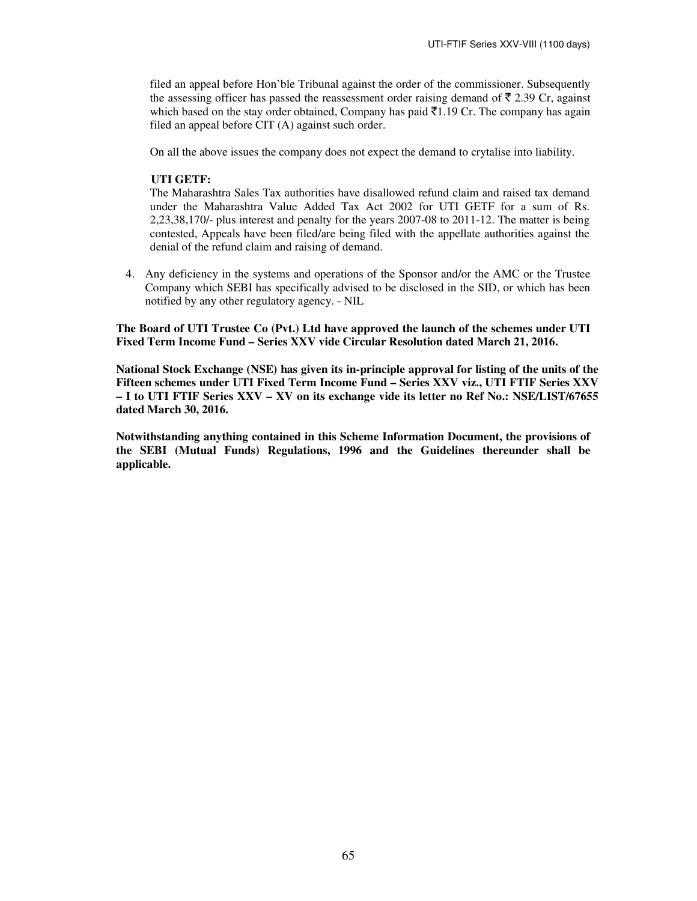filed an appeal before Hon'ble Tribunal against the order of the commissioner. Subsequently the assessing officer has passed the reassessment order raising demand of ₹ 2.39 Cr, against which based on the stay order obtained, Company has paid ₹1.19 Cr. The company has again filed an appeal before CIT (A) against such order.

On all the above issues the company does not expect the demand to crytalise into liability.

**UTI GETF:**

The Maharashtra Sales Tax authorities have disallowed refund claim and raised tax demand under the Maharashtra Value Added Tax Act 2002 for UTI GETF for a sum of Rs. 2,23,38,170/- plus interest and penalty for the years 2007-08 to 2011-12. The matter is being contested, Appeals have been filed/are being filed with the appellate authorities against the denial of the refund claim and raising of demand.

4. Any deficiency in the systems and operations of the Sponsor and/or the AMC or the Trustee Company which SEBI has specifically advised to be disclosed in the SID, or which has been notified by any other regulatory agency. - NIL

**The Board of UTI Trustee Co (Pvt.) Ltd have approved the launch of the schemes under UTI Fixed Term Income Fund – Series XXV vide Circular Resolution dated March 21, 2016.**

**National Stock Exchange (NSE) has given its in-principle approval for listing of the units of the Fifteen schemes under UTI Fixed Term Income Fund – Series XXV viz., UTI FTIF Series XXV – I to UTI FTIF Series XXV – XV on its exchange vide its letter no Ref No.: NSE/LIST/67655 dated March 30, 2016.**

**Notwithstanding anything contained in this Scheme Information Document, the provisions of the SEBI (Mutual Funds) Regulations, 1996 and the Guidelines thereunder shall be applicable.**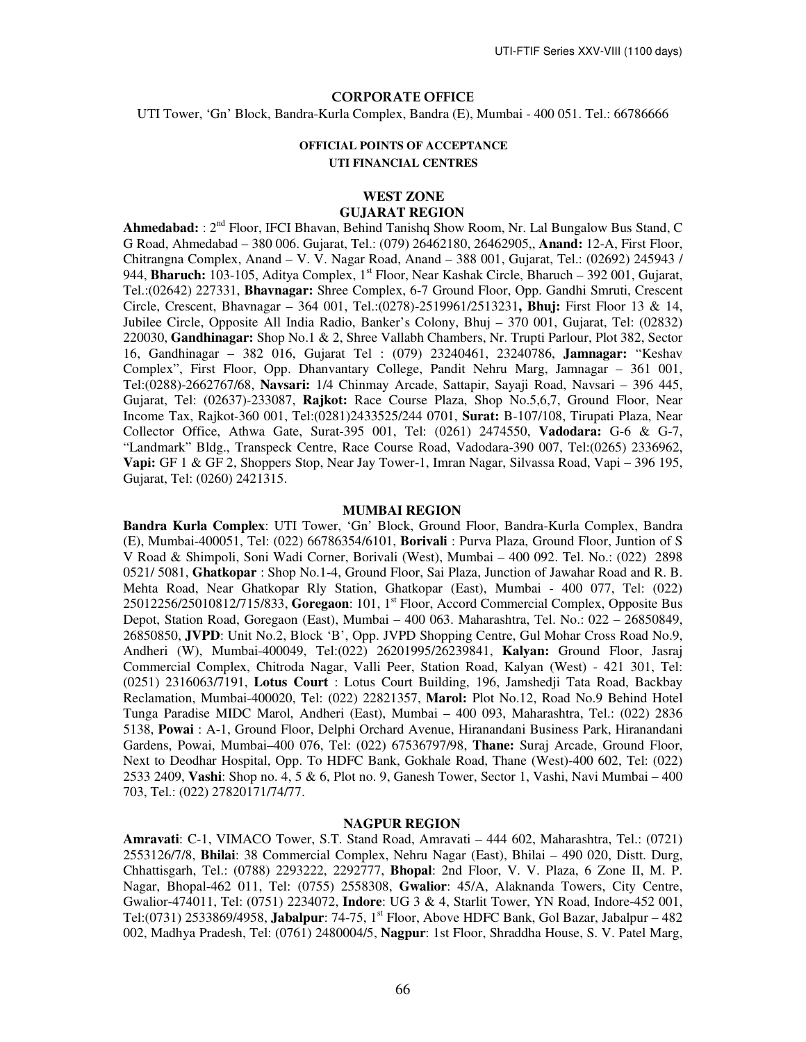## CORPORATE OFFICE

UTI Tower, 'Gn' Block, Bandra-Kurla Complex, Bandra (E), Mumbai - 400 051. Tel.: 66786666

### OFFICIAL POINTS OF ACCEPTANCE

### UTI FINANCIAL CENTRES

### WEST ZONE

### GUJARAT REGION

**Ahmedabad:** : 2nd Floor, IFCI Bhavan, Behind Tanishq Show Room, Nr. Lal Bungalow Bus Stand, C G Road, Ahmedabad – 380 006. Gujarat, Tel.: (079) 26462180, 26462905,, **Anand:** 12-A, First Floor, Chitrangna Complex, Anand – V. V. Nagar Road, Anand – 388 001, Gujarat, Tel.: (02692) 245943 / 944, **Bharuch:** 103-105, Aditya Complex, 1st Floor, Near Kashak Circle, Bharuch – 392 001, Gujarat, Tel.:(02642) 227331, **Bhavnagar:** Shree Complex, 6-7 Ground Floor, Opp. Gandhi Smruti, Crescent Circle, Crescent, Bhavnagar – 364 001, Tel.:(0278)-2519961/2513231**, Bhuj:** First Floor 13 & 14, Jubilee Circle, Opposite All India Radio, Banker's Colony, Bhuj – 370 001, Gujarat, Tel: (02832) 220030, **Gandhinagar:** Shop No.1 & 2, Shree Vallabh Chambers, Nr. Trupti Parlour, Plot 382, Sector 16, Gandhinagar – 382 016, Gujarat Tel : (079) 23240461, 23240786, **Jamnagar:** "Keshav Complex", First Floor, Opp. Dhanvantary College, Pandit Nehru Marg, Jamnagar – 361 001, Tel:(0288)-2662767/68, **Navsari:** 1/4 Chinmay Arcade, Sattapir, Sayaji Road, Navsari – 396 445, Gujarat, Tel: (02637)-233087, **Rajkot:** Race Course Plaza, Shop No.5,6,7, Ground Floor, Near Income Tax, Rajkot-360 001, Tel:(0281)2433525/244 0701, **Surat:** B-107/108, Tirupati Plaza, Near Collector Office, Athwa Gate, Surat-395 001, Tel: (0261) 2474550, **Vadodara:** G-6 & G-7, "Landmark" Bldg., Transpeck Centre, Race Course Road, Vadodara-390 007, Tel:(0265) 2336962, **Vapi:** GF 1 & GF 2, Shoppers Stop, Near Jay Tower-1, Imran Nagar, Silvassa Road, Vapi – 396 195, Gujarat, Tel: (0260) 2421315.

### MUMBAI REGION

**Bandra Kurla Complex**: UTI Tower, 'Gn' Block, Ground Floor, Bandra-Kurla Complex, Bandra (E), Mumbai-400051, Tel: (022) 66786354/6101, **Borivali** : Purva Plaza, Ground Floor, Juntion of S V Road & Shimpoli, Soni Wadi Corner, Borivali (West), Mumbai – 400 092. Tel. No.: (022) 2898 0521/ 5081, **Ghatkopar** : Shop No.1-4, Ground Floor, Sai Plaza, Junction of Jawahar Road and R. B. Mehta Road, Near Ghatkopar Rly Station, Ghatkopar (East), Mumbai - 400 077, Tel: (022) 25012256/25010812/715/833, **Goregaon**: 101, 1st Floor, Accord Commercial Complex, Opposite Bus Depot, Station Road, Goregaon (East), Mumbai – 400 063. Maharashtra, Tel. No.: 022 – 26850849, 26850850, **JVPD**: Unit No.2, Block 'B', Opp. JVPD Shopping Centre, Gul Mohar Cross Road No.9, Andheri (W), Mumbai-400049, Tel:(022) 26201995/26239841, **Kalyan:** Ground Floor, Jasraj Commercial Complex, Chitroda Nagar, Valli Peer, Station Road, Kalyan (West) - 421 301, Tel: (0251) 2316063/7191, **Lotus Court** : Lotus Court Building, 196, Jamshedji Tata Road, Backbay Reclamation, Mumbai-400020, Tel: (022) 22821357, **Marol:** Plot No.12, Road No.9 Behind Hotel Tunga Paradise MIDC Marol, Andheri (East), Mumbai – 400 093, Maharashtra, Tel.: (022) 2836 5138, **Powai** : A-1, Ground Floor, Delphi Orchard Avenue, Hiranandani Business Park, Hiranandani Gardens, Powai, Mumbai–400 076, Tel: (022) 67536797/98, **Thane:** Suraj Arcade, Ground Floor, Next to Deodhar Hospital, Opp. To HDFC Bank, Gokhale Road, Thane (West)-400 602, Tel: (022) 2533 2409, **Vashi**: Shop no. 4, 5 & 6, Plot no. 9, Ganesh Tower, Sector 1, Vashi, Navi Mumbai – 400 703, Tel.: (022) 27820171/74/77.

### NAGPUR REGION

**Amravati**: C-1, VIMACO Tower, S.T. Stand Road, Amravati – 444 602, Maharashtra, Tel.: (0721) 2553126/7/8, **Bhilai**: 38 Commercial Complex, Nehru Nagar (East), Bhilai – 490 020, Distt. Durg, Chhattisgarh, Tel.: (0788) 2293222, 2292777, **Bhopal**: 2nd Floor, V. V. Plaza, 6 Zone II, M. P. Nagar, Bhopal-462 011, Tel: (0755) 2558308, **Gwalior**: 45/A, Alaknanda Towers, City Centre, Gwalior-474011, Tel: (0751) 2234072, **Indore**: UG 3 & 4, Starlit Tower, YN Road, Indore-452 001, Tel:(0731) 2533869/4958, **Jabalpur**: 74-75, 1st Floor, Above HDFC Bank, Gol Bazar, Jabalpur – 482 002, Madhya Pradesh, Tel: (0761) 2480004/5, **Nagpur**: 1st Floor, Shraddha House, S. V. Patel Marg,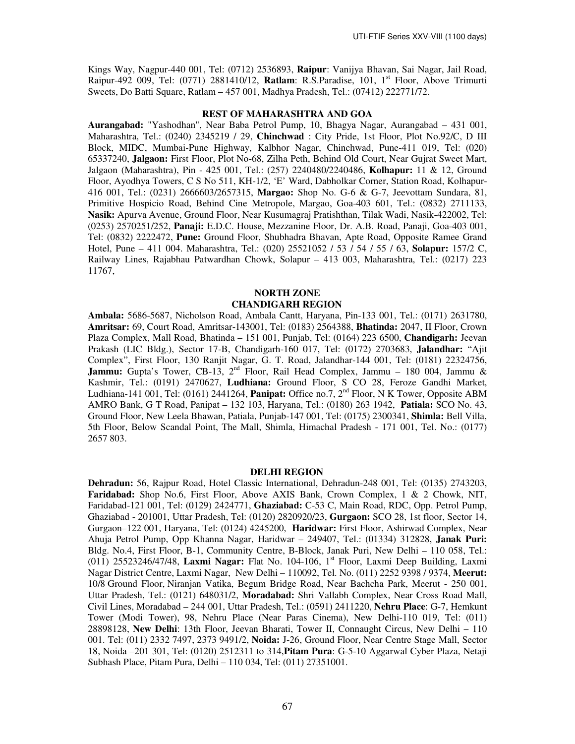Kings Way, Nagpur-440 001, Tel: (0712) 2536893, **Raipur**: Vanijya Bhavan, Sai Nagar, Jail Road, Raipur-492 009, Tel: (0771) 2881410/12, **Ratlam**: R.S.Paradise, 101, 1st Floor, Above Trimurti Sweets, Do Batti Square, Ratlam – 457 001, Madhya Pradesh, Tel.: (07412) 222771/72.

**REST OF MAHARASHTRA AND GOA**

**Aurangabad:** "Yashodhan", Near Baba Petrol Pump, 10, Bhagya Nagar, Aurangabad – 431 001, Maharashtra, Tel.: (0240) 2345219 / 29, **Chinchwad** : City Pride, 1st Floor, Plot No.92/C, D III Block, MIDC, Mumbai-Pune Highway, Kalbhor Nagar, Chinchwad, Pune-411 019, Tel: (020) 65337240, **Jalgaon:** First Floor, Plot No-68, Zilha Peth, Behind Old Court, Near Gujrat Sweet Mart, Jalgaon (Maharashtra), Pin - 425 001, Tel.: (257) 2240480/2240486, **Kolhapur:** 11 & 12, Ground Floor, Ayodhya Towers, C S No 511, KH-1/2, 'E' Ward, Dabholkar Corner, Station Road, Kolhapur-416 001, Tel.: (0231) 2666603/2657315, **Margao:** Shop No. G-6 & G-7, Jeevottam Sundara, 81, Primitive Hospicio Road, Behind Cine Metropole, Margao, Goa-403 601, Tel.: (0832) 2711133, **Nasik:** Apurva Avenue, Ground Floor, Near Kusumagraj Pratishthan, Tilak Wadi, Nasik-422002, Tel: (0253) 2570251/252, **Panaji:** E.D.C. House, Mezzanine Floor, Dr. A.B. Road, Panaji, Goa-403 001, Tel: (0832) 2222472, **Pune:** Ground Floor, Shubhadra Bhavan, Apte Road, Opposite Ramee Grand Hotel, Pune – 411 004. Maharashtra, Tel.: (020) 25521052 / 53 / 54 / 55 / 63, **Solapur:** 157/2 C, Railway Lines, Rajabhau Patwardhan Chowk, Solapur – 413 003, Maharashtra, Tel.: (0217) 223 11767,

**NORTH ZONE**
**CHANDIGARH REGION**

**Ambala:** 5686-5687, Nicholson Road, Ambala Cantt, Haryana, Pin-133 001, Tel.: (0171) 2631780, **Amritsar:** 69, Court Road, Amritsar-143001, Tel: (0183) 2564388, **Bhatinda:** 2047, II Floor, Crown Plaza Complex, Mall Road, Bhatinda – 151 001, Punjab, Tel: (0164) 223 6500, **Chandigarh:** Jeevan Prakash (LIC Bldg.), Sector 17-B, Chandigarh-160 017, Tel: (0172) 2703683, **Jalandhar:** "Ajit Complex", First Floor, 130 Ranjit Nagar, G. T. Road, Jalandhar-144 001, Tel: (0181) 22324756, **Jammu:** Gupta's Tower, CB-13, 2nd Floor, Rail Head Complex, Jammu – 180 004, Jammu & Kashmir, Tel.: (0191) 2470627, **Ludhiana:** Ground Floor, S CO 28, Feroze Gandhi Market, Ludhiana-141 001, Tel: (0161) 2441264, **Panipat:** Office no.7, 2nd Floor, N K Tower, Opposite ABM AMRO Bank, G T Road, Panipat – 132 103, Haryana, Tel.: (0180) 263 1942, **Patiala:** SCO No. 43, Ground Floor, New Leela Bhawan, Patiala, Punjab-147 001, Tel: (0175) 2300341, **Shimla:** Bell Villa, 5th Floor, Below Scandal Point, The Mall, Shimla, Himachal Pradesh - 171 001, Tel. No.: (0177) 2657 803.

**DELHI REGION**

**Dehradun:** 56, Rajpur Road, Hotel Classic International, Dehradun-248 001, Tel: (0135) 2743203, **Faridabad:** Shop No.6, First Floor, Above AXIS Bank, Crown Complex, 1 & 2 Chowk, NIT, Faridabad-121 001, Tel: (0129) 2424771, **Ghaziabad:** C-53 C, Main Road, RDC, Opp. Petrol Pump, Ghaziabad - 201001, Uttar Pradesh, Tel: (0120) 2820920/23, **Gurgaon:** SCO 28, 1st floor, Sector 14, Gurgaon–122 001, Haryana, Tel: (0124) 4245200, **Haridwar:** First Floor, Ashirwad Complex, Near Ahuja Petrol Pump, Opp Khanna Nagar, Haridwar – 249407, Tel.: (01334) 312828, **Janak Puri:** Bldg. No.4, First Floor, B-1, Community Centre, B-Block, Janak Puri, New Delhi – 110 058, Tel.: (011) 25523246/47/48, **Laxmi Nagar:** Flat No. 104-106, 1st Floor, Laxmi Deep Building, Laxmi Nagar District Centre, Laxmi Nagar, New Delhi – 110092, Tel. No. (011) 2252 9398 / 9374, **Meerut:** 10/8 Ground Floor, Niranjan Vatika, Begum Bridge Road, Near Bachcha Park, Meerut - 250 001, Uttar Pradesh, Tel.: (0121) 648031/2, **Moradabad:** Shri Vallabh Complex, Near Cross Road Mall, Civil Lines, Moradabad – 244 001, Uttar Pradesh, Tel.: (0591) 2411220, **Nehru Place**: G-7, Hemkunt Tower (Modi Tower), 98, Nehru Place (Near Paras Cinema), New Delhi-110 019, Tel: (011) 28898128, **New Delhi**: 13th Floor, Jeevan Bharati, Tower II, Connaught Circus, New Delhi – 110 001. Tel: (011) 2332 7497, 2373 9491/2, **Noida:** J-26, Ground Floor, Near Centre Stage Mall, Sector 18, Noida –201 301, Tel: (0120) 2512311 to 314,**Pitam Pura**: G-5-10 Aggarwal Cyber Plaza, Netaji Subhash Place, Pitam Pura, Delhi – 110 034, Tel: (011) 27351001.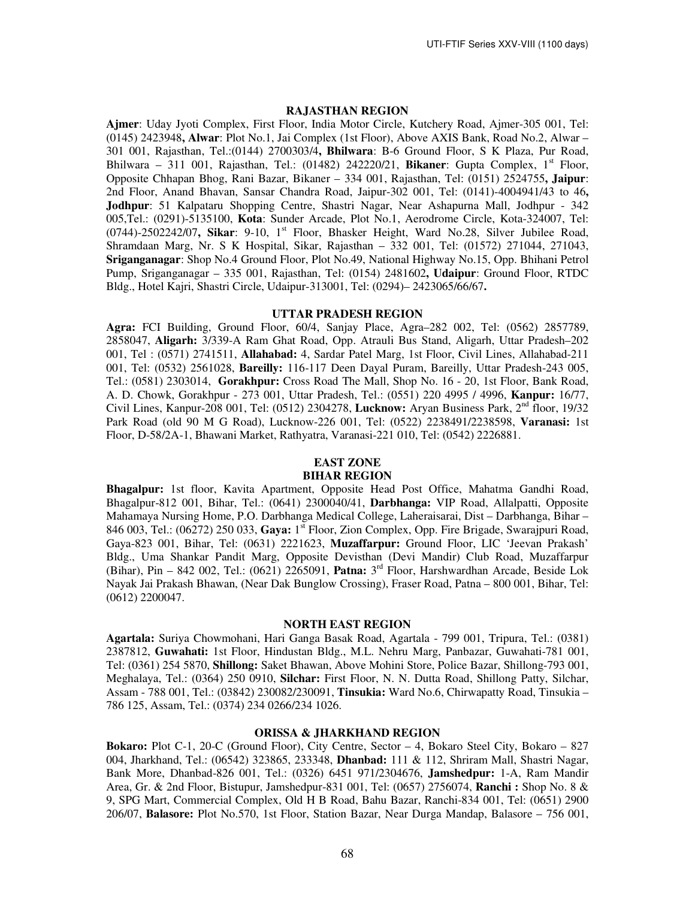### RAJASTHAN REGION

**Ajmer**: Uday Jyoti Complex, First Floor, India Motor Circle, Kutchery Road, Ajmer-305 001, Tel: (0145) 2423948**, Alwar**: Plot No.1, Jai Complex (1st Floor), Above AXIS Bank, Road No.2, Alwar – 301 001, Rajasthan, Tel.:(0144) 2700303/4**, Bhilwara**: B-6 Ground Floor, S K Plaza, Pur Road, Bhilwara – 311 001, Rajasthan, Tel.: (01482) 242220/21, **Bikaner**: Gupta Complex, 1st Floor, Opposite Chhapan Bhog, Rani Bazar, Bikaner – 334 001, Rajasthan, Tel: (0151) 2524755**, Jaipur**: 2nd Floor, Anand Bhavan, Sansar Chandra Road, Jaipur-302 001, Tel: (0141)-4004941/43 to 46**, Jodhpur**: 51 Kalpataru Shopping Centre, Shastri Nagar, Near Ashapurna Mall, Jodhpur - 342 005,Tel.: (0291)-5135100, **Kota**: Sunder Arcade, Plot No.1, Aerodrome Circle, Kota-324007, Tel: (0744)-2502242/07**, Sikar**: 9-10, 1st Floor, Bhasker Height, Ward No.28, Silver Jubilee Road, Shramdaan Marg, Nr. S K Hospital, Sikar, Rajasthan – 332 001, Tel: (01572) 271044, 271043, **Sriganganagar**: Shop No.4 Ground Floor, Plot No.49, National Highway No.15, Opp. Bhihani Petrol Pump, Sriganganagar – 335 001, Rajasthan, Tel: (0154) 2481602**, Udaipur**: Ground Floor, RTDC Bldg., Hotel Kajri, Shastri Circle, Udaipur-313001, Tel: (0294)– 2423065/66/67**.**

### UTTAR PRADESH REGION

**Agra:** FCI Building, Ground Floor, 60/4, Sanjay Place, Agra–282 002, Tel: (0562) 2857789, 2858047, **Aligarh:** 3/339-A Ram Ghat Road, Opp. Atrauli Bus Stand, Aligarh, Uttar Pradesh–202 001, Tel : (0571) 2741511, **Allahabad:** 4, Sardar Patel Marg, 1st Floor, Civil Lines, Allahabad-211 001, Tel: (0532) 2561028, **Bareilly:** 116-117 Deen Dayal Puram, Bareilly, Uttar Pradesh-243 005, Tel.: (0581) 2303014, **Gorakhpur:** Cross Road The Mall, Shop No. 16 - 20, 1st Floor, Bank Road, A. D. Chowk, Gorakhpur - 273 001, Uttar Pradesh, Tel.: (0551) 220 4995 / 4996, **Kanpur:** 16/77, Civil Lines, Kanpur-208 001, Tel: (0512) 2304278, **Lucknow:** Aryan Business Park, 2nd floor, 19/32 Park Road (old 90 M G Road), Lucknow-226 001, Tel: (0522) 2238491/2238598, **Varanasi:** 1st Floor, D-58/2A-1, Bhawani Market, Rathyatra, Varanasi-221 010, Tel: (0542) 2226881.

## EAST ZONE

### BIHAR REGION

**Bhagalpur:** 1st floor, Kavita Apartment, Opposite Head Post Office, Mahatma Gandhi Road, Bhagalpur-812 001, Bihar, Tel.: (0641) 2300040/41, **Darbhanga:** VIP Road, Allalpatti, Opposite Mahamaya Nursing Home, P.O. Darbhanga Medical College, Laheraisarai, Dist – Darbhanga, Bihar – 846 003, Tel.: (06272) 250 033, **Gaya:** 1st Floor, Zion Complex, Opp. Fire Brigade, Swarajpuri Road, Gaya-823 001, Bihar, Tel: (0631) 2221623, **Muzaffarpur:** Ground Floor, LIC 'Jeevan Prakash' Bldg., Uma Shankar Pandit Marg, Opposite Devisthan (Devi Mandir) Club Road, Muzaffarpur (Bihar), Pin – 842 002, Tel.: (0621) 2265091, **Patna:** 3rd Floor, Harshwardhan Arcade, Beside Lok Nayak Jai Prakash Bhawan, (Near Dak Bunglow Crossing), Fraser Road, Patna – 800 001, Bihar, Tel: (0612) 2200047.

### NORTH EAST REGION

**Agartala:** Suriya Chowmohani, Hari Ganga Basak Road, Agartala - 799 001, Tripura, Tel.: (0381) 2387812, **Guwahati:** 1st Floor, Hindustan Bldg., M.L. Nehru Marg, Panbazar, Guwahati-781 001, Tel: (0361) 254 5870, **Shillong:** Saket Bhawan, Above Mohini Store, Police Bazar, Shillong-793 001, Meghalaya, Tel.: (0364) 250 0910, **Silchar:** First Floor, N. N. Dutta Road, Shillong Patty, Silchar, Assam - 788 001, Tel.: (03842) 230082/230091, **Tinsukia:** Ward No.6, Chirwapatty Road, Tinsukia – 786 125, Assam, Tel.: (0374) 234 0266/234 1026.

### ORISSA & JHARKHAND REGION

**Bokaro:** Plot C-1, 20-C (Ground Floor), City Centre, Sector – 4, Bokaro Steel City, Bokaro – 827 004, Jharkhand, Tel.: (06542) 323865, 233348, **Dhanbad:** 111 & 112, Shriram Mall, Shastri Nagar, Bank More, Dhanbad-826 001, Tel.: (0326) 6451 971/2304676, **Jamshedpur:** 1-A, Ram Mandir Area, Gr. & 2nd Floor, Bistupur, Jamshedpur-831 001, Tel: (0657) 2756074, **Ranchi :** Shop No. 8 & 9, SPG Mart, Commercial Complex, Old H B Road, Bahu Bazar, Ranchi-834 001, Tel: (0651) 2900 206/07, **Balasore:** Plot No.570, 1st Floor, Station Bazar, Near Durga Mandap, Balasore – 756 001,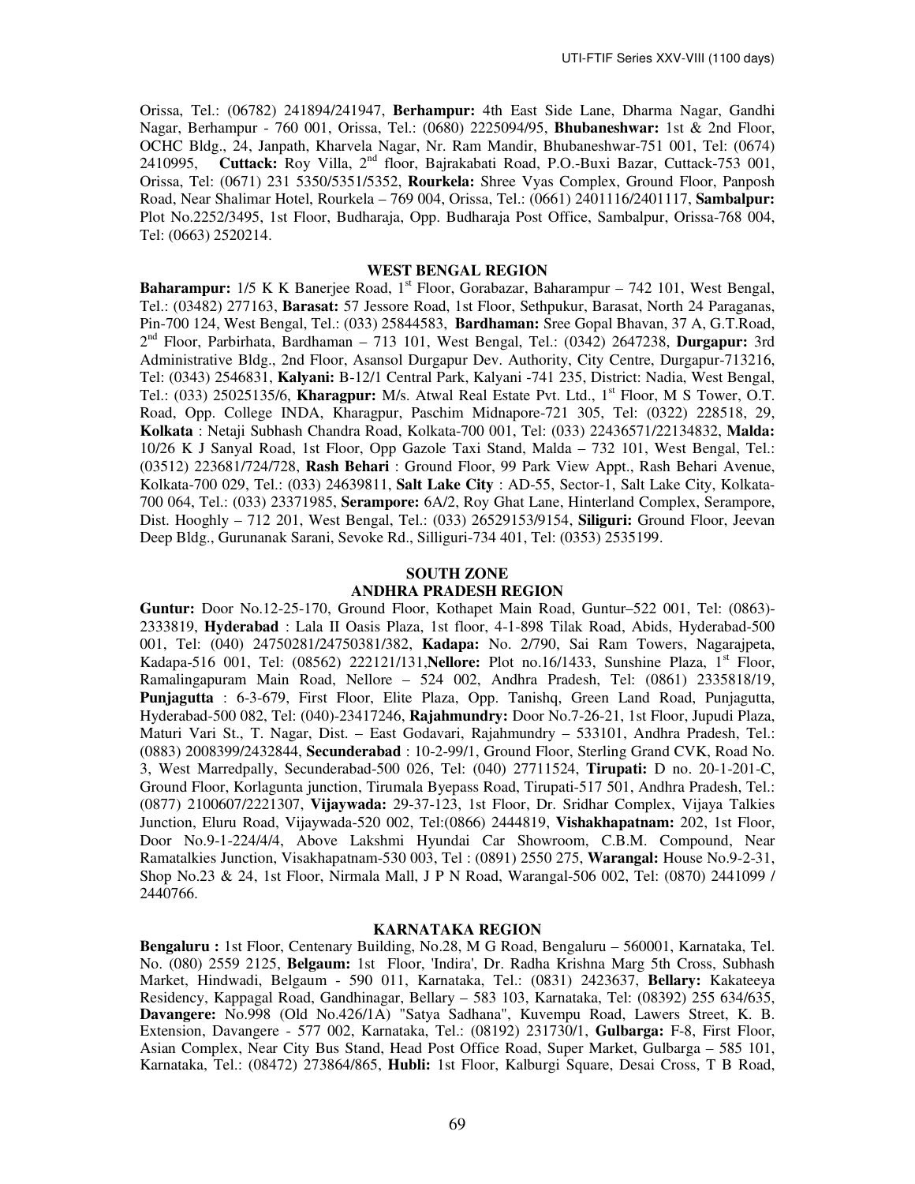Orissa, Tel.: (06782) 241894/241947, **Berhampur:** 4th East Side Lane, Dharma Nagar, Gandhi Nagar, Berhampur - 760 001, Orissa, Tel.: (0680) 2225094/95, **Bhubaneshwar:** 1st & 2nd Floor, OCHC Bldg., 24, Janpath, Kharvela Nagar, Nr. Ram Mandir, Bhubaneshwar-751 001, Tel: (0674) 2410995, **Cuttack:** Roy Villa, 2nd floor, Bajrakabati Road, P.O.-Buxi Bazar, Cuttack-753 001, Orissa, Tel: (0671) 231 5350/5351/5352, **Rourkela:** Shree Vyas Complex, Ground Floor, Panposh Road, Near Shalimar Hotel, Rourkela – 769 004, Orissa, Tel.: (0661) 2401116/2401117, **Sambalpur:** Plot No.2252/3495, 1st Floor, Budharaja, Opp. Budharaja Post Office, Sambalpur, Orissa-768 004, Tel: (0663) 2520214.

### WEST BENGAL REGION

**Baharampur:** 1/5 K K Banerjee Road, 1st Floor, Gorabazar, Baharampur – 742 101, West Bengal, Tel.: (03482) 277163, **Barasat:** 57 Jessore Road, 1st Floor, Sethpukur, Barasat, North 24 Paraganas, Pin-700 124, West Bengal, Tel.: (033) 25844583, **Bardhaman:** Sree Gopal Bhavan, 37 A, G.T.Road, 2nd Floor, Parbirhata, Bardhaman – 713 101, West Bengal, Tel.: (0342) 2647238, **Durgapur:** 3rd Administrative Bldg., 2nd Floor, Asansol Durgapur Dev. Authority, City Centre, Durgapur-713216, Tel: (0343) 2546831, **Kalyani:** B-12/1 Central Park, Kalyani -741 235, District: Nadia, West Bengal, Tel.: (033) 25025135/6, **Kharagpur:** M/s. Atwal Real Estate Pvt. Ltd., 1st Floor, M S Tower, O.T. Road, Opp. College INDA, Kharagpur, Paschim Midnapore-721 305, Tel: (0322) 228518, 29, **Kolkata** : Netaji Subhash Chandra Road, Kolkata-700 001, Tel: (033) 22436571/22134832, **Malda:** 10/26 K J Sanyal Road, 1st Floor, Opp Gazole Taxi Stand, Malda – 732 101, West Bengal, Tel.: (03512) 223681/724/728, **Rash Behari** : Ground Floor, 99 Park View Appt., Rash Behari Avenue, Kolkata-700 029, Tel.: (033) 24639811, **Salt Lake City** : AD-55, Sector-1, Salt Lake City, Kolkata-700 064, Tel.: (033) 23371985, **Serampore:** 6A/2, Roy Ghat Lane, Hinterland Complex, Serampore, Dist. Hooghly – 712 201, West Bengal, Tel.: (033) 26529153/9154, **Siliguri:** Ground Floor, Jeevan Deep Bldg., Gurunanak Sarani, Sevoke Rd., Silliguri-734 401, Tel: (0353) 2535199.

## SOUTH ZONE

### ANDHRA PRADESH REGION

**Guntur:** Door No.12-25-170, Ground Floor, Kothapet Main Road, Guntur–522 001, Tel: (0863)-2333819, **Hyderabad** : Lala II Oasis Plaza, 1st floor, 4-1-898 Tilak Road, Abids, Hyderabad-500 001, Tel: (040) 24750281/24750381/382, **Kadapa:** No. 2/790, Sai Ram Towers, Nagarajpeta, Kadapa-516 001, Tel: (08562) 222121/131,**Nellore:** Plot no.16/1433, Sunshine Plaza, 1st Floor, Ramalingapuram Main Road, Nellore – 524 002, Andhra Pradesh, Tel: (0861) 2335818/19, **Punjagutta** : 6-3-679, First Floor, Elite Plaza, Opp. Tanishq, Green Land Road, Punjagutta, Hyderabad-500 082, Tel: (040)-23417246, **Rajahmundry:** Door No.7-26-21, 1st Floor, Jupudi Plaza, Maturi Vari St., T. Nagar, Dist. – East Godavari, Rajahmundry – 533101, Andhra Pradesh, Tel.: (0883) 2008399/2432844, **Secunderabad** : 10-2-99/1, Ground Floor, Sterling Grand CVK, Road No. 3, West Marredpally, Secunderabad-500 026, Tel: (040) 27711524, **Tirupati:** D no. 20-1-201-C, Ground Floor, Korlagunta junction, Tirumala Byepass Road, Tirupati-517 501, Andhra Pradesh, Tel.: (0877) 2100607/2221307, **Vijaywada:** 29-37-123, 1st Floor, Dr. Sridhar Complex, Vijaya Talkies Junction, Eluru Road, Vijaywada-520 002, Tel:(0866) 2444819, **Vishakhapatnam:** 202, 1st Floor, Door No.9-1-224/4/4, Above Lakshmi Hyundai Car Showroom, C.B.M. Compound, Near Ramatalkies Junction, Visakhapatnam-530 003, Tel : (0891) 2550 275, **Warangal:** House No.9-2-31, Shop No.23 & 24, 1st Floor, Nirmala Mall, J P N Road, Warangal-506 002, Tel: (0870) 2441099 / 2440766.

### KARNATAKA REGION

**Bengaluru :** 1st Floor, Centenary Building, No.28, M G Road, Bengaluru – 560001, Karnataka, Tel. No. (080) 2559 2125, **Belgaum:** 1st Floor, 'Indira', Dr. Radha Krishna Marg 5th Cross, Subhash Market, Hindwadi, Belgaum - 590 011, Karnataka, Tel.: (0831) 2423637, **Bellary:** Kakateeya Residency, Kappagal Road, Gandhinagar, Bellary – 583 103, Karnataka, Tel: (08392) 255 634/635, **Davangere:** No.998 (Old No.426/1A) "Satya Sadhana", Kuvempu Road, Lawers Street, K. B. Extension, Davangere - 577 002, Karnataka, Tel.: (08192) 231730/1, **Gulbarga:** F-8, First Floor, Asian Complex, Near City Bus Stand, Head Post Office Road, Super Market, Gulbarga – 585 101, Karnataka, Tel.: (08472) 273864/865, **Hubli:** 1st Floor, Kalburgi Square, Desai Cross, T B Road,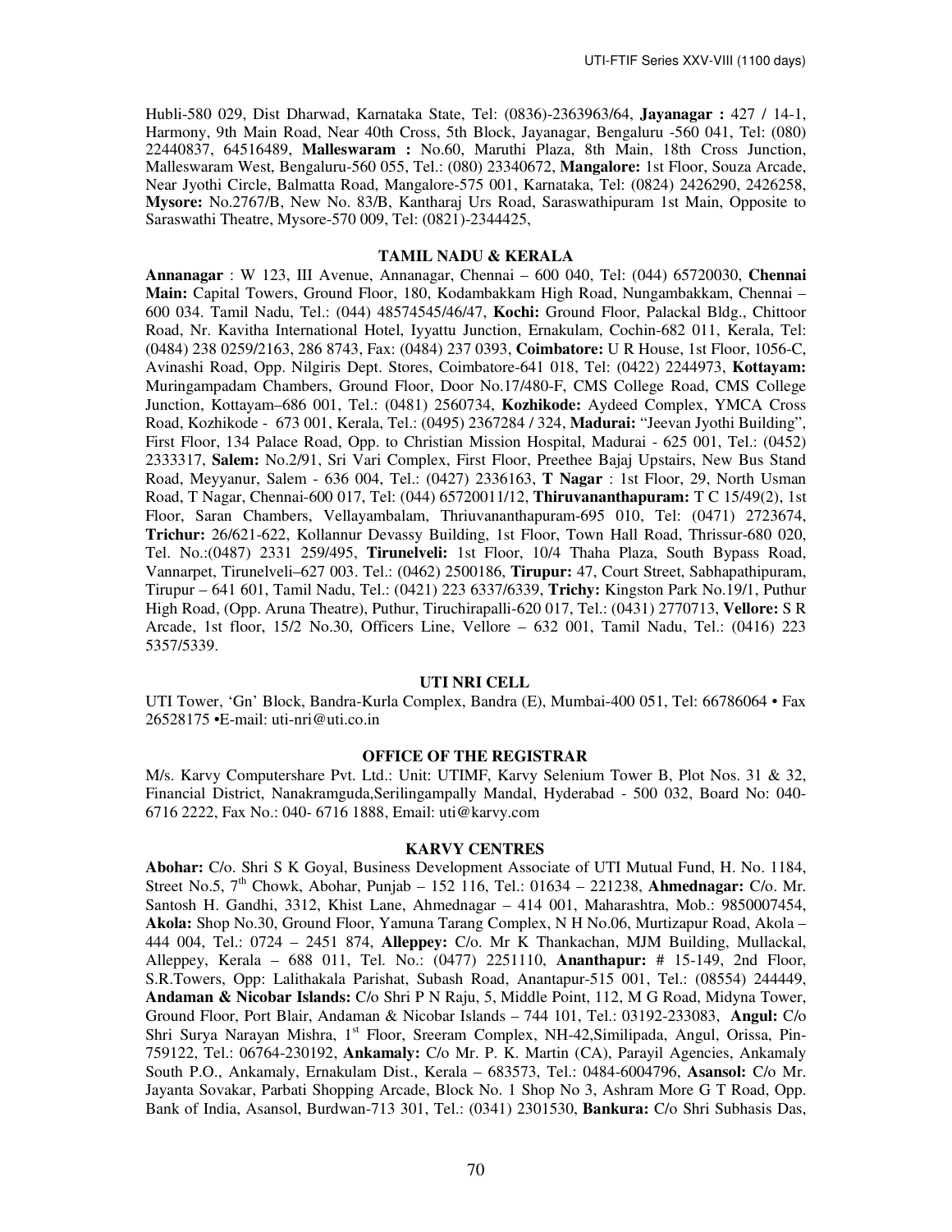Hubli-580 029, Dist Dharwad, Karnataka State, Tel: (0836)-2363963/64, **Jayanagar :** 427 / 14-1, Harmony, 9th Main Road, Near 40th Cross, 5th Block, Jayanagar, Bengaluru -560 041, Tel: (080) 22440837, 64516489, **Malleswaram :** No.60, Maruthi Plaza, 8th Main, 18th Cross Junction, Malleswaram West, Bengaluru-560 055, Tel.: (080) 23340672, **Mangalore:** 1st Floor, Souza Arcade, Near Jyothi Circle, Balmatta Road, Mangalore-575 001, Karnataka, Tel: (0824) 2426290, 2426258, **Mysore:** No.2767/B, New No. 83/B, Kantharaj Urs Road, Saraswathipuram 1st Main, Opposite to Saraswathi Theatre, Mysore-570 009, Tel: (0821)-2344425,

### TAMIL NADU & KERALA

**Annanagar** : W 123, III Avenue, Annanagar, Chennai – 600 040, Tel: (044) 65720030, **Chennai Main:** Capital Towers, Ground Floor, 180, Kodambakkam High Road, Nungambakkam, Chennai – 600 034. Tamil Nadu, Tel.: (044) 48574545/46/47, **Kochi:** Ground Floor, Palackal Bldg., Chittoor Road, Nr. Kavitha International Hotel, Iyyattu Junction, Ernakulam, Cochin-682 011, Kerala, Tel: (0484) 238 0259/2163, 286 8743, Fax: (0484) 237 0393, **Coimbatore:** U R House, 1st Floor, 1056-C, Avinashi Road, Opp. Nilgiris Dept. Stores, Coimbatore-641 018, Tel: (0422) 2244973, **Kottayam:** Muringampadam Chambers, Ground Floor, Door No.17/480-F, CMS College Road, CMS College Junction, Kottayam–686 001, Tel.: (0481) 2560734, **Kozhikode:** Aydeed Complex, YMCA Cross Road, Kozhikode - 673 001, Kerala, Tel.: (0495) 2367284 / 324, **Madurai:** "Jeevan Jyothi Building", First Floor, 134 Palace Road, Opp. to Christian Mission Hospital, Madurai - 625 001, Tel.: (0452) 2333317, **Salem:** No.2/91, Sri Vari Complex, First Floor, Preethee Bajaj Upstairs, New Bus Stand Road, Meyyanur, Salem - 636 004, Tel.: (0427) 2336163, **T Nagar** : 1st Floor, 29, North Usman Road, T Nagar, Chennai-600 017, Tel: (044) 65720011/12, **Thiruvananthapuram:** T C 15/49(2), 1st Floor, Saran Chambers, Vellayambalam, Thriuvananthapuram-695 010, Tel: (0471) 2723674, **Trichur:** 26/621-622, Kollannur Devassy Building, 1st Floor, Town Hall Road, Thrissur-680 020, Tel. No.:(0487) 2331 259/495, **Tirunelveli:** 1st Floor, 10/4 Thaha Plaza, South Bypass Road, Vannarpet, Tirunelveli–627 003. Tel.: (0462) 2500186, **Tirupur:** 47, Court Street, Sabhapathipuram, Tirupur – 641 601, Tamil Nadu, Tel.: (0421) 223 6337/6339, **Trichy:** Kingston Park No.19/1, Puthur High Road, (Opp. Aruna Theatre), Puthur, Tiruchirapalli-620 017, Tel.: (0431) 2770713, **Vellore:** S R Arcade, 1st floor, 15/2 No.30, Officers Line, Vellore – 632 001, Tamil Nadu, Tel.: (0416) 223 5357/5339.

### UTI NRI CELL

UTI Tower, 'Gn' Block, Bandra-Kurla Complex, Bandra (E), Mumbai-400 051, Tel: 66786064 • Fax 26528175 •E-mail: uti-nri@uti.co.in

### OFFICE OF THE REGISTRAR

M/s. Karvy Computershare Pvt. Ltd.: Unit: UTIMF, Karvy Selenium Tower B, Plot Nos. 31 & 32, Financial District, Nanakramguda,Serilingampally Mandal, Hyderabad - 500 032, Board No: 040-6716 2222, Fax No.: 040- 6716 1888, Email: uti@karvy.com

### KARVY CENTRES

**Abohar:** C/o. Shri S K Goyal, Business Development Associate of UTI Mutual Fund, H. No. 1184, Street No.5, 7th Chowk, Abohar, Punjab – 152 116, Tel.: 01634 – 221238, **Ahmednagar:** C/o. Mr. Santosh H. Gandhi, 3312, Khist Lane, Ahmednagar – 414 001, Maharashtra, Mob.: 9850007454, **Akola:** Shop No.30, Ground Floor, Yamuna Tarang Complex, N H No.06, Murtizapur Road, Akola – 444 004, Tel.: 0724 – 2451 874, **Alleppey:** C/o. Mr K Thankachan, MJM Building, Mullackal, Alleppey, Kerala – 688 011, Tel. No.: (0477) 2251110, **Ananthapur:** # 15-149, 2nd Floor, S.R.Towers, Opp: Lalithakala Parishat, Subash Road, Anantapur-515 001, Tel.: (08554) 244449, **Andaman & Nicobar Islands:** C/o Shri P N Raju, 5, Middle Point, 112, M G Road, Midyna Tower, Ground Floor, Port Blair, Andaman & Nicobar Islands – 744 101, Tel.: 03192-233083, **Angul:** C/o Shri Surya Narayan Mishra, 1st Floor, Sreeram Complex, NH-42,Similipada, Angul, Orissa, Pin-759122, Tel.: 06764-230192, **Ankamaly:** C/o Mr. P. K. Martin (CA), Parayil Agencies, Ankamaly South P.O., Ankamaly, Ernakulam Dist., Kerala – 683573, Tel.: 0484-6004796, **Asansol:** C/o Mr. Jayanta Sovakar, Parbati Shopping Arcade, Block No. 1 Shop No 3, Ashram More G T Road, Opp. Bank of India, Asansol, Burdwan-713 301, Tel.: (0341) 2301530, **Bankura:** C/o Shri Subhasis Das,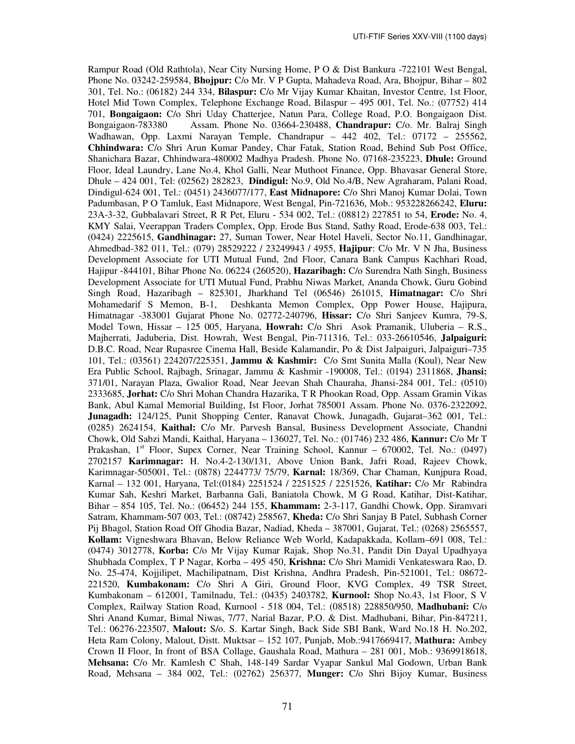Rampur Road (Old Rathtola), Near City Nursing Home, P O & Dist Bankura -722101 West Bengal, Phone No. 03242-259584, **Bhojpur:** C/o Mr. V P Gupta, Mahadeva Road, Ara, Bhojpur, Bihar – 802 301, Tel. No.: (06182) 244 334, **Bilaspur:** C/o Mr Vijay Kumar Khaitan, Investor Centre, 1st Floor, Hotel Mid Town Complex, Telephone Exchange Road, Bilaspur – 495 001, Tel. No.: (07752) 414 701, **Bongaigaon:** C/o Shri Uday Chatterjee, Natun Para, College Road, P.O. Bongaigaon Dist. Bongaigaon-783380 Assam. Phone No. 03664-230488, **Chandrapur:** C/o. Mr. Balraj Singh Wadhawan, Opp. Laxmi Narayan Temple, Chandrapur – 442 402, Tel.: 07172 – 255562, **Chhindwara:** C/o Shri Arun Kumar Pandey, Char Fatak, Station Road, Behind Sub Post Office, Shanichara Bazar, Chhindwara-480002 Madhya Pradesh. Phone No. 07168-235223, **Dhule:** Ground Floor, Ideal Laundry, Lane No.4, Khol Galli, Near Muthoot Finance, Opp. Bhavasar General Store, Dhule – 424 001, Tel: (02562) 282823, **Dindigul:** No.9, Old No.4/B, New Agraharam, Palani Road, Dindigul-624 001, Tel.: (0451) 2436077/177, **East Midnapore:** C/o Shri Manoj Kumar Dolai, Town Padumbasan, P O Tamluk, East Midnapore, West Bengal, Pin-721636, Mob.: 953228266242, **Eluru:** 23A-3-32, Gubbalavari Street, R R Pet, Eluru - 534 002, Tel.: (08812) 227851 to 54, **Erode:** No. 4, KMY Salai, Veerappan Traders Complex, Opp. Erode Bus Stand, Sathy Road, Erode-638 003, Tel.: (0424) 2225615, **Gandhinagar:** 27, Suman Tower, Near Hotel Haveli, Sector No.11, Gandhinagar, Ahmedbad-382 011, Tel.: (079) 28529222 / 23249943 / 4955, **Hajipur**: C/o Mr. V N Jha, Business Development Associate for UTI Mutual Fund, 2nd Floor, Canara Bank Campus Kachhari Road, Hajipur -844101, Bihar Phone No. 06224 (260520), **Hazaribagh:** C/o Surendra Nath Singh, Business Development Associate for UTI Mutual Fund, Prabhu Niwas Market, Ananda Chowk, Guru Gobind Singh Road, Hazaribagh – 825301, Jharkhand Tel (06546) 261015, **Himatnagar:** C/o Shri Mohamedarif S Memon, B-1, Deshkanta Memon Complex, Opp Power House, Hajipura, Himatnagar -383001 Gujarat Phone No. 02772-240796, **Hissar:** C/o Shri Sanjeev Kumra, 79-S, Model Town, Hissar – 125 005, Haryana, **Howrah:** C/o Shri Asok Pramanik, Uluberia – R.S., Majherrati, Jaduberia, Dist. Howrah, West Bengal, Pin-711316, Tel.: 033-26610546, **Jalpaiguri:** D.B.C. Road, Near Rupasree Cinema Hall, Beside Kalamandir, Po & Dist Jalpaiguri, Jalpaiguri–735 101, Tel.: (03561) 224207/225351, **Jammu & Kashmir:** C/o Smt Sunita Malla (Koul), Near New Era Public School, Rajbagh, Srinagar, Jammu & Kashmir -190008, Tel.: (0194) 2311868, **Jhansi:** 371/01, Narayan Plaza, Gwalior Road, Near Jeevan Shah Chauraha, Jhansi-284 001, Tel.: (0510) 2333685, **Jorhat:** C/o Shri Mohan Chandra Hazarika, T R Phookan Road, Opp. Assam Gramin Vikas Bank, Abul Kamal Memorial Building, Ist Floor, Jorhat 785001 Assam. Phone No. 0376-2322092, **Junagadh:** 124/125, Punit Shopping Center, Ranavat Chowk, Junagadh, Gujarat–362 001, Tel.: (0285) 2624154, **Kaithal:** C/o Mr. Parvesh Bansal, Business Development Associate, Chandni Chowk, Old Sabzi Mandi, Kaithal, Haryana – 136027, Tel. No.: (01746) 232 486, **Kannur:** C/o Mr T Prakashan, 1st Floor, Supex Corner, Near Training School, Kannur – 670002, Tel. No.: (0497) 2702157 **Karimnagar:** H. No.4-2-130/131, Above Union Bank, Jafri Road, Rajeev Chowk, Karimnagar-505001, Tel.: (0878) 2244773/ 75/79, **Karnal:** 18/369, Char Chaman, Kunjpura Road, Karnal – 132 001, Haryana, Tel:(0184) 2251524 / 2251525 / 2251526, **Katihar:** C/o Mr Rabindra Kumar Sah, Keshri Market, Barbanna Gali, Baniatola Chowk, M G Road, Katihar, Dist-Katihar, Bihar – 854 105, Tel. No.: (06452) 244 155, **Khammam:** 2-3-117, Gandhi Chowk, Opp. Siramvari Satram, Khammam-507 003, Tel.: (08742) 258567, **Kheda:** C/o Shri Sanjay B Patel, Subhash Corner Pij Bhagol, Station Road Off Ghodia Bazar, Nadiad, Kheda – 387001, Gujarat, Tel.: (0268) 2565557, **Kollam:** Vigneshwara Bhavan, Below Reliance Web World, Kadapakkada, Kollam–691 008, Tel.: (0474) 3012778, **Korba:** C/o Mr Vijay Kumar Rajak, Shop No.31, Pandit Din Dayal Upadhyaya Shubhada Complex, T P Nagar, Korba – 495 450, **Krishna:** C/o Shri Mamidi Venkateswara Rao, D. No. 25-474, Kojjilipet, Machilipatnam, Dist Krishna, Andhra Pradesh, Pin-521001, Tel.: 08672-221520, **Kumbakonam:** C/o Shri A Giri, Ground Floor, KVG Complex, 49 TSR Street, Kumbakonam – 612001, Tamilnadu, Tel.: (0435) 2403782, **Kurnool:** Shop No.43, 1st Floor, S V Complex, Railway Station Road, Kurnool - 518 004, Tel.: (08518) 228850/950, **Madhubani:** C/o Shri Anand Kumar, Bimal Niwas, 7/77, Narial Bazar, P.O. & Dist. Madhubani, Bihar, Pin-847211, Tel.: 06276-223507, **Malout:** S/o. S. Kartar Singh, Back Side SBI Bank, Ward No.18 H. No.202, Heta Ram Colony, Malout, Distt. Muktsar – 152 107, Punjab, Mob.:9417669417, **Mathura:** Ambey Crown II Floor, In front of BSA Collage, Gaushala Road, Mathura – 281 001, Mob.: 9369918618, **Mehsana:** C/o Mr. Kamlesh C Shah, 148-149 Sardar Vyapar Sankul Mal Godown, Urban Bank Road, Mehsana – 384 002, Tel.: (02762) 256377, **Munger:** C/o Shri Bijoy Kumar, Business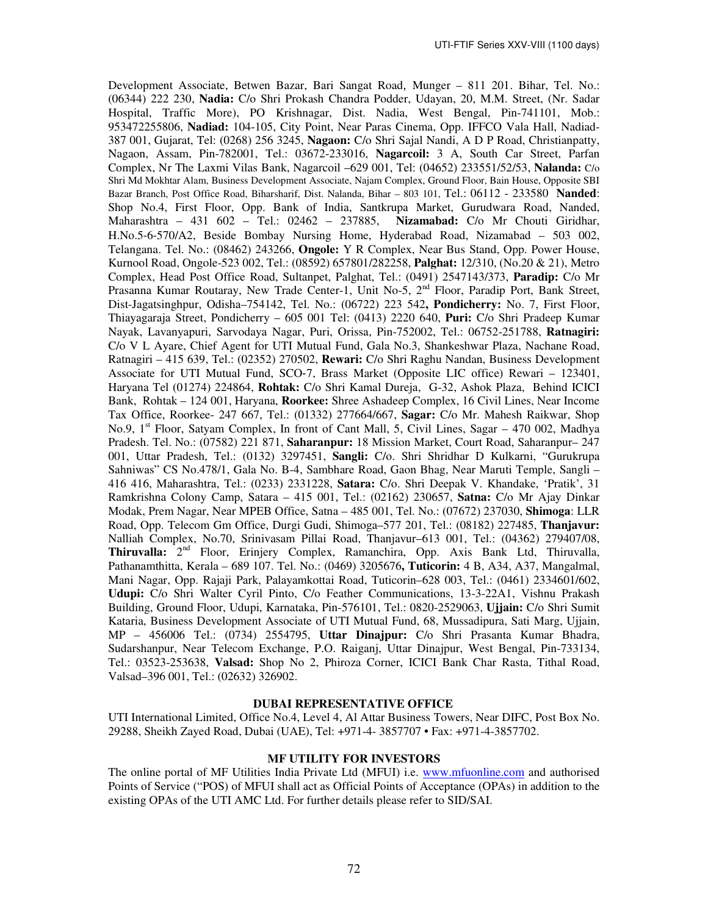Development Associate, Betwen Bazar, Bari Sangat Road, Munger – 811 201. Bihar, Tel. No.: (06344) 222 230, **Nadia:** C/o Shri Prokash Chandra Podder, Udayan, 20, M.M. Street, (Nr. Sadar Hospital, Traffic More), PO Krishnagar, Dist. Nadia, West Bengal, Pin-741101, Mob.: 953472255806, **Nadiad:** 104-105, City Point, Near Paras Cinema, Opp. IFFCO Vala Hall, Nadiad-387 001, Gujarat, Tel: (0268) 256 3245, **Nagaon:** C/o Shri Sajal Nandi, A D P Road, Christianpatty, Nagaon, Assam, Pin-782001, Tel.: 03672-233016, **Nagarcoil:** 3 A, South Car Street, Parfan Complex, Nr The Laxmi Vilas Bank, Nagarcoil –629 001, Tel: (04652) 233551/52/53, **Nalanda:** C/o Shri Md Mokhtar Alam, Business Development Associate, Najam Complex, Ground Floor, Bain House, Opposite SBI Bazar Branch, Post Office Road, Biharsharif, Dist. Nalanda, Bihar – 803 101, Tel.: 06112 - 233580 **Nanded**: Shop No.4, First Floor, Opp. Bank of India, Santkrupa Market, Gurudwara Road, Nanded, Maharashtra – 431 602 – Tel.: 02462 – 237885, **Nizamabad:** C/o Mr Chouti Giridhar, H.No.5-6-570/A2, Beside Bombay Nursing Home, Hyderabad Road, Nizamabad – 503 002, Telangana. Tel. No.: (08462) 243266, **Ongole:** Y R Complex, Near Bus Stand, Opp. Power House, Kurnool Road, Ongole-523 002, Tel.: (08592) 657801/282258, **Palghat:** 12/310, (No.20 & 21), Metro Complex, Head Post Office Road, Sultanpet, Palghat, Tel.: (0491) 2547143/373, **Paradip:** C/o Mr Prasanna Kumar Routaray, New Trade Center-1, Unit No-5, 2nd Floor, Paradip Port, Bank Street, Dist-Jagatsinghpur, Odisha–754142, Tel. No.: (06722) 223 542**, Pondicherry:** No. 7, First Floor, Thiayagaraja Street, Pondicherry – 605 001 Tel: (0413) 2220 640, **Puri:** C/o Shri Pradeep Kumar Nayak, Lavanyapuri, Sarvodaya Nagar, Puri, Orissa, Pin-752002, Tel.: 06752-251788, **Ratnagiri:** C/o V L Ayare, Chief Agent for UTI Mutual Fund, Gala No.3, Shankeshwar Plaza, Nachane Road, Ratnagiri – 415 639, Tel.: (02352) 270502, **Rewari:** C/o Shri Raghu Nandan, Business Development Associate for UTI Mutual Fund, SCO-7, Brass Market (Opposite LIC office) Rewari – 123401, Haryana Tel (01274) 224864, **Rohtak:** C/o Shri Kamal Dureja, G-32, Ashok Plaza, Behind ICICI Bank, Rohtak – 124 001, Haryana, **Roorkee:** Shree Ashadeep Complex, 16 Civil Lines, Near Income Tax Office, Roorkee- 247 667, Tel.: (01332) 277664/667, **Sagar:** C/o Mr. Mahesh Raikwar, Shop No.9, 1st Floor, Satyam Complex, In front of Cant Mall, 5, Civil Lines, Sagar – 470 002, Madhya Pradesh. Tel. No.: (07582) 221 871, **Saharanpur:** 18 Mission Market, Court Road, Saharanpur– 247 001, Uttar Pradesh, Tel.: (0132) 3297451, **Sangli:** C/o. Shri Shridhar D Kulkarni, "Gurukrupa Sahniwas" CS No.478/1, Gala No. B-4, Sambhare Road, Gaon Bhag, Near Maruti Temple, Sangli – 416 416, Maharashtra, Tel.: (0233) 2331228, **Satara:** C/o. Shri Deepak V. Khandake, 'Pratik', 31 Ramkrishna Colony Camp, Satara – 415 001, Tel.: (02162) 230657, **Satna:** C/o Mr Ajay Dinkar Modak, Prem Nagar, Near MPEB Office, Satna – 485 001, Tel. No.: (07672) 237030, **Shimoga**: LLR Road, Opp. Telecom Gm Office, Durgi Gudi, Shimoga–577 201, Tel.: (08182) 227485, **Thanjavur:** Nalliah Complex, No.70, Srinivasam Pillai Road, Thanjavur–613 001, Tel.: (04362) 279407/08, **Thiruvalla:** 2nd Floor, Erinjery Complex, Ramanchira, Opp. Axis Bank Ltd, Thiruvalla, Pathanamthitta, Kerala – 689 107. Tel. No.: (0469) 3205676**, Tuticorin:** 4 B, A34, A37, Mangalmal, Mani Nagar, Opp. Rajaji Park, Palayamkottai Road, Tuticorin–628 003, Tel.: (0461) 2334601/602, **Udupi:** C/o Shri Walter Cyril Pinto, C/o Feather Communications, 13-3-22A1, Vishnu Prakash Building, Ground Floor, Udupi, Karnataka, Pin-576101, Tel.: 0820-2529063, **Ujjain:** C/o Shri Sumit Kataria, Business Development Associate of UTI Mutual Fund, 68, Mussadipura, Sati Marg, Ujjain, MP – 456006 Tel.: (0734) 2554795, **Uttar Dinajpur:** C/o Shri Prasanta Kumar Bhadra, Sudarshanpur, Near Telecom Exchange, P.O. Raiganj, Uttar Dinajpur, West Bengal, Pin-733134, Tel.: 03523-253638, **Valsad:** Shop No 2, Phiroza Corner, ICICI Bank Char Rasta, Tithal Road, Valsad–396 001, Tel.: (02632) 326902.

**DUBAI REPRESENTATIVE OFFICE**

UTI International Limited, Office No.4, Level 4, Al Attar Business Towers, Near DIFC, Post Box No. 29288, Sheikh Zayed Road, Dubai (UAE), Tel: +971-4- 3857707 • Fax: +971-4-3857702.

**MF UTILITY FOR INVESTORS**

The online portal of MF Utilities India Private Ltd (MFUI) i.e. www.mfuonline.com and authorised Points of Service ("POS) of MFUI shall act as Official Points of Acceptance (OPAs) in addition to the existing OPAs of the UTI AMC Ltd. For further details please refer to SID/SAI.